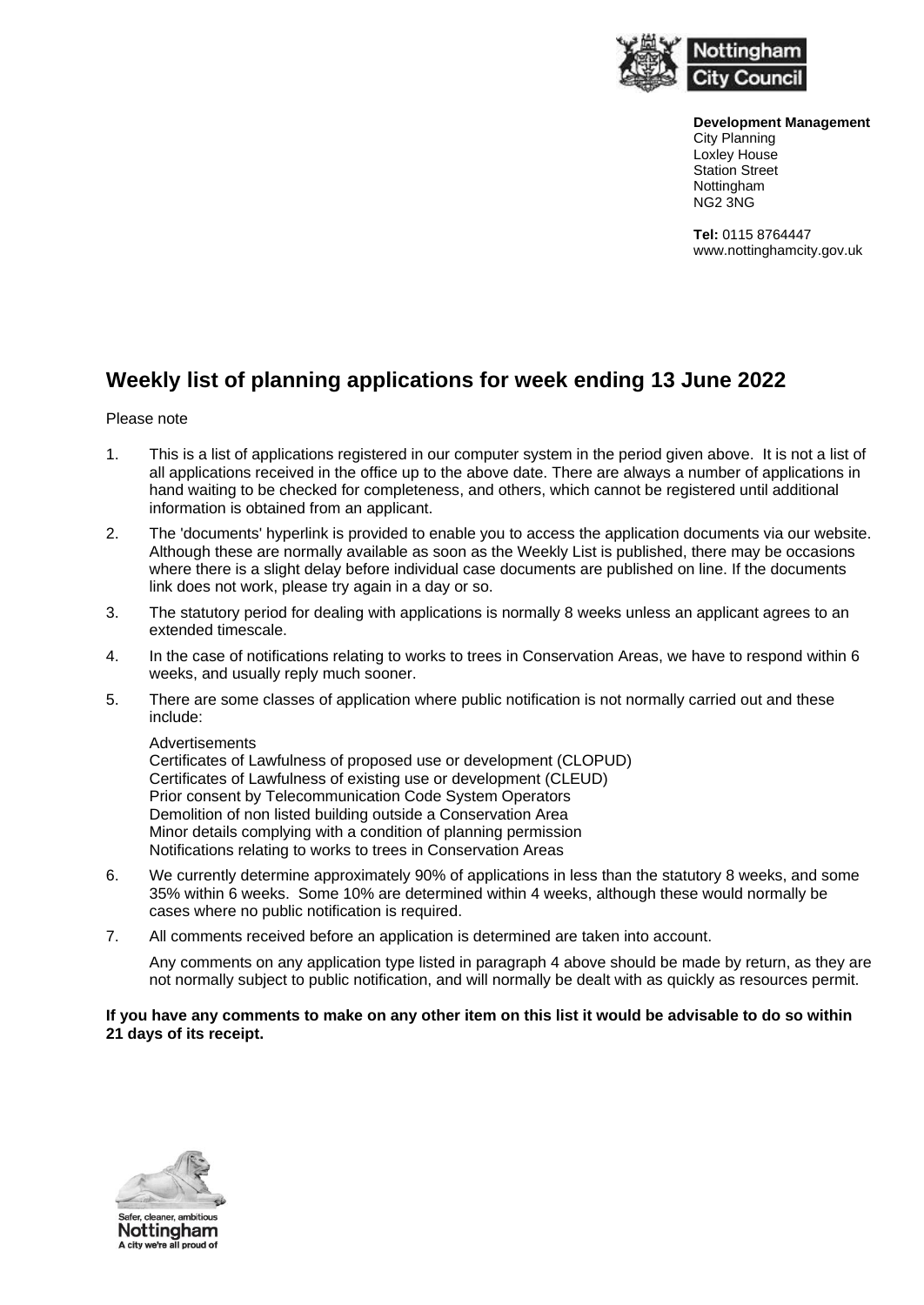**Development Management**
City Planning
Loxley House
Station Street
Nottingham
NG2 3NG

**Tel:** 0115 8764447
www.nottinghamcity.gov.uk

# Weekly list of planning applications for week ending 13 June 2022

Please note

1. This is a list of applications registered in our computer system in the period given above. It is not a list of all applications received in the office up to the above date. There are always a number of applications in hand waiting to be checked for completeness, and others, which cannot be registered until additional information is obtained from an applicant.
2. The 'documents' hyperlink is provided to enable you to access the application documents via our website. Although these are normally available as soon as the Weekly List is published, there may be occasions where there is a slight delay before individual case documents are published on line. If the documents link does not work, please try again in a day or so.
3. The statutory period for dealing with applications is normally 8 weeks unless an applicant agrees to an extended timescale.
4. In the case of notifications relating to works to trees in Conservation Areas, we have to respond within 6 weeks, and usually reply much sooner.
5. There are some classes of application where public notification is not normally carried out and these include:

   Advertisements
   Certificates of Lawfulness of proposed use or development (CLOPUD)
   Certificates of Lawfulness of existing use or development (CLEUD)
   Prior consent by Telecommunication Code System Operators
   Demolition of non listed building outside a Conservation Area
   Minor details complying with a condition of planning permission
   Notifications relating to works to trees in Conservation Areas
6. We currently determine approximately 90% of applications in less than the statutory 8 weeks, and some 35% within 6 weeks. Some 10% are determined within 4 weeks, although these would normally be cases where no public notification is required.
7. All comments received before an application is determined are taken into account.

   Any comments on any application type listed in paragraph 4 above should be made by return, as they are not normally subject to public notification, and will normally be dealt with as quickly as resources permit.

**If you have any comments to make on any other item on this list it would be advisable to do so within 21 days of its receipt.**

Safer, cleaner, ambitious
**Nottingham**
A city we're all proud of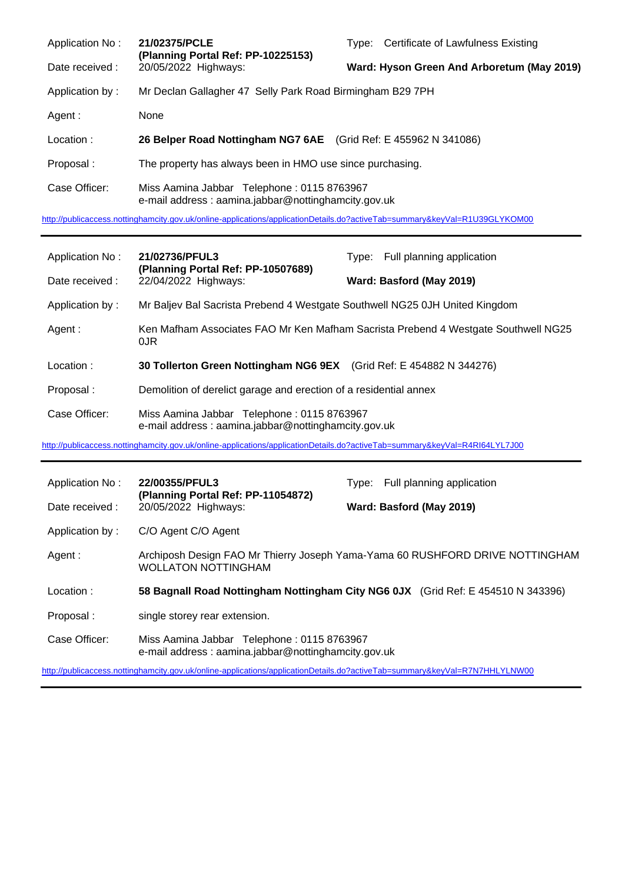| | | | |
|---|---|---|---|
| Application No : | **21/02375/PCLE** **(Planning Portal Ref: PP-10225153)** | Type: | Certificate of Lawfulness Existing |
| Date received : | 20/05/2022 Highways: | **Ward: Hyson Green And Arboretum (May 2019)** | |
| Application by : | Mr Declan Gallagher 47 Selly Park Road Birmingham B29 7PH | | |
| Agent : | None | | |
| Location : | **26 Belper Road Nottingham NG7 6AE** (Grid Ref: E 455962 N 341086) | | |
| Proposal : | The property has always been in HMO use since purchasing. | | |
| Case Officer: | Miss Aamina Jabbar Telephone : 0115 8763967 e-mail address : aamina.jabbar@nottinghamcity.gov.uk | | |

http://publicaccess.nottinghamcity.gov.uk/online-applications/applicationDetails.do?activeTab=summary&keyVal=R1U39GLYKOM00

---

| | | | |
|---|---|---|---|
| Application No : | **21/02736/PFUL3** **(Planning Portal Ref: PP-10507689)** | Type: | Full planning application |
| Date received : | 22/04/2022 Highways: | **Ward: Basford (May 2019)** | |
| Application by : | Mr Baljev Bal Sacrista Prebend 4 Westgate Southwell NG25 0JH United Kingdom | | |
| Agent : | Ken Mafham Associates FAO Mr Ken Mafham Sacrista Prebend 4 Westgate Southwell NG25 0JR | | |
| Location : | **30 Tollerton Green Nottingham NG6 9EX** (Grid Ref: E 454882 N 344276) | | |
| Proposal : | Demolition of derelict garage and erection of a residential annex | | |
| Case Officer: | Miss Aamina Jabbar Telephone : 0115 8763967 e-mail address : aamina.jabbar@nottinghamcity.gov.uk | | |

http://publicaccess.nottinghamcity.gov.uk/online-applications/applicationDetails.do?activeTab=summary&keyVal=R4RI64LYL7J00

---

| | | | |
|---|---|---|---|
| Application No : | **22/00355/PFUL3** **(Planning Portal Ref: PP-11054872)** | Type: | Full planning application |
| Date received : | 20/05/2022 Highways: | **Ward: Basford (May 2019)** | |
| Application by : | C/O Agent C/O Agent | | |
| Agent : | Archiposh Design FAO Mr Thierry Joseph Yama-Yama 60 RUSHFORD DRIVE NOTTINGHAM WOLLATON NOTTINGHAM | | |
| Location : | **58 Bagnall Road Nottingham Nottingham City NG6 0JX** (Grid Ref: E 454510 N 343396) | | |
| Proposal : | single storey rear extension. | | |
| Case Officer: | Miss Aamina Jabbar Telephone : 0115 8763967 e-mail address : aamina.jabbar@nottinghamcity.gov.uk | | |

http://publicaccess.nottinghamcity.gov.uk/online-applications/applicationDetails.do?activeTab=summary&keyVal=R7N7HHLYLNW00

---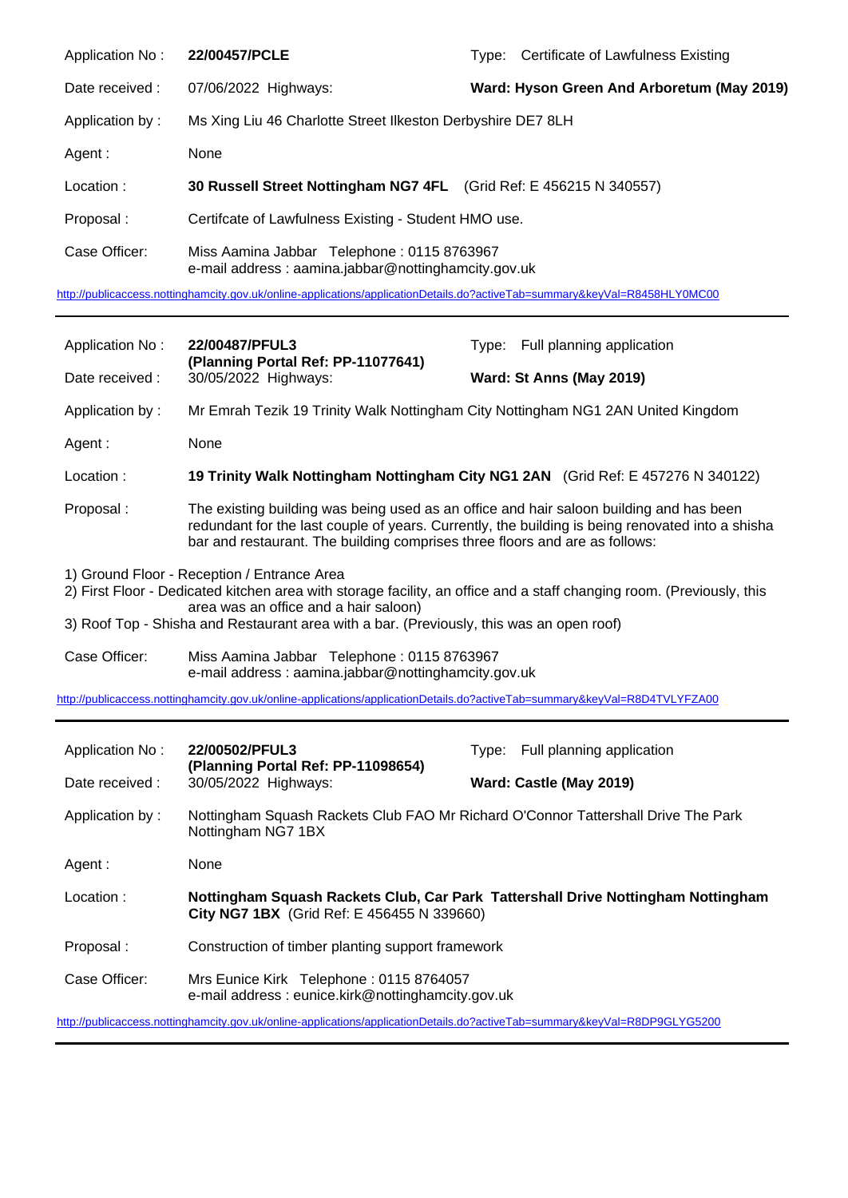| | | | |
|---|---|---|---|
| Application No : | **22/00457/PCLE** | Type: | Certificate of Lawfulness Existing |
| Date received : | 07/06/2022 Highways: | | **Ward: Hyson Green And Arboretum (May 2019)** |
| Application by : | Ms Xing Liu 46 Charlotte Street Ilkeston Derbyshire DE7 8LH | | |
| Agent : | None | | |
| Location : | **30 Russell Street Nottingham NG7 4FL** (Grid Ref: E 456215 N 340557) | | |
| Proposal : | Certifcate of Lawfulness Existing - Student HMO use. | | |
| Case Officer: | Miss Aamina Jabbar Telephone : 0115 8763967<br>e-mail address : aamina.jabbar@nottinghamcity.gov.uk | | |

http://publicaccess.nottinghamcity.gov.uk/online-applications/applicationDetails.do?activeTab=summary&keyVal=R8458HLY0MC00

---

| | | | |
|---|---|---|---|
| Application No : | **22/00487/PFUL3**<br>**(Planning Portal Ref: PP-11077641)** | Type: | Full planning application |
| Date received : | 30/05/2022 Highways: | | **Ward: St Anns (May 2019)** |
| Application by : | Mr Emrah Tezik 19 Trinity Walk Nottingham City Nottingham NG1 2AN United Kingdom | | |
| Agent : | None | | |
| Location : | **19 Trinity Walk Nottingham Nottingham City NG1 2AN** (Grid Ref: E 457276 N 340122) | | |
| Proposal : | The existing building was being used as an office and hair saloon building and has been redundant for the last couple of years. Currently, the building is being renovated into a shisha bar and restaurant. The building comprises three floors and are as follows: | | |

1) Ground Floor - Reception / Entrance Area
2) First Floor - Dedicated kitchen area with storage facility, an office and a staff changing room. (Previously, this area was an office and a hair saloon)
3) Roof Top - Shisha and Restaurant area with a bar. (Previously, this was an open roof)

| | |
|---|---|
| Case Officer: | Miss Aamina Jabbar Telephone : 0115 8763967<br>e-mail address : aamina.jabbar@nottinghamcity.gov.uk |

http://publicaccess.nottinghamcity.gov.uk/online-applications/applicationDetails.do?activeTab=summary&keyVal=R8D4TVLYFZA00

---

| | | | |
|---|---|---|---|
| Application No : | **22/00502/PFUL3**<br>**(Planning Portal Ref: PP-11098654)** | Type: | Full planning application |
| Date received : | 30/05/2022 Highways: | | **Ward: Castle (May 2019)** |
| Application by : | Nottingham Squash Rackets Club FAO Mr Richard O'Connor Tattershall Drive The Park Nottingham NG7 1BX | | |
| Agent : | None | | |
| Location : | **Nottingham Squash Rackets Club, Car Park Tattershall Drive Nottingham Nottingham City NG7 1BX** (Grid Ref: E 456455 N 339660) | | |
| Proposal : | Construction of timber planting support framework | | |
| Case Officer: | Mrs Eunice Kirk Telephone : 0115 8764057<br>e-mail address : eunice.kirk@nottinghamcity.gov.uk | | |

http://publicaccess.nottinghamcity.gov.uk/online-applications/applicationDetails.do?activeTab=summary&keyVal=R8DP9GLYG5200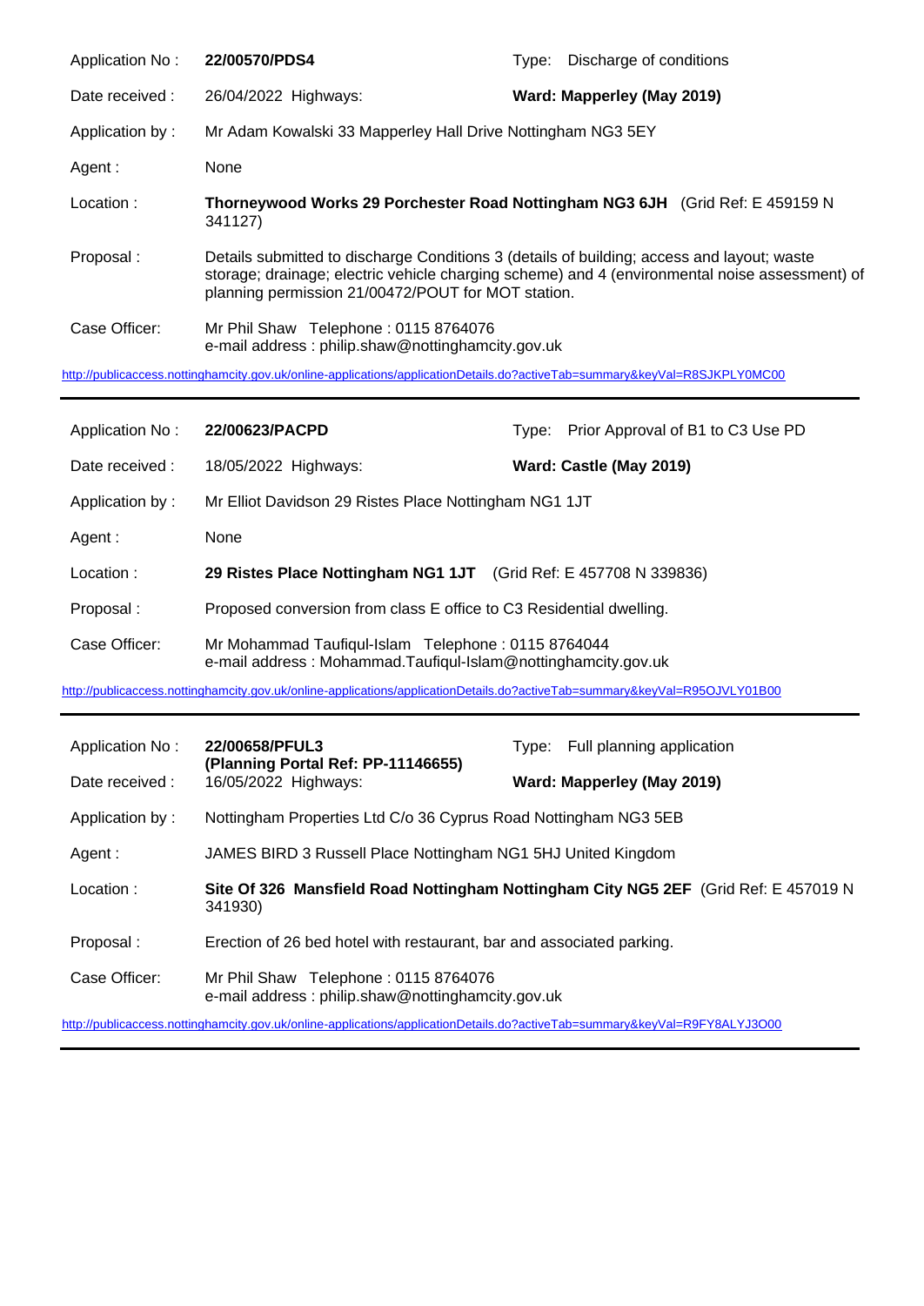| | | | |
|---|---|---|---|
| Application No : | **22/00570/PDS4** | Type: | Discharge of conditions |
| Date received : | 26/04/2022 Highways: | **Ward: Mapperley (May 2019)** | |
| Application by : | Mr Adam Kowalski 33 Mapperley Hall Drive Nottingham NG3 5EY | | |
| Agent : | None | | |
| Location : | **Thorneywood Works 29 Porchester Road Nottingham NG3 6JH** (Grid Ref: E 459159 N 341127) | | |
| Proposal : | Details submitted to discharge Conditions 3 (details of building; access and layout; waste storage; drainage; electric vehicle charging scheme) and 4 (environmental noise assessment) of planning permission 21/00472/POUT for MOT station. | | |
| Case Officer: | Mr Phil Shaw Telephone : 0115 8764076<br>e-mail address : philip.shaw@nottinghamcity.gov.uk | | |

http://publicaccess.nottinghamcity.gov.uk/online-applications/applicationDetails.do?activeTab=summary&keyVal=R8SJKPLY0MC00

---

| | | | |
|---|---|---|---|
| Application No : | **22/00623/PACPD** | Type: | Prior Approval of B1 to C3 Use PD |
| Date received : | 18/05/2022 Highways: | **Ward: Castle (May 2019)** | |
| Application by : | Mr Elliot Davidson 29 Ristes Place Nottingham NG1 1JT | | |
| Agent : | None | | |
| Location : | **29 Ristes Place Nottingham NG1 1JT** (Grid Ref: E 457708 N 339836) | | |
| Proposal : | Proposed conversion from class E office to C3 Residential dwelling. | | |
| Case Officer: | Mr Mohammad Taufiqul-Islam Telephone : 0115 8764044<br>e-mail address : Mohammad.Taufiqul-Islam@nottinghamcity.gov.uk | | |

http://publicaccess.nottinghamcity.gov.uk/online-applications/applicationDetails.do?activeTab=summary&keyVal=R95OJVLY01B00

---

| | | | |
|---|---|---|---|
| Application No : | **22/00658/PFUL3**<br>**(Planning Portal Ref: PP-11146655)** | Type: | Full planning application |
| Date received : | 16/05/2022 Highways: | **Ward: Mapperley (May 2019)** | |
| Application by : | Nottingham Properties Ltd C/o 36 Cyprus Road Nottingham NG3 5EB | | |
| Agent : | JAMES BIRD 3 Russell Place Nottingham NG1 5HJ United Kingdom | | |
| Location : | **Site Of 326 Mansfield Road Nottingham Nottingham City NG5 2EF** (Grid Ref: E 457019 N 341930) | | |
| Proposal : | Erection of 26 bed hotel with restaurant, bar and associated parking. | | |
| Case Officer: | Mr Phil Shaw Telephone : 0115 8764076<br>e-mail address : philip.shaw@nottinghamcity.gov.uk | | |

http://publicaccess.nottinghamcity.gov.uk/online-applications/applicationDetails.do?activeTab=summary&keyVal=R9FY8ALYJ3O00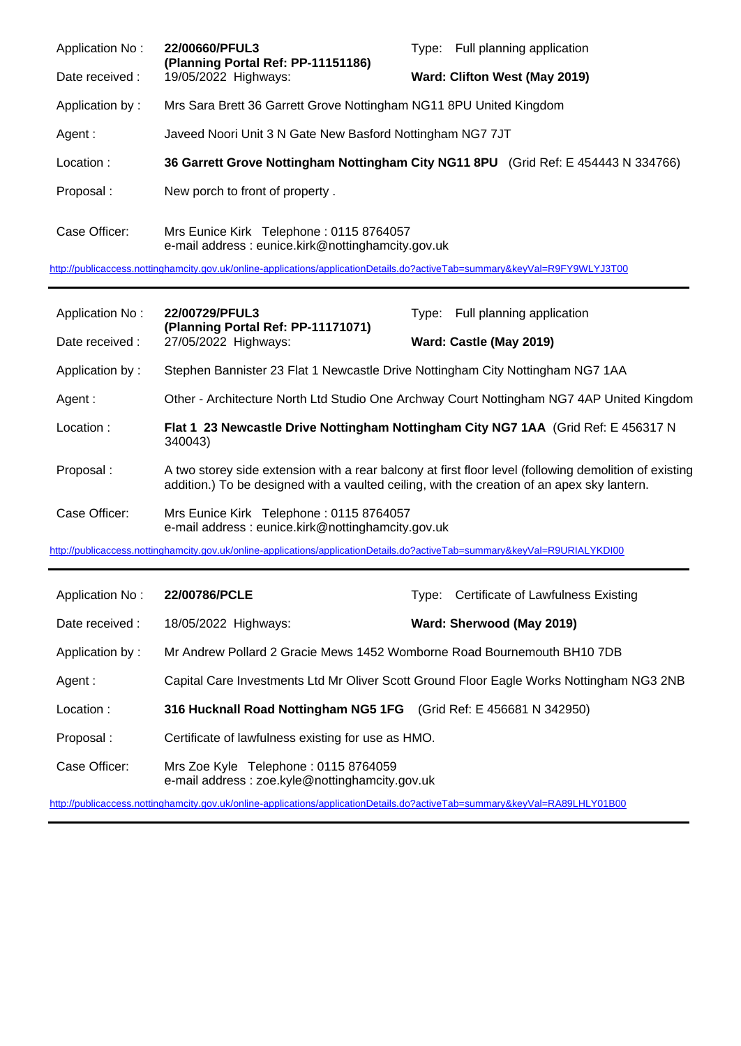| | | | |
|---|---|---|---|
| Application No : | **22/00660/PFUL3** **(Planning Portal Ref: PP-11151186)** | Type: | Full planning application |
| Date received : | 19/05/2022 Highways: | **Ward: Clifton West (May 2019)** | |
| Application by : | Mrs Sara Brett 36 Garrett Grove Nottingham NG11 8PU United Kingdom | | |
| Agent : | Javeed Noori Unit 3 N Gate New Basford Nottingham NG7 7JT | | |
| Location : | **36 Garrett Grove Nottingham Nottingham City NG11 8PU** (Grid Ref: E 454443 N 334766) | | |
| Proposal : | New porch to front of property . | | |
| Case Officer: | Mrs Eunice Kirk Telephone : 0115 8764057 e-mail address : eunice.kirk@nottinghamcity.gov.uk | | |

http://publicaccess.nottinghamcity.gov.uk/online-applications/applicationDetails.do?activeTab=summary&keyVal=R9FY9WLYJ3T00

---

| | | | |
|---|---|---|---|
| Application No : | **22/00729/PFUL3** **(Planning Portal Ref: PP-11171071)** | Type: | Full planning application |
| Date received : | 27/05/2022 Highways: | **Ward: Castle (May 2019)** | |
| Application by : | Stephen Bannister 23 Flat 1 Newcastle Drive Nottingham City Nottingham NG7 1AA | | |
| Agent : | Other - Architecture North Ltd Studio One Archway Court Nottingham NG7 4AP United Kingdom | | |
| Location : | **Flat 1 23 Newcastle Drive Nottingham Nottingham City NG7 1AA** (Grid Ref: E 456317 N 340043) | | |
| Proposal : | A two storey side extension with a rear balcony at first floor level (following demolition of existing addition.) To be designed with a vaulted ceiling, with the creation of an apex sky lantern. | | |
| Case Officer: | Mrs Eunice Kirk Telephone : 0115 8764057 e-mail address : eunice.kirk@nottinghamcity.gov.uk | | |

http://publicaccess.nottinghamcity.gov.uk/online-applications/applicationDetails.do?activeTab=summary&keyVal=R9URIALYKDI00

---

| | | | |
|---|---|---|---|
| Application No : | **22/00786/PCLE** | Type: | Certificate of Lawfulness Existing |
| Date received : | 18/05/2022 Highways: | **Ward: Sherwood (May 2019)** | |
| Application by : | Mr Andrew Pollard 2 Gracie Mews 1452 Womborne Road Bournemouth BH10 7DB | | |
| Agent : | Capital Care Investments Ltd Mr Oliver Scott Ground Floor Eagle Works Nottingham NG3 2NB | | |
| Location : | **316 Hucknall Road Nottingham NG5 1FG** (Grid Ref: E 456681 N 342950) | | |
| Proposal : | Certificate of lawfulness existing for use as HMO. | | |
| Case Officer: | Mrs Zoe Kyle Telephone : 0115 8764059 e-mail address : zoe.kyle@nottinghamcity.gov.uk | | |

http://publicaccess.nottinghamcity.gov.uk/online-applications/applicationDetails.do?activeTab=summary&keyVal=RA89LHLY01B00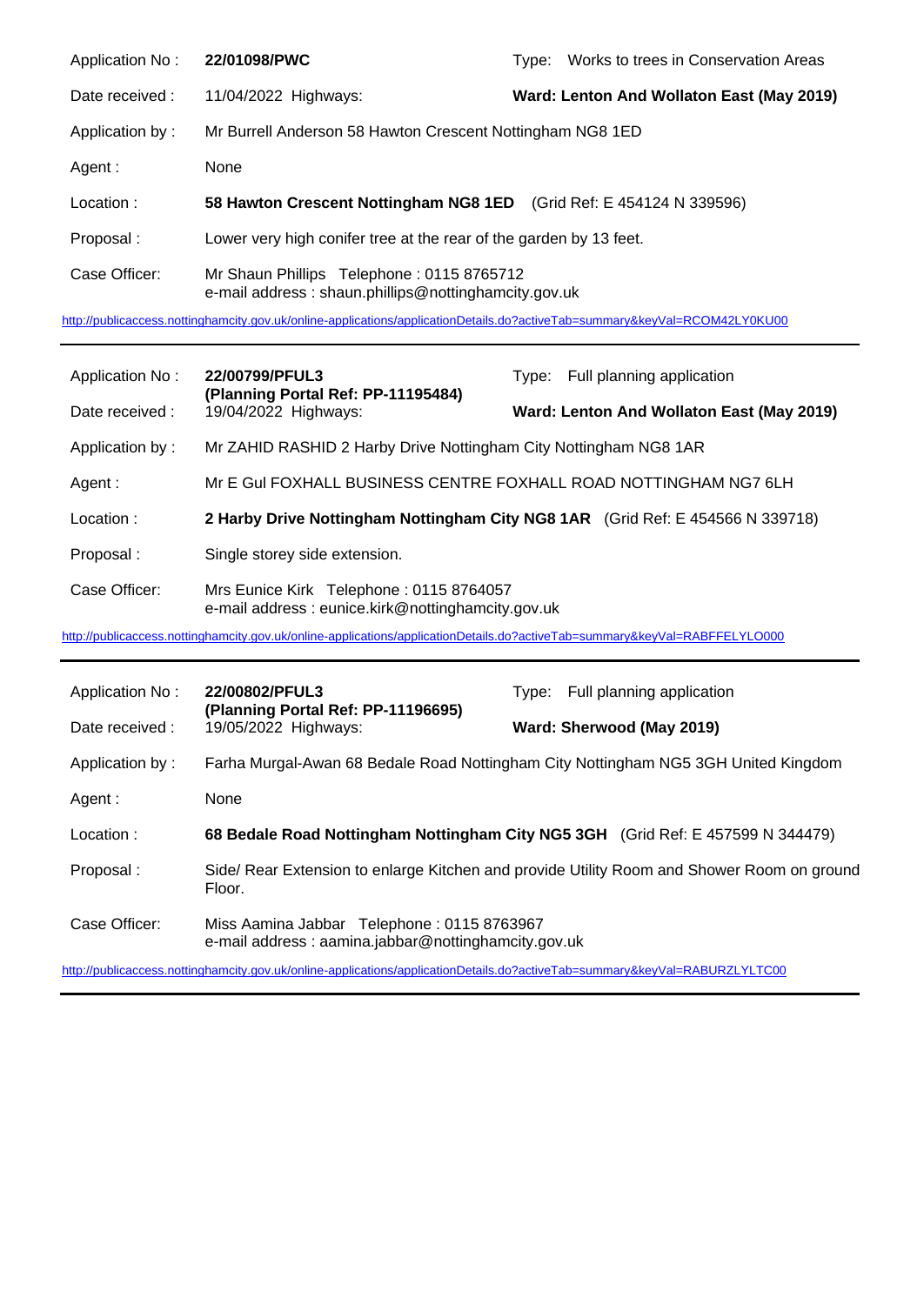| | | | |
|---|---|---|---|
| Application No : | **22/01098/PWC** | Type: | Works to trees in Conservation Areas |
| Date received : | 11/04/2022 Highways: | | **Ward: Lenton And Wollaton East (May 2019)** |
| Application by : | Mr Burrell Anderson 58 Hawton Crescent Nottingham NG8 1ED | | |
| Agent : | None | | |
| Location : | **58 Hawton Crescent Nottingham NG8 1ED** (Grid Ref: E 454124 N 339596) | | |
| Proposal : | Lower very high conifer tree at the rear of the garden by 13 feet. | | |
| Case Officer: | Mr Shaun Phillips Telephone : 0115 8765712<br>e-mail address : shaun.phillips@nottinghamcity.gov.uk | | |

http://publicaccess.nottinghamcity.gov.uk/online-applications/applicationDetails.do?activeTab=summary&keyVal=RCOM42LY0KU00

---

| | | | |
|---|---|---|---|
| Application No : | **22/00799/PFUL3**<br>**(Planning Portal Ref: PP-11195484)** | Type: | Full planning application |
| Date received : | 19/04/2022 Highways: | | **Ward: Lenton And Wollaton East (May 2019)** |
| Application by : | Mr ZAHID RASHID 2 Harby Drive Nottingham City Nottingham NG8 1AR | | |
| Agent : | Mr E Gul FOXHALL BUSINESS CENTRE FOXHALL ROAD NOTTINGHAM NG7 6LH | | |
| Location : | **2 Harby Drive Nottingham Nottingham City NG8 1AR** (Grid Ref: E 454566 N 339718) | | |
| Proposal : | Single storey side extension. | | |
| Case Officer: | Mrs Eunice Kirk Telephone : 0115 8764057<br>e-mail address : eunice.kirk@nottinghamcity.gov.uk | | |

http://publicaccess.nottinghamcity.gov.uk/online-applications/applicationDetails.do?activeTab=summary&keyVal=RABFFELYLO000

---

| | | | |
|---|---|---|---|
| Application No : | **22/00802/PFUL3**<br>**(Planning Portal Ref: PP-11196695)** | Type: | Full planning application |
| Date received : | 19/05/2022 Highways: | | **Ward: Sherwood (May 2019)** |
| Application by : | Farha Murgal-Awan 68 Bedale Road Nottingham City Nottingham NG5 3GH United Kingdom | | |
| Agent : | None | | |
| Location : | **68 Bedale Road Nottingham Nottingham City NG5 3GH** (Grid Ref: E 457599 N 344479) | | |
| Proposal : | Side/ Rear Extension to enlarge Kitchen and provide Utility Room and Shower Room on ground Floor. | | |
| Case Officer: | Miss Aamina Jabbar Telephone : 0115 8763967<br>e-mail address : aamina.jabbar@nottinghamcity.gov.uk | | |

http://publicaccess.nottinghamcity.gov.uk/online-applications/applicationDetails.do?activeTab=summary&keyVal=RABURZLYLTC00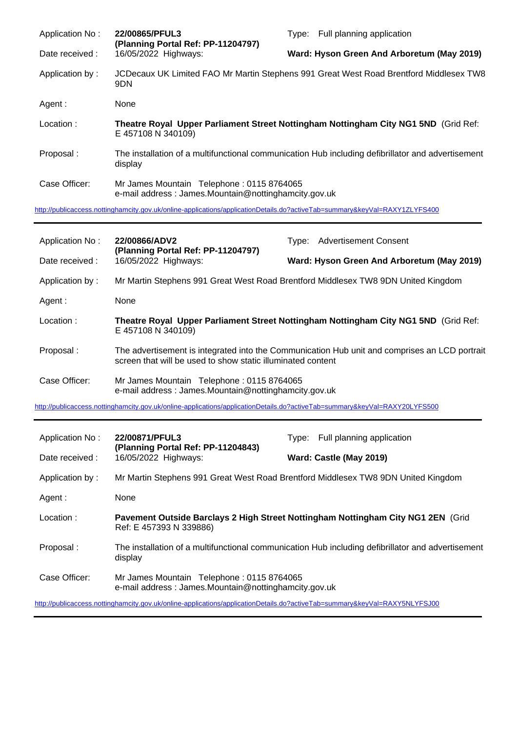| | | | |
|---|---|---|---|
| Application No : | **22/00865/PFUL3** **(Planning Portal Ref: PP-11204797)** | Type: | Full planning application |
| Date received : | 16/05/2022 Highways: | | **Ward: Hyson Green And Arboretum (May 2019)** |
| Application by : | JCDecaux UK Limited FAO Mr Martin Stephens 991 Great West Road Brentford Middlesex TW8 9DN | | |
| Agent : | None | | |
| Location : | **Theatre Royal Upper Parliament Street Nottingham Nottingham City NG1 5ND** (Grid Ref: E 457108 N 340109) | | |
| Proposal : | The installation of a multifunctional communication Hub including defibrillator and advertisement display | | |
| Case Officer: | Mr James Mountain Telephone : 0115 8764065 e-mail address : James.Mountain@nottinghamcity.gov.uk | | |

http://publicaccess.nottinghamcity.gov.uk/online-applications/applicationDetails.do?activeTab=summary&keyVal=RAXY1ZLYFS400

---

| | | | |
|---|---|---|---|
| Application No : | **22/00866/ADV2** **(Planning Portal Ref: PP-11204797)** | Type: | Advertisement Consent |
| Date received : | 16/05/2022 Highways: | | **Ward: Hyson Green And Arboretum (May 2019)** |
| Application by : | Mr Martin Stephens 991 Great West Road Brentford Middlesex TW8 9DN United Kingdom | | |
| Agent : | None | | |
| Location : | **Theatre Royal Upper Parliament Street Nottingham Nottingham City NG1 5ND** (Grid Ref: E 457108 N 340109) | | |
| Proposal : | The advertisement is integrated into the Communication Hub unit and comprises an LCD portrait screen that will be used to show static illuminated content | | |
| Case Officer: | Mr James Mountain Telephone : 0115 8764065 e-mail address : James.Mountain@nottinghamcity.gov.uk | | |

http://publicaccess.nottinghamcity.gov.uk/online-applications/applicationDetails.do?activeTab=summary&keyVal=RAXY20LYFS500

---

| | | | |
|---|---|---|---|
| Application No : | **22/00871/PFUL3** **(Planning Portal Ref: PP-11204843)** | Type: | Full planning application |
| Date received : | 16/05/2022 Highways: | | **Ward: Castle (May 2019)** |
| Application by : | Mr Martin Stephens 991 Great West Road Brentford Middlesex TW8 9DN United Kingdom | | |
| Agent : | None | | |
| Location : | **Pavement Outside Barclays 2 High Street Nottingham Nottingham City NG1 2EN** (Grid Ref: E 457393 N 339886) | | |
| Proposal : | The installation of a multifunctional communication Hub including defibrillator and advertisement display | | |
| Case Officer: | Mr James Mountain Telephone : 0115 8764065 e-mail address : James.Mountain@nottinghamcity.gov.uk | | |

http://publicaccess.nottinghamcity.gov.uk/online-applications/applicationDetails.do?activeTab=summary&keyVal=RAXY5NLYFSJ00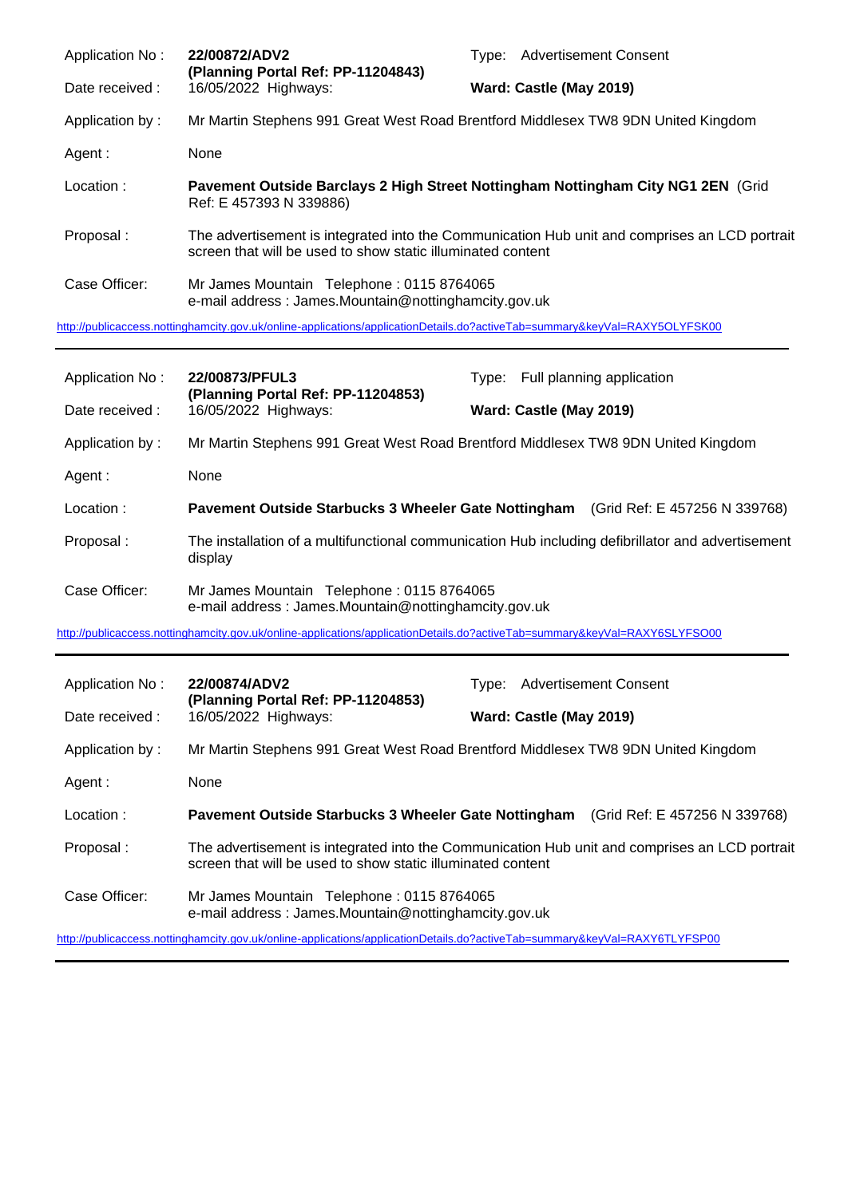| | | | |
|---|---|---|---|
| Application No : | **22/00872/ADV2** **(Planning Portal Ref: PP-11204843)** | Type: | Advertisement Consent |
| Date received : | 16/05/2022 Highways: | **Ward: Castle (May 2019)** | |
| Application by : | Mr Martin Stephens 991 Great West Road Brentford Middlesex TW8 9DN United Kingdom | | |
| Agent : | None | | |
| Location : | **Pavement Outside Barclays 2 High Street Nottingham Nottingham City NG1 2EN** (Grid Ref: E 457393 N 339886) | | |
| Proposal : | The advertisement is integrated into the Communication Hub unit and comprises an LCD portrait screen that will be used to show static illuminated content | | |
| Case Officer: | Mr James Mountain Telephone : 0115 8764065 e-mail address : James.Mountain@nottinghamcity.gov.uk | | |

http://publicaccess.nottinghamcity.gov.uk/online-applications/applicationDetails.do?activeTab=summary&keyVal=RAXY5OLYFSK00

---

| | | | |
|---|---|---|---|
| Application No : | **22/00873/PFUL3** **(Planning Portal Ref: PP-11204853)** | Type: | Full planning application |
| Date received : | 16/05/2022 Highways: | **Ward: Castle (May 2019)** | |
| Application by : | Mr Martin Stephens 991 Great West Road Brentford Middlesex TW8 9DN United Kingdom | | |
| Agent : | None | | |
| Location : | **Pavement Outside Starbucks 3 Wheeler Gate Nottingham** (Grid Ref: E 457256 N 339768) | | |
| Proposal : | The installation of a multifunctional communication Hub including defibrillator and advertisement display | | |
| Case Officer: | Mr James Mountain Telephone : 0115 8764065 e-mail address : James.Mountain@nottinghamcity.gov.uk | | |

http://publicaccess.nottinghamcity.gov.uk/online-applications/applicationDetails.do?activeTab=summary&keyVal=RAXY6SLYFSO00

---

| | | | |
|---|---|---|---|
| Application No : | **22/00874/ADV2** **(Planning Portal Ref: PP-11204853)** | Type: | Advertisement Consent |
| Date received : | 16/05/2022 Highways: | **Ward: Castle (May 2019)** | |
| Application by : | Mr Martin Stephens 991 Great West Road Brentford Middlesex TW8 9DN United Kingdom | | |
| Agent : | None | | |
| Location : | **Pavement Outside Starbucks 3 Wheeler Gate Nottingham** (Grid Ref: E 457256 N 339768) | | |
| Proposal : | The advertisement is integrated into the Communication Hub unit and comprises an LCD portrait screen that will be used to show static illuminated content | | |
| Case Officer: | Mr James Mountain Telephone : 0115 8764065 e-mail address : James.Mountain@nottinghamcity.gov.uk | | |

http://publicaccess.nottinghamcity.gov.uk/online-applications/applicationDetails.do?activeTab=summary&keyVal=RAXY6TLYFSP00

---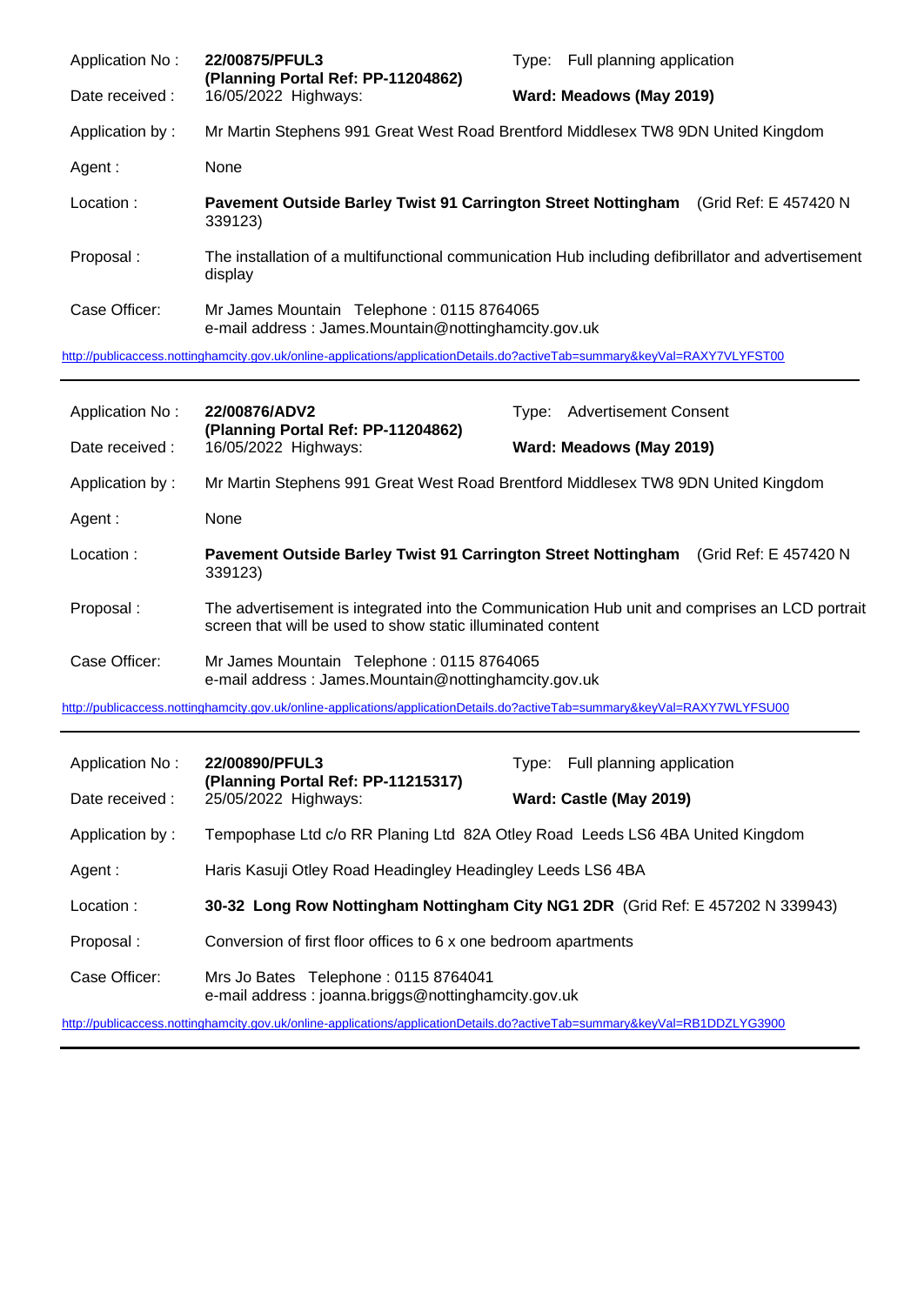| | | | |
|---|---|---|---|
| Application No : | **22/00875/PFUL3** **(Planning Portal Ref: PP-11204862)** | Type: | Full planning application |
| Date received : | 16/05/2022 Highways: | **Ward: Meadows (May 2019)** | |
| Application by : | Mr Martin Stephens 991 Great West Road Brentford Middlesex TW8 9DN United Kingdom | | |
| Agent : | None | | |
| Location : | **Pavement Outside Barley Twist 91 Carrington Street Nottingham** (Grid Ref: E 457420 N 339123) | | |
| Proposal : | The installation of a multifunctional communication Hub including defibrillator and advertisement display | | |
| Case Officer: | Mr James Mountain Telephone : 0115 8764065 e-mail address : James.Mountain@nottinghamcity.gov.uk | | |

http://publicaccess.nottinghamcity.gov.uk/online-applications/applicationDetails.do?activeTab=summary&keyVal=RAXY7VLYFST00

---

| | | | |
|---|---|---|---|
| Application No : | **22/00876/ADV2** **(Planning Portal Ref: PP-11204862)** | Type: | Advertisement Consent |
| Date received : | 16/05/2022 Highways: | **Ward: Meadows (May 2019)** | |
| Application by : | Mr Martin Stephens 991 Great West Road Brentford Middlesex TW8 9DN United Kingdom | | |
| Agent : | None | | |
| Location : | **Pavement Outside Barley Twist 91 Carrington Street Nottingham** (Grid Ref: E 457420 N 339123) | | |
| Proposal : | The advertisement is integrated into the Communication Hub unit and comprises an LCD portrait screen that will be used to show static illuminated content | | |
| Case Officer: | Mr James Mountain Telephone : 0115 8764065 e-mail address : James.Mountain@nottinghamcity.gov.uk | | |

http://publicaccess.nottinghamcity.gov.uk/online-applications/applicationDetails.do?activeTab=summary&keyVal=RAXY7WLYFSU00

---

| | | | |
|---|---|---|---|
| Application No : | **22/00890/PFUL3** **(Planning Portal Ref: PP-11215317)** | Type: | Full planning application |
| Date received : | 25/05/2022 Highways: | **Ward: Castle (May 2019)** | |
| Application by : | Tempophase Ltd c/o RR Planing Ltd 82A Otley Road Leeds LS6 4BA United Kingdom | | |
| Agent : | Haris Kasuji Otley Road Headingley Headingley Leeds LS6 4BA | | |
| Location : | **30-32 Long Row Nottingham Nottingham City NG1 2DR** (Grid Ref: E 457202 N 339943) | | |
| Proposal : | Conversion of first floor offices to 6 x one bedroom apartments | | |
| Case Officer: | Mrs Jo Bates Telephone : 0115 8764041 e-mail address : joanna.briggs@nottinghamcity.gov.uk | | |

http://publicaccess.nottinghamcity.gov.uk/online-applications/applicationDetails.do?activeTab=summary&keyVal=RB1DDZLYG3900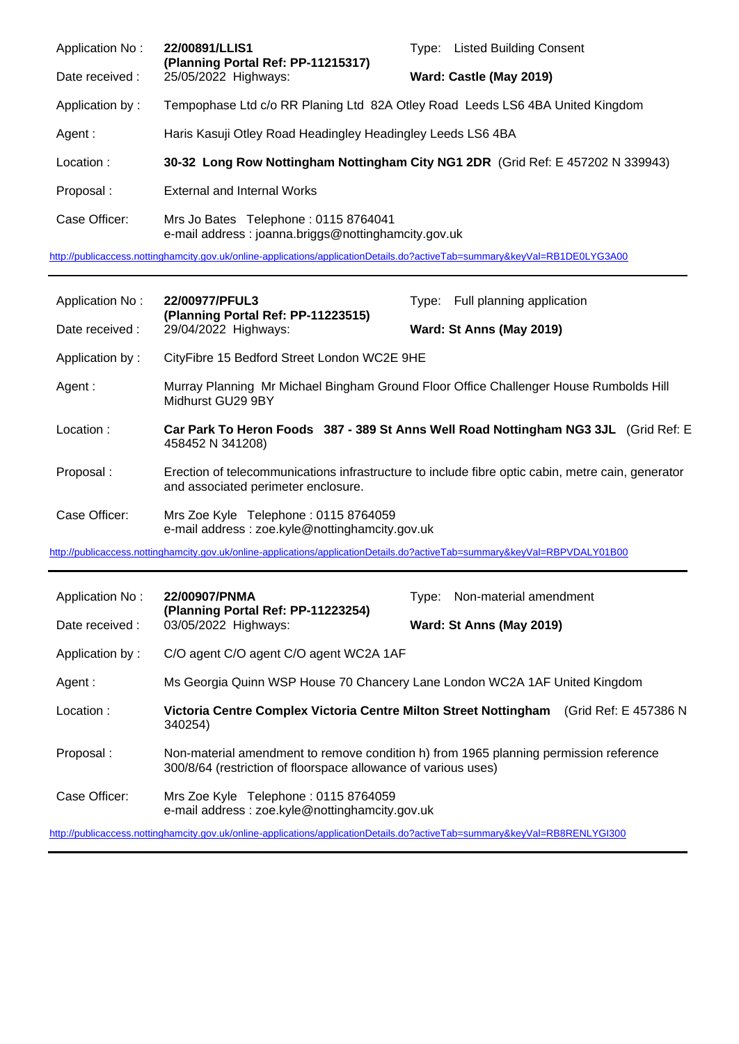| | | | |
|---|---|---|---|
| Application No : | **22/00891/LLIS1 (Planning Portal Ref: PP-11215317)** | Type: | Listed Building Consent |
| Date received : | 25/05/2022 Highways: | | **Ward: Castle (May 2019)** |
| Application by : | Tempophase Ltd c/o RR Planing Ltd 82A Otley Road Leeds LS6 4BA United Kingdom | | |
| Agent : | Haris Kasuji Otley Road Headingley Headingley Leeds LS6 4BA | | |
| Location : | **30-32 Long Row Nottingham Nottingham City NG1 2DR** (Grid Ref: E 457202 N 339943) | | |
| Proposal : | External and Internal Works | | |
| Case Officer: | Mrs Jo Bates Telephone : 0115 8764041 e-mail address : joanna.briggs@nottinghamcity.gov.uk | | |

http://publicaccess.nottinghamcity.gov.uk/online-applications/applicationDetails.do?activeTab=summary&keyVal=RB1DE0LYG3A00

---

| | | | |
|---|---|---|---|
| Application No : | **22/00977/PFUL3 (Planning Portal Ref: PP-11223515)** | Type: | Full planning application |
| Date received : | 29/04/2022 Highways: | | **Ward: St Anns (May 2019)** |
| Application by : | CityFibre 15 Bedford Street London WC2E 9HE | | |
| Agent : | Murray Planning Mr Michael Bingham Ground Floor Office Challenger House Rumbolds Hill Midhurst GU29 9BY | | |
| Location : | **Car Park To Heron Foods 387 - 389 St Anns Well Road Nottingham NG3 3JL** (Grid Ref: E 458452 N 341208) | | |
| Proposal : | Erection of telecommunications infrastructure to include fibre optic cabin, metre cain, generator and associated perimeter enclosure. | | |
| Case Officer: | Mrs Zoe Kyle Telephone : 0115 8764059 e-mail address : zoe.kyle@nottinghamcity.gov.uk | | |

http://publicaccess.nottinghamcity.gov.uk/online-applications/applicationDetails.do?activeTab=summary&keyVal=RBPVDALY01B00

---

| | | | |
|---|---|---|---|
| Application No : | **22/00907/PNMA (Planning Portal Ref: PP-11223254)** | Type: | Non-material amendment |
| Date received : | 03/05/2022 Highways: | | **Ward: St Anns (May 2019)** |
| Application by : | C/O agent C/O agent C/O agent WC2A 1AF | | |
| Agent : | Ms Georgia Quinn WSP House 70 Chancery Lane London WC2A 1AF United Kingdom | | |
| Location : | **Victoria Centre Complex Victoria Centre Milton Street Nottingham** (Grid Ref: E 457386 N 340254) | | |
| Proposal : | Non-material amendment to remove condition h) from 1965 planning permission reference 300/8/64 (restriction of floorspace allowance of various uses) | | |
| Case Officer: | Mrs Zoe Kyle Telephone : 0115 8764059 e-mail address : zoe.kyle@nottinghamcity.gov.uk | | |

http://publicaccess.nottinghamcity.gov.uk/online-applications/applicationDetails.do?activeTab=summary&keyVal=RB8RENLYGI300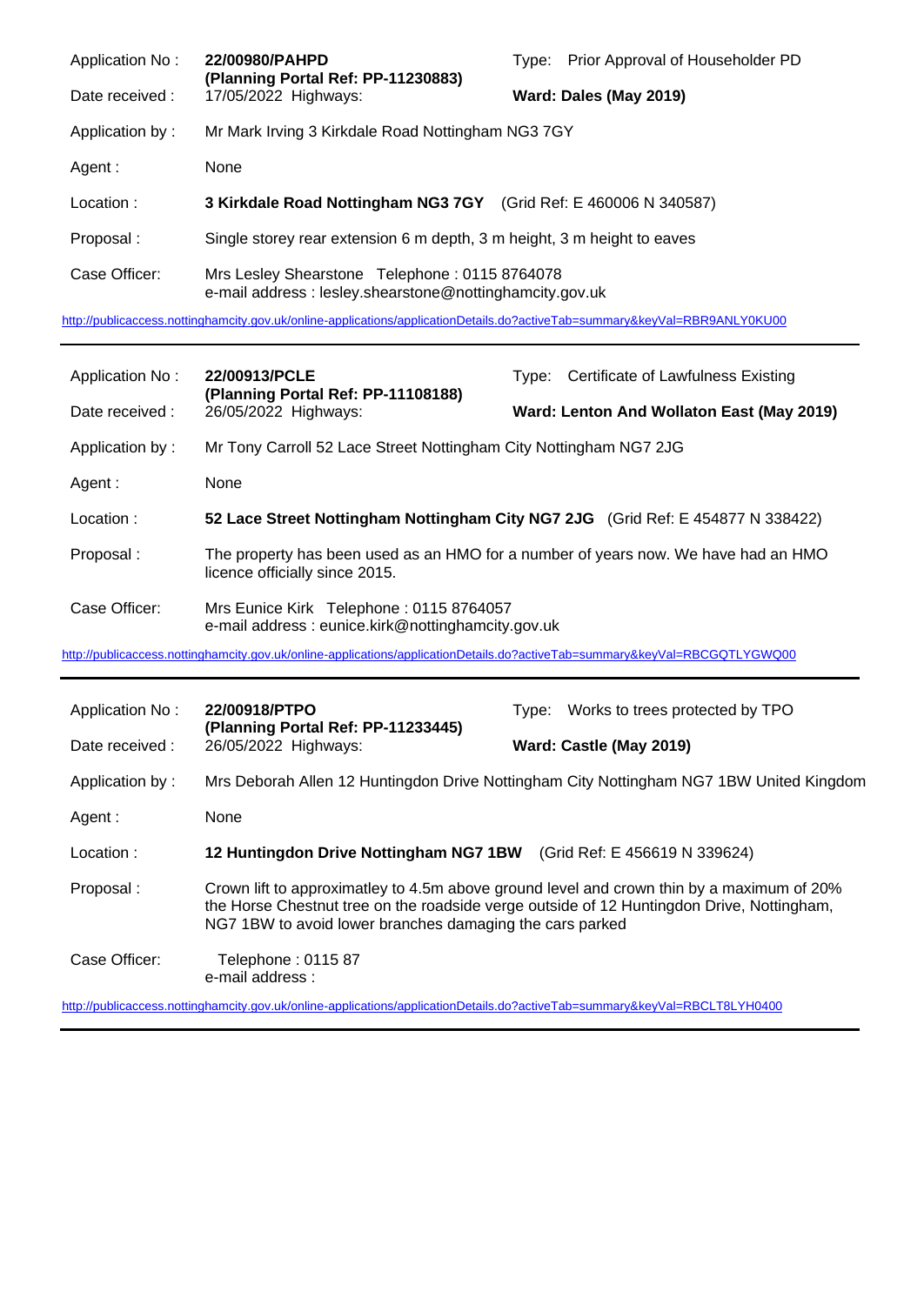| | | | |
|---|---|---|---|
| Application No : | **22/00980/PAHPD** **(Planning Portal Ref: PP-11230883)** | Type: | Prior Approval of Householder PD |
| Date received : | 17/05/2022 Highways: | **Ward: Dales (May 2019)** | |
| Application by : | Mr Mark Irving 3 Kirkdale Road Nottingham NG3 7GY | | |
| Agent : | None | | |
| Location : | **3 Kirkdale Road Nottingham NG3 7GY** (Grid Ref: E 460006 N 340587) | | |
| Proposal : | Single storey rear extension 6 m depth, 3 m height, 3 m height to eaves | | |
| Case Officer: | Mrs Lesley Shearstone Telephone : 0115 8764078 e-mail address : lesley.shearstone@nottinghamcity.gov.uk | | |

http://publicaccess.nottinghamcity.gov.uk/online-applications/applicationDetails.do?activeTab=summary&keyVal=RBR9ANLY0KU00

---

| | | | |
|---|---|---|---|
| Application No : | **22/00913/PCLE** **(Planning Portal Ref: PP-11108188)** | Type: | Certificate of Lawfulness Existing |
| Date received : | 26/05/2022 Highways: | **Ward: Lenton And Wollaton East (May 2019)** | |
| Application by : | Mr Tony Carroll 52 Lace Street Nottingham City Nottingham NG7 2JG | | |
| Agent : | None | | |
| Location : | **52 Lace Street Nottingham Nottingham City NG7 2JG** (Grid Ref: E 454877 N 338422) | | |
| Proposal : | The property has been used as an HMO for a number of years now. We have had an HMO licence officially since 2015. | | |
| Case Officer: | Mrs Eunice Kirk Telephone : 0115 8764057 e-mail address : eunice.kirk@nottinghamcity.gov.uk | | |

http://publicaccess.nottinghamcity.gov.uk/online-applications/applicationDetails.do?activeTab=summary&keyVal=RBCGQTLYGWQ00

---

| | | | |
|---|---|---|---|
| Application No : | **22/00918/PTPO** **(Planning Portal Ref: PP-11233445)** | Type: | Works to trees protected by TPO |
| Date received : | 26/05/2022 Highways: | **Ward: Castle (May 2019)** | |
| Application by : | Mrs Deborah Allen 12 Huntingdon Drive Nottingham City Nottingham NG7 1BW United Kingdom | | |
| Agent : | None | | |
| Location : | **12 Huntingdon Drive Nottingham NG7 1BW** (Grid Ref: E 456619 N 339624) | | |
| Proposal : | Crown lift to approximatley to 4.5m above ground level and crown thin by a maximum of 20% the Horse Chestnut tree on the roadside verge outside of 12 Huntingdon Drive, Nottingham, NG7 1BW to avoid lower branches damaging the cars parked | | |
| Case Officer: | Telephone : 0115 87 e-mail address : | | |

http://publicaccess.nottinghamcity.gov.uk/online-applications/applicationDetails.do?activeTab=summary&keyVal=RBCLT8LYH0400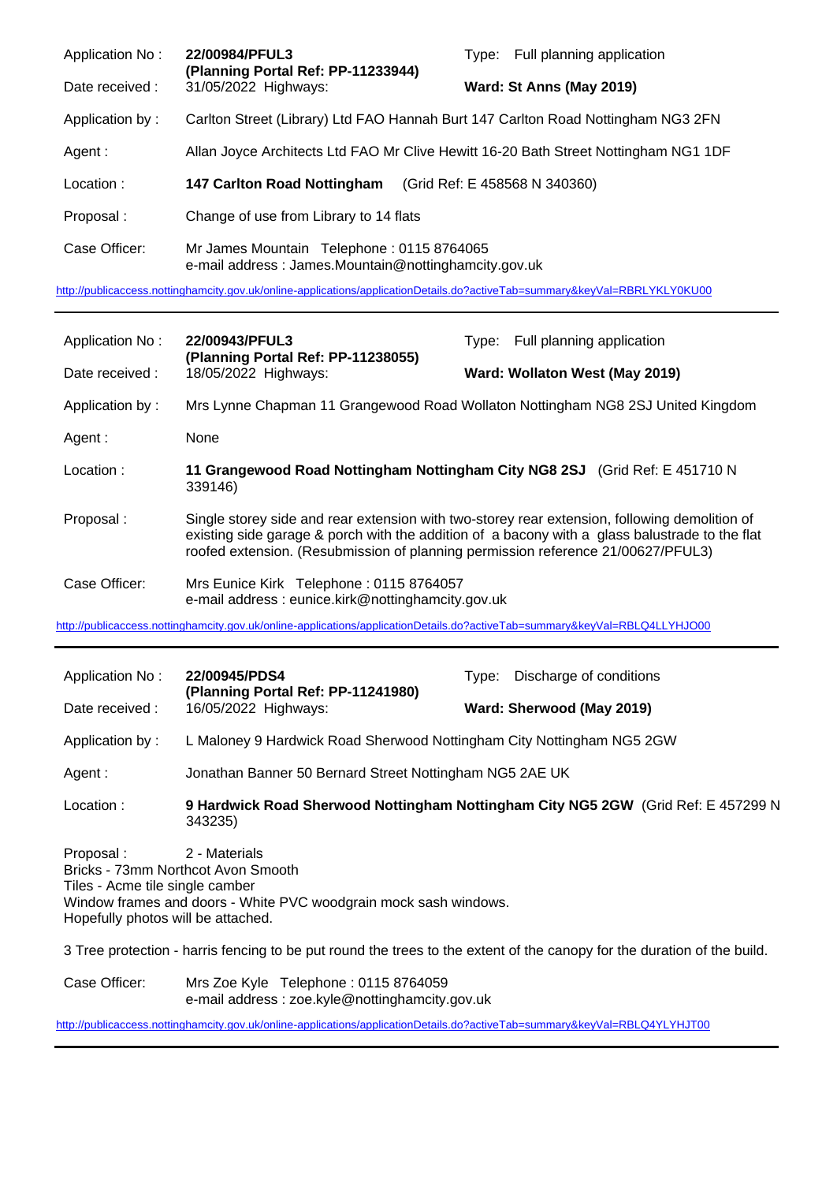| | | | |
|---|---|---|---|
| Application No : | **22/00984/PFUL3** **(Planning Portal Ref: PP-11233944)** | Type: | Full planning application |
| Date received : | 31/05/2022 Highways: | | **Ward: St Anns (May 2019)** |
| Application by : | Carlton Street (Library) Ltd FAO Hannah Burt 147 Carlton Road Nottingham NG3 2FN | | |
| Agent : | Allan Joyce Architects Ltd FAO Mr Clive Hewitt 16-20 Bath Street Nottingham NG1 1DF | | |
| Location : | **147 Carlton Road Nottingham** (Grid Ref: E 458568 N 340360) | | |
| Proposal : | Change of use from Library to 14 flats | | |
| Case Officer: | Mr James Mountain Telephone : 0115 8764065 e-mail address : James.Mountain@nottinghamcity.gov.uk | | |

http://publicaccess.nottinghamcity.gov.uk/online-applications/applicationDetails.do?activeTab=summary&keyVal=RBRLYKLY0KU00

---

| | | | |
|---|---|---|---|
| Application No : | **22/00943/PFUL3** **(Planning Portal Ref: PP-11238055)** | Type: | Full planning application |
| Date received : | 18/05/2022 Highways: | | **Ward: Wollaton West (May 2019)** |
| Application by : | Mrs Lynne Chapman 11 Grangewood Road Wollaton Nottingham NG8 2SJ United Kingdom | | |
| Agent : | None | | |
| Location : | **11 Grangewood Road Nottingham Nottingham City NG8 2SJ** (Grid Ref: E 451710 N 339146) | | |
| Proposal : | Single storey side and rear extension with two-storey rear extension, following demolition of existing side garage & porch with the addition of a bacony with a glass balustrade to the flat roofed extension. (Resubmission of planning permission reference 21/00627/PFUL3) | | |
| Case Officer: | Mrs Eunice Kirk Telephone : 0115 8764057 e-mail address : eunice.kirk@nottinghamcity.gov.uk | | |

http://publicaccess.nottinghamcity.gov.uk/online-applications/applicationDetails.do?activeTab=summary&keyVal=RBLQ4LLYHJO00

---

| | | | |
|---|---|---|---|
| Application No : | **22/00945/PDS4** **(Planning Portal Ref: PP-11241980)** | Type: | Discharge of conditions |
| Date received : | 16/05/2022 Highways: | | **Ward: Sherwood (May 2019)** |
| Application by : | L Maloney 9 Hardwick Road Sherwood Nottingham City Nottingham NG5 2GW | | |
| Agent : | Jonathan Banner 50 Bernard Street Nottingham NG5 2AE UK | | |
| Location : | **9 Hardwick Road Sherwood Nottingham Nottingham City NG5 2GW** (Grid Ref: E 457299 N 343235) | | |

Proposal : 2 - Materials
Bricks - 73mm Northcot Avon Smooth
Tiles - Acme tile single camber
Window frames and doors - White PVC woodgrain mock sash windows.
Hopefully photos will be attached.

3 Tree protection - harris fencing to be put round the trees to the extent of the canopy for the duration of the build.

Case Officer: Mrs Zoe Kyle Telephone : 0115 8764059
e-mail address : zoe.kyle@nottinghamcity.gov.uk

http://publicaccess.nottinghamcity.gov.uk/online-applications/applicationDetails.do?activeTab=summary&keyVal=RBLQ4YLYHJT00

---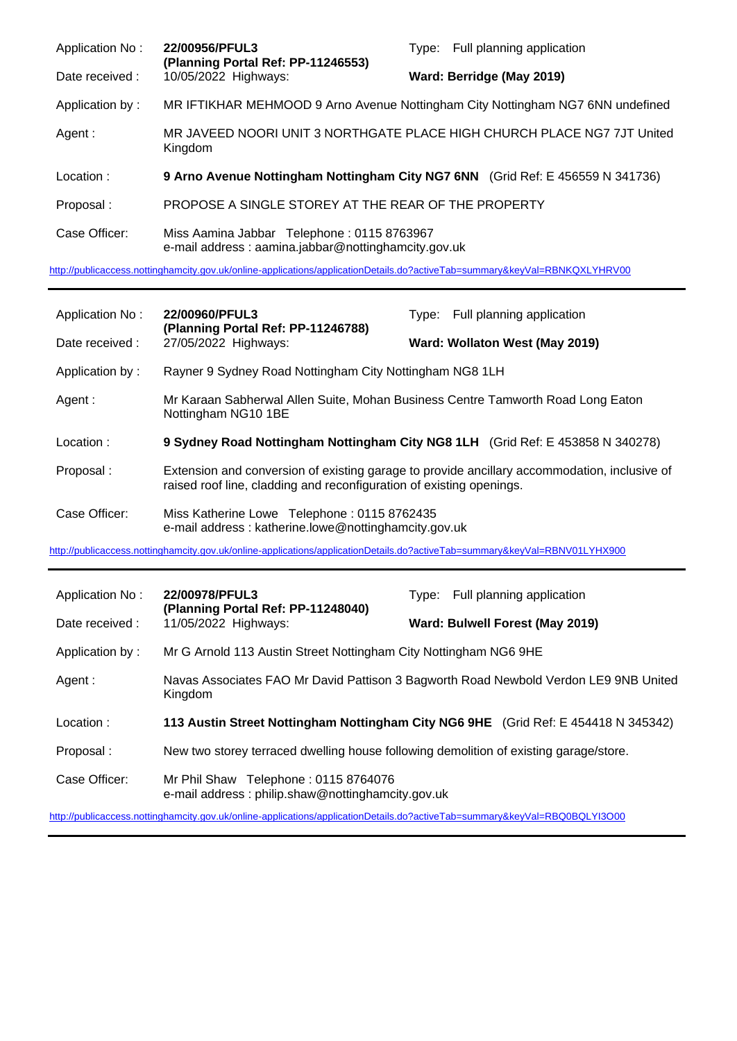| | | | |
|---|---|---|---|
| Application No : | **22/00956/PFUL3** **(Planning Portal Ref: PP-11246553)** | Type: | Full planning application |
| Date received : | 10/05/2022 Highways: | **Ward: Berridge (May 2019)** | |
| Application by : | MR IFTIKHAR MEHMOOD 9 Arno Avenue Nottingham City Nottingham NG7 6NN undefined | | |
| Agent : | MR JAVEED NOORI UNIT 3 NORTHGATE PLACE HIGH CHURCH PLACE NG7 7JT United Kingdom | | |
| Location : | **9 Arno Avenue Nottingham Nottingham City NG7 6NN** (Grid Ref: E 456559 N 341736) | | |
| Proposal : | PROPOSE A SINGLE STOREY AT THE REAR OF THE PROPERTY | | |
| Case Officer: | Miss Aamina Jabbar Telephone : 0115 8763967 e-mail address : aamina.jabbar@nottinghamcity.gov.uk | | |

http://publicaccess.nottinghamcity.gov.uk/online-applications/applicationDetails.do?activeTab=summary&keyVal=RBNKQXLYHRV00

---

| | | | |
|---|---|---|---|
| Application No : | **22/00960/PFUL3** **(Planning Portal Ref: PP-11246788)** | Type: | Full planning application |
| Date received : | 27/05/2022 Highways: | **Ward: Wollaton West (May 2019)** | |
| Application by : | Rayner 9 Sydney Road Nottingham City Nottingham NG8 1LH | | |
| Agent : | Mr Karaan Sabherwal Allen Suite, Mohan Business Centre Tamworth Road Long Eaton Nottingham NG10 1BE | | |
| Location : | **9 Sydney Road Nottingham Nottingham City NG8 1LH** (Grid Ref: E 453858 N 340278) | | |
| Proposal : | Extension and conversion of existing garage to provide ancillary accommodation, inclusive of raised roof line, cladding and reconfiguration of existing openings. | | |
| Case Officer: | Miss Katherine Lowe Telephone : 0115 8762435 e-mail address : katherine.lowe@nottinghamcity.gov.uk | | |

http://publicaccess.nottinghamcity.gov.uk/online-applications/applicationDetails.do?activeTab=summary&keyVal=RBNV01LYHX900

---

| | | | |
|---|---|---|---|
| Application No : | **22/00978/PFUL3** **(Planning Portal Ref: PP-11248040)** | Type: | Full planning application |
| Date received : | 11/05/2022 Highways: | **Ward: Bulwell Forest (May 2019)** | |
| Application by : | Mr G Arnold 113 Austin Street Nottingham City Nottingham NG6 9HE | | |
| Agent : | Navas Associates FAO Mr David Pattison 3 Bagworth Road Newbold Verdon LE9 9NB United Kingdom | | |
| Location : | **113 Austin Street Nottingham Nottingham City NG6 9HE** (Grid Ref: E 454418 N 345342) | | |
| Proposal : | New two storey terraced dwelling house following demolition of existing garage/store. | | |
| Case Officer: | Mr Phil Shaw Telephone : 0115 8764076 e-mail address : philip.shaw@nottinghamcity.gov.uk | | |

http://publicaccess.nottinghamcity.gov.uk/online-applications/applicationDetails.do?activeTab=summary&keyVal=RBQ0BQLYI3O00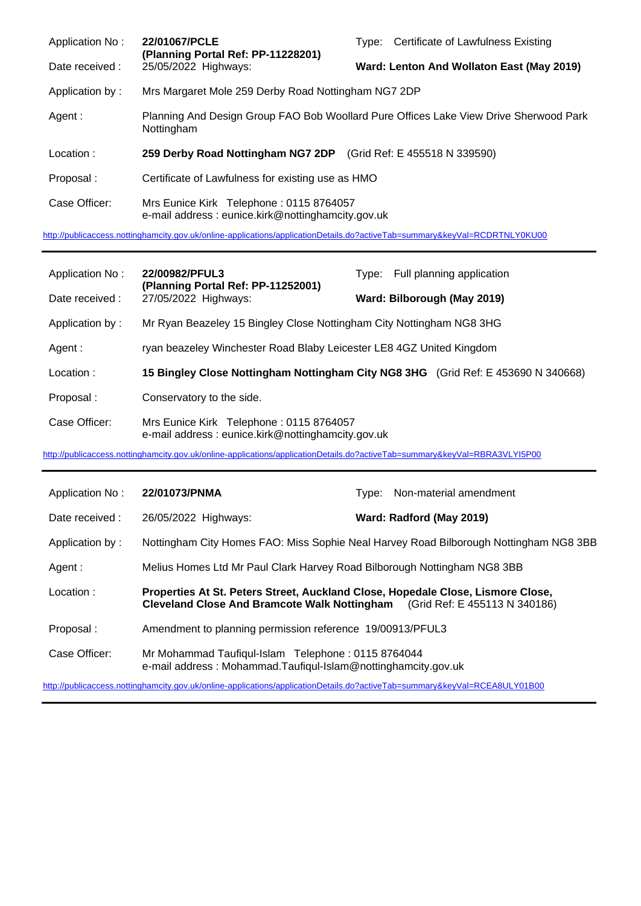| | | | |
|---|---|---|---|
| Application No : | **22/01067/PCLE** **(Planning Portal Ref: PP-11228201)** | Type: | Certificate of Lawfulness Existing |
| Date received : | 25/05/2022 Highways: | | **Ward: Lenton And Wollaton East (May 2019)** |
| Application by : | Mrs Margaret Mole 259 Derby Road Nottingham NG7 2DP | | |
| Agent : | Planning And Design Group FAO Bob Woollard Pure Offices Lake View Drive Sherwood Park Nottingham | | |
| Location : | **259 Derby Road Nottingham NG7 2DP** (Grid Ref: E 455518 N 339590) | | |
| Proposal : | Certificate of Lawfulness for existing use as HMO | | |
| Case Officer: | Mrs Eunice Kirk Telephone : 0115 8764057 e-mail address : eunice.kirk@nottinghamcity.gov.uk | | |

http://publicaccess.nottinghamcity.gov.uk/online-applications/applicationDetails.do?activeTab=summary&keyVal=RCDRTNLY0KU00

---

| | | | |
|---|---|---|---|
| Application No : | **22/00982/PFUL3** **(Planning Portal Ref: PP-11252001)** | Type: | Full planning application |
| Date received : | 27/05/2022 Highways: | | **Ward: Bilborough (May 2019)** |
| Application by : | Mr Ryan Beazeley 15 Bingley Close Nottingham City Nottingham NG8 3HG | | |
| Agent : | ryan beazeley Winchester Road Blaby Leicester LE8 4GZ United Kingdom | | |
| Location : | **15 Bingley Close Nottingham Nottingham City NG8 3HG** (Grid Ref: E 453690 N 340668) | | |
| Proposal : | Conservatory to the side. | | |
| Case Officer: | Mrs Eunice Kirk Telephone : 0115 8764057 e-mail address : eunice.kirk@nottinghamcity.gov.uk | | |

http://publicaccess.nottinghamcity.gov.uk/online-applications/applicationDetails.do?activeTab=summary&keyVal=RBRA3VLYI5P00

---

| | | | |
|---|---|---|---|
| Application No : | **22/01073/PNMA** | Type: | Non-material amendment |
| Date received : | 26/05/2022 Highways: | | **Ward: Radford (May 2019)** |
| Application by : | Nottingham City Homes FAO: Miss Sophie Neal Harvey Road Bilborough Nottingham NG8 3BB | | |
| Agent : | Melius Homes Ltd Mr Paul Clark Harvey Road Bilborough Nottingham NG8 3BB | | |
| Location : | **Properties At St. Peters Street, Auckland Close, Hopedale Close, Lismore Close, Cleveland Close And Bramcote Walk Nottingham** (Grid Ref: E 455113 N 340186) | | |
| Proposal : | Amendment to planning permission reference 19/00913/PFUL3 | | |
| Case Officer: | Mr Mohammad Taufiqul-Islam Telephone : 0115 8764044 e-mail address : Mohammad.Taufiqul-Islam@nottinghamcity.gov.uk | | |

http://publicaccess.nottinghamcity.gov.uk/online-applications/applicationDetails.do?activeTab=summary&keyVal=RCEA8ULY01B00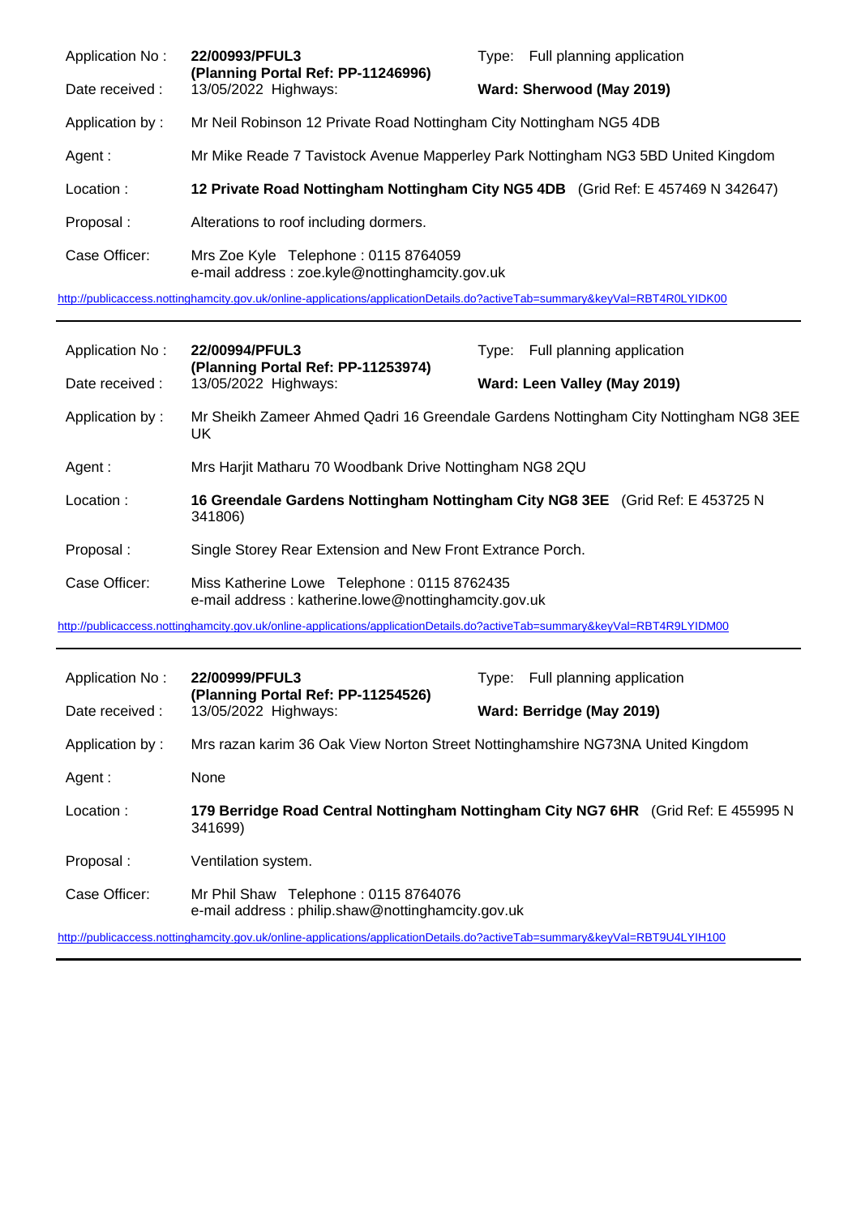| | | | |
|---|---|---|---|
| Application No : | **22/00993/PFUL3** **(Planning Portal Ref: PP-11246996)** | Type: | Full planning application |
| Date received : | 13/05/2022 Highways: | **Ward: Sherwood (May 2019)** | |
| Application by : | Mr Neil Robinson 12 Private Road Nottingham City Nottingham NG5 4DB | | |
| Agent : | Mr Mike Reade 7 Tavistock Avenue Mapperley Park Nottingham NG3 5BD United Kingdom | | |
| Location : | **12 Private Road Nottingham Nottingham City NG5 4DB** (Grid Ref: E 457469 N 342647) | | |
| Proposal : | Alterations to roof including dormers. | | |
| Case Officer: | Mrs Zoe Kyle Telephone : 0115 8764059 e-mail address : zoe.kyle@nottinghamcity.gov.uk | | |

http://publicaccess.nottinghamcity.gov.uk/online-applications/applicationDetails.do?activeTab=summary&keyVal=RBT4R0LYIDK00

---

| | | | |
|---|---|---|---|
| Application No : | **22/00994/PFUL3** **(Planning Portal Ref: PP-11253974)** | Type: | Full planning application |
| Date received : | 13/05/2022 Highways: | **Ward: Leen Valley (May 2019)** | |
| Application by : | Mr Sheikh Zameer Ahmed Qadri 16 Greendale Gardens Nottingham City Nottingham NG8 3EE UK | | |
| Agent : | Mrs Harjit Matharu 70 Woodbank Drive Nottingham NG8 2QU | | |
| Location : | **16 Greendale Gardens Nottingham Nottingham City NG8 3EE** (Grid Ref: E 453725 N 341806) | | |
| Proposal : | Single Storey Rear Extension and New Front Extrance Porch. | | |
| Case Officer: | Miss Katherine Lowe Telephone : 0115 8762435 e-mail address : katherine.lowe@nottinghamcity.gov.uk | | |

http://publicaccess.nottinghamcity.gov.uk/online-applications/applicationDetails.do?activeTab=summary&keyVal=RBT4R9LYIDM00

---

| | | | |
|---|---|---|---|
| Application No : | **22/00999/PFUL3** **(Planning Portal Ref: PP-11254526)** | Type: | Full planning application |
| Date received : | 13/05/2022 Highways: | **Ward: Berridge (May 2019)** | |
| Application by : | Mrs razan karim 36 Oak View Norton Street Nottinghamshire NG73NA United Kingdom | | |
| Agent : | None | | |
| Location : | **179 Berridge Road Central Nottingham Nottingham City NG7 6HR** (Grid Ref: E 455995 N 341699) | | |
| Proposal : | Ventilation system. | | |
| Case Officer: | Mr Phil Shaw Telephone : 0115 8764076 e-mail address : philip.shaw@nottinghamcity.gov.uk | | |

http://publicaccess.nottinghamcity.gov.uk/online-applications/applicationDetails.do?activeTab=summary&keyVal=RBT9U4LYIH100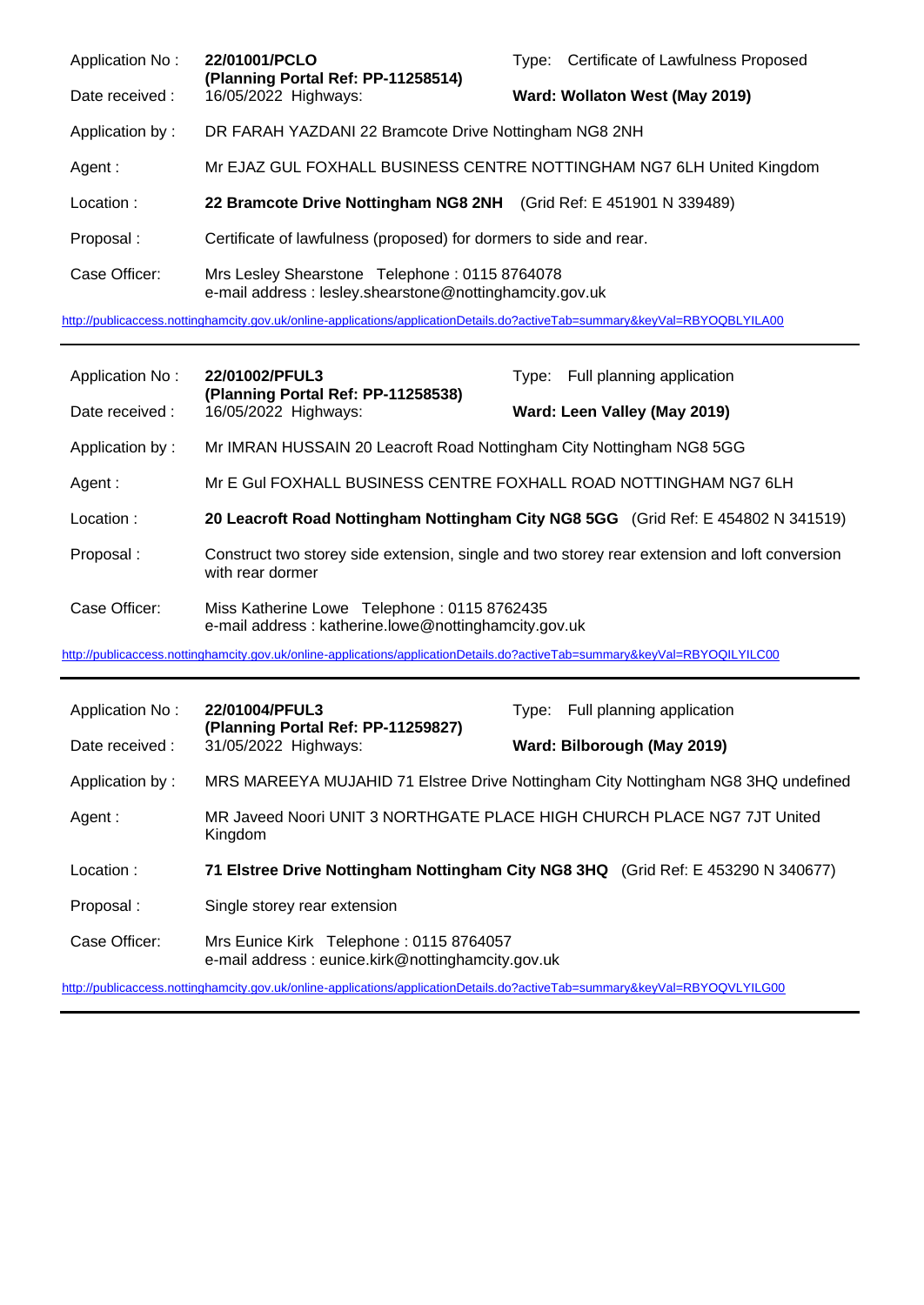| | | | |
|---|---|---|---|
| Application No : | **22/01001/PCLO (Planning Portal Ref: PP-11258514)** | Type: | Certificate of Lawfulness Proposed |
| Date received : | 16/05/2022 Highways: | **Ward: Wollaton West (May 2019)** | |
| Application by : | DR FARAH YAZDANI 22 Bramcote Drive Nottingham NG8 2NH | | |
| Agent : | Mr EJAZ GUL FOXHALL BUSINESS CENTRE NOTTINGHAM NG7 6LH United Kingdom | | |
| Location : | **22 Bramcote Drive Nottingham NG8 2NH** (Grid Ref: E 451901 N 339489) | | |
| Proposal : | Certificate of lawfulness (proposed) for dormers to side and rear. | | |
| Case Officer: | Mrs Lesley Shearstone Telephone : 0115 8764078<br>e-mail address : lesley.shearstone@nottinghamcity.gov.uk | | |

http://publicaccess.nottinghamcity.gov.uk/online-applications/applicationDetails.do?activeTab=summary&keyVal=RBYOQBLYILA00

---

| | | | |
|---|---|---|---|
| Application No : | **22/01002/PFUL3 (Planning Portal Ref: PP-11258538)** | Type: | Full planning application |
| Date received : | 16/05/2022 Highways: | **Ward: Leen Valley (May 2019)** | |
| Application by : | Mr IMRAN HUSSAIN 20 Leacroft Road Nottingham City Nottingham NG8 5GG | | |
| Agent : | Mr E Gul FOXHALL BUSINESS CENTRE FOXHALL ROAD NOTTINGHAM NG7 6LH | | |
| Location : | **20 Leacroft Road Nottingham Nottingham City NG8 5GG** (Grid Ref: E 454802 N 341519) | | |
| Proposal : | Construct two storey side extension, single and two storey rear extension and loft conversion with rear dormer | | |
| Case Officer: | Miss Katherine Lowe Telephone : 0115 8762435<br>e-mail address : katherine.lowe@nottinghamcity.gov.uk | | |

http://publicaccess.nottinghamcity.gov.uk/online-applications/applicationDetails.do?activeTab=summary&keyVal=RBYOQILYILC00

---

| | | | |
|---|---|---|---|
| Application No : | **22/01004/PFUL3 (Planning Portal Ref: PP-11259827)** | Type: | Full planning application |
| Date received : | 31/05/2022 Highways: | **Ward: Bilborough (May 2019)** | |
| Application by : | MRS MAREEYA MUJAHID 71 Elstree Drive Nottingham City Nottingham NG8 3HQ undefined | | |
| Agent : | MR Javeed Noori UNIT 3 NORTHGATE PLACE HIGH CHURCH PLACE NG7 7JT United Kingdom | | |
| Location : | **71 Elstree Drive Nottingham Nottingham City NG8 3HQ** (Grid Ref: E 453290 N 340677) | | |
| Proposal : | Single storey rear extension | | |
| Case Officer: | Mrs Eunice Kirk Telephone : 0115 8764057<br>e-mail address : eunice.kirk@nottinghamcity.gov.uk | | |

http://publicaccess.nottinghamcity.gov.uk/online-applications/applicationDetails.do?activeTab=summary&keyVal=RBYOQVLYILG00

---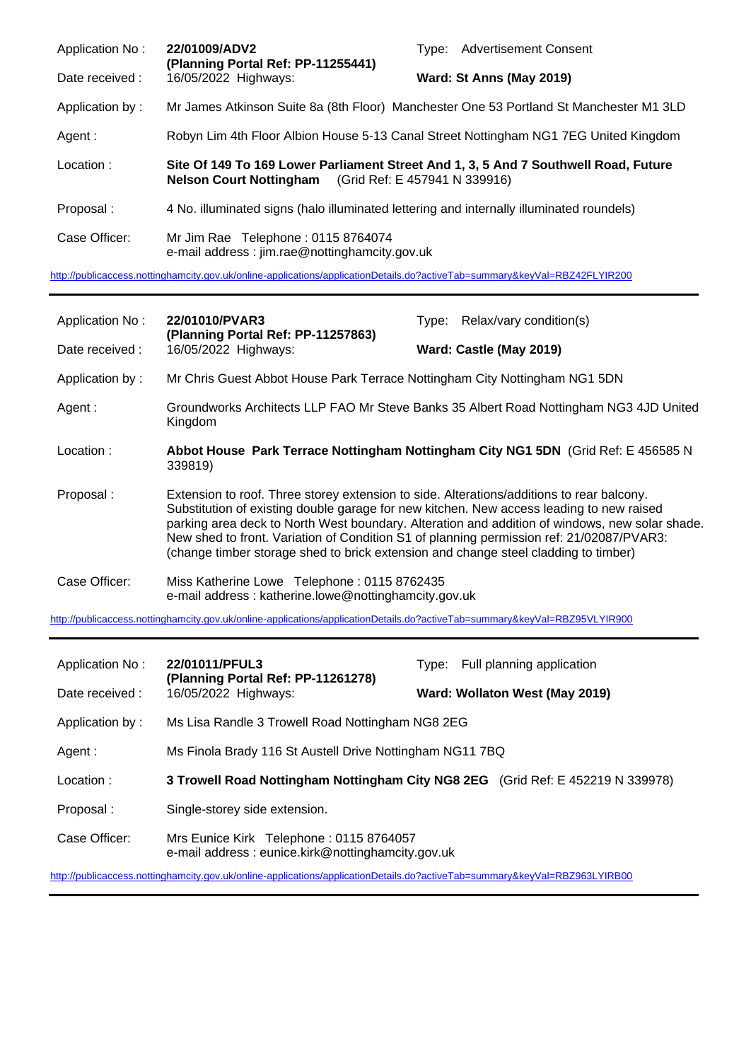| | | | |
|---|---|---|---|
| Application No : | **22/01009/ADV2** **(Planning Portal Ref: PP-11255441)** | Type: | Advertisement Consent |
| Date received : | 16/05/2022 Highways: | | **Ward: St Anns (May 2019)** |
| Application by : | Mr James Atkinson Suite 8a (8th Floor) Manchester One 53 Portland St Manchester M1 3LD | | |
| Agent : | Robyn Lim 4th Floor Albion House 5-13 Canal Street Nottingham NG1 7EG United Kingdom | | |
| Location : | **Site Of 149 To 169 Lower Parliament Street And 1, 3, 5 And 7 Southwell Road, Future Nelson Court Nottingham** (Grid Ref: E 457941 N 339916) | | |
| Proposal : | 4 No. illuminated signs (halo illuminated lettering and internally illuminated roundels) | | |
| Case Officer: | Mr Jim Rae Telephone : 0115 8764074 e-mail address : jim.rae@nottinghamcity.gov.uk | | |

http://publicaccess.nottinghamcity.gov.uk/online-applications/applicationDetails.do?activeTab=summary&keyVal=RBZ42FLYIR200

---

| | | | |
|---|---|---|---|
| Application No : | **22/01010/PVAR3** **(Planning Portal Ref: PP-11257863)** | Type: | Relax/vary condition(s) |
| Date received : | 16/05/2022 Highways: | | **Ward: Castle (May 2019)** |
| Application by : | Mr Chris Guest Abbot House Park Terrace Nottingham City Nottingham NG1 5DN | | |
| Agent : | Groundworks Architects LLP FAO Mr Steve Banks 35 Albert Road Nottingham NG3 4JD United Kingdom | | |
| Location : | **Abbot House Park Terrace Nottingham Nottingham City NG1 5DN** (Grid Ref: E 456585 N 339819) | | |
| Proposal : | Extension to roof. Three storey extension to side. Alterations/additions to rear balcony. Substitution of existing double garage for new kitchen. New access leading to new raised parking area deck to North West boundary. Alteration and addition of windows, new solar shade. New shed to front. Variation of Condition S1 of planning permission ref: 21/02087/PVAR3: (change timber storage shed to brick extension and change steel cladding to timber) | | |
| Case Officer: | Miss Katherine Lowe Telephone : 0115 8762435 e-mail address : katherine.lowe@nottinghamcity.gov.uk | | |

http://publicaccess.nottinghamcity.gov.uk/online-applications/applicationDetails.do?activeTab=summary&keyVal=RBZ95VLYIR900

---

| | | | |
|---|---|---|---|
| Application No : | **22/01011/PFUL3** **(Planning Portal Ref: PP-11261278)** | Type: | Full planning application |
| Date received : | 16/05/2022 Highways: | | **Ward: Wollaton West (May 2019)** |
| Application by : | Ms Lisa Randle 3 Trowell Road Nottingham NG8 2EG | | |
| Agent : | Ms Finola Brady 116 St Austell Drive Nottingham NG11 7BQ | | |
| Location : | **3 Trowell Road Nottingham Nottingham City NG8 2EG** (Grid Ref: E 452219 N 339978) | | |
| Proposal : | Single-storey side extension. | | |
| Case Officer: | Mrs Eunice Kirk Telephone : 0115 8764057 e-mail address : eunice.kirk@nottinghamcity.gov.uk | | |

http://publicaccess.nottinghamcity.gov.uk/online-applications/applicationDetails.do?activeTab=summary&keyVal=RBZ963LYIRB00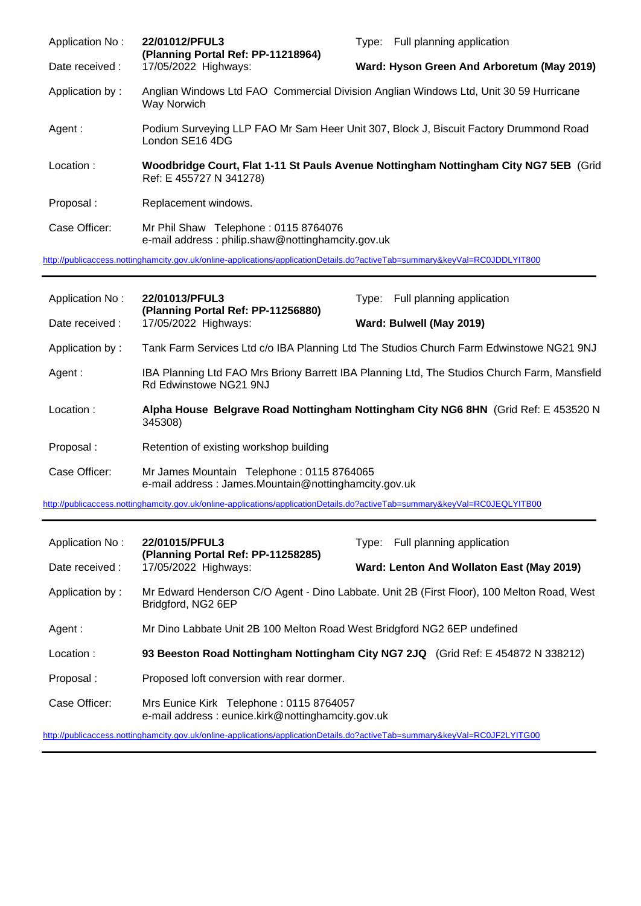| | | | |
|---|---|---|---|
| Application No : | **22/01012/PFUL3** **(Planning Portal Ref: PP-11218964)** | Type: | Full planning application |
| Date received : | 17/05/2022 Highways: | | **Ward: Hyson Green And Arboretum (May 2019)** |
| Application by : | Anglian Windows Ltd FAO Commercial Division Anglian Windows Ltd, Unit 30 59 Hurricane Way Norwich | | |
| Agent : | Podium Surveying LLP FAO Mr Sam Heer Unit 307, Block J, Biscuit Factory Drummond Road London SE16 4DG | | |
| Location : | **Woodbridge Court, Flat 1-11 St Pauls Avenue Nottingham Nottingham City NG7 5EB** (Grid Ref: E 455727 N 341278) | | |
| Proposal : | Replacement windows. | | |
| Case Officer: | Mr Phil Shaw Telephone : 0115 8764076 e-mail address : philip.shaw@nottinghamcity.gov.uk | | |

http://publicaccess.nottinghamcity.gov.uk/online-applications/applicationDetails.do?activeTab=summary&keyVal=RC0JDDLYIT800

---

| | | | |
|---|---|---|---|
| Application No : | **22/01013/PFUL3** **(Planning Portal Ref: PP-11256880)** | Type: | Full planning application |
| Date received : | 17/05/2022 Highways: | | **Ward: Bulwell (May 2019)** |
| Application by : | Tank Farm Services Ltd c/o IBA Planning Ltd The Studios Church Farm Edwinstowe NG21 9NJ | | |
| Agent : | IBA Planning Ltd FAO Mrs Briony Barrett IBA Planning Ltd, The Studios Church Farm, Mansfield Rd Edwinstowe NG21 9NJ | | |
| Location : | **Alpha House Belgrave Road Nottingham Nottingham City NG6 8HN** (Grid Ref: E 453520 N 345308) | | |
| Proposal : | Retention of existing workshop building | | |
| Case Officer: | Mr James Mountain Telephone : 0115 8764065 e-mail address : James.Mountain@nottinghamcity.gov.uk | | |

http://publicaccess.nottinghamcity.gov.uk/online-applications/applicationDetails.do?activeTab=summary&keyVal=RC0JEQLYITB00

---

| | | | |
|---|---|---|---|
| Application No : | **22/01015/PFUL3** **(Planning Portal Ref: PP-11258285)** | Type: | Full planning application |
| Date received : | 17/05/2022 Highways: | | **Ward: Lenton And Wollaton East (May 2019)** |
| Application by : | Mr Edward Henderson C/O Agent - Dino Labbate. Unit 2B (First Floor), 100 Melton Road, West Bridgford, NG2 6EP | | |
| Agent : | Mr Dino Labbate Unit 2B 100 Melton Road West Bridgford NG2 6EP undefined | | |
| Location : | **93 Beeston Road Nottingham Nottingham City NG7 2JQ** (Grid Ref: E 454872 N 338212) | | |
| Proposal : | Proposed loft conversion with rear dormer. | | |
| Case Officer: | Mrs Eunice Kirk Telephone : 0115 8764057 e-mail address : eunice.kirk@nottinghamcity.gov.uk | | |

http://publicaccess.nottinghamcity.gov.uk/online-applications/applicationDetails.do?activeTab=summary&keyVal=RC0JF2LYITG00

---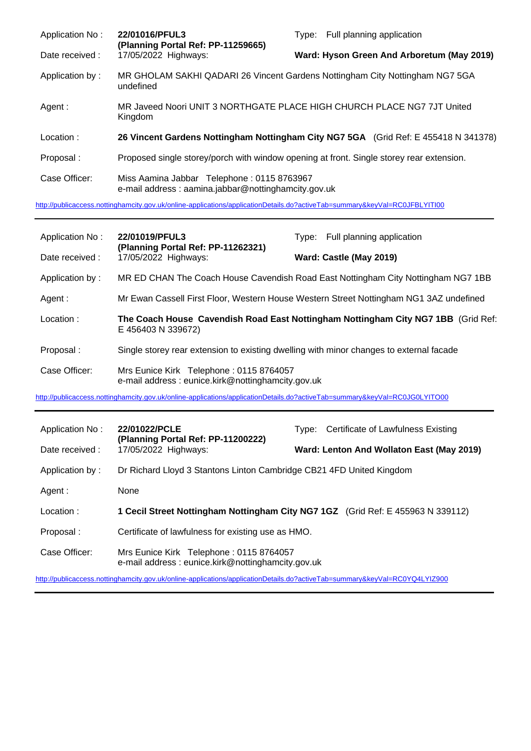| | | | |
|---|---|---|---|
| Application No : | **22/01016/PFUL3 (Planning Portal Ref: PP-11259665)** | Type: | Full planning application |
| Date received : | 17/05/2022 Highways: | | **Ward: Hyson Green And Arboretum (May 2019)** |
| Application by : | MR GHOLAM SAKHI QADARI 26 Vincent Gardens Nottingham City Nottingham NG7 5GA undefined | | |
| Agent : | MR Javeed Noori UNIT 3 NORTHGATE PLACE HIGH CHURCH PLACE NG7 7JT United Kingdom | | |
| Location : | **26 Vincent Gardens Nottingham Nottingham City NG7 5GA** (Grid Ref: E 455418 N 341378) | | |
| Proposal : | Proposed single storey/porch with window opening at front. Single storey rear extension. | | |
| Case Officer: | Miss Aamina Jabbar Telephone : 0115 8763967 e-mail address : aamina.jabbar@nottinghamcity.gov.uk | | |

http://publicaccess.nottinghamcity.gov.uk/online-applications/applicationDetails.do?activeTab=summary&keyVal=RC0JFBLYITI00

---

| | | | |
|---|---|---|---|
| Application No : | **22/01019/PFUL3 (Planning Portal Ref: PP-11262321)** | Type: | Full planning application |
| Date received : | 17/05/2022 Highways: | | **Ward: Castle (May 2019)** |
| Application by : | MR ED CHAN The Coach House Cavendish Road East Nottingham City Nottingham NG7 1BB | | |
| Agent : | Mr Ewan Cassell First Floor, Western House Western Street Nottingham NG1 3AZ undefined | | |
| Location : | **The Coach House Cavendish Road East Nottingham Nottingham City NG7 1BB** (Grid Ref: E 456403 N 339672) | | |
| Proposal : | Single storey rear extension to existing dwelling with minor changes to external facade | | |
| Case Officer: | Mrs Eunice Kirk Telephone : 0115 8764057 e-mail address : eunice.kirk@nottinghamcity.gov.uk | | |

http://publicaccess.nottinghamcity.gov.uk/online-applications/applicationDetails.do?activeTab=summary&keyVal=RC0JG0LYITO00

---

| | | | |
|---|---|---|---|
| Application No : | **22/01022/PCLE (Planning Portal Ref: PP-11200222)** | Type: | Certificate of Lawfulness Existing |
| Date received : | 17/05/2022 Highways: | | **Ward: Lenton And Wollaton East (May 2019)** |
| Application by : | Dr Richard Lloyd 3 Stantons Linton Cambridge CB21 4FD United Kingdom | | |
| Agent : | None | | |
| Location : | **1 Cecil Street Nottingham Nottingham City NG7 1GZ** (Grid Ref: E 455963 N 339112) | | |
| Proposal : | Certificate of lawfulness for existing use as HMO. | | |
| Case Officer: | Mrs Eunice Kirk Telephone : 0115 8764057 e-mail address : eunice.kirk@nottinghamcity.gov.uk | | |

http://publicaccess.nottinghamcity.gov.uk/online-applications/applicationDetails.do?activeTab=summary&keyVal=RC0YQ4LYIZ900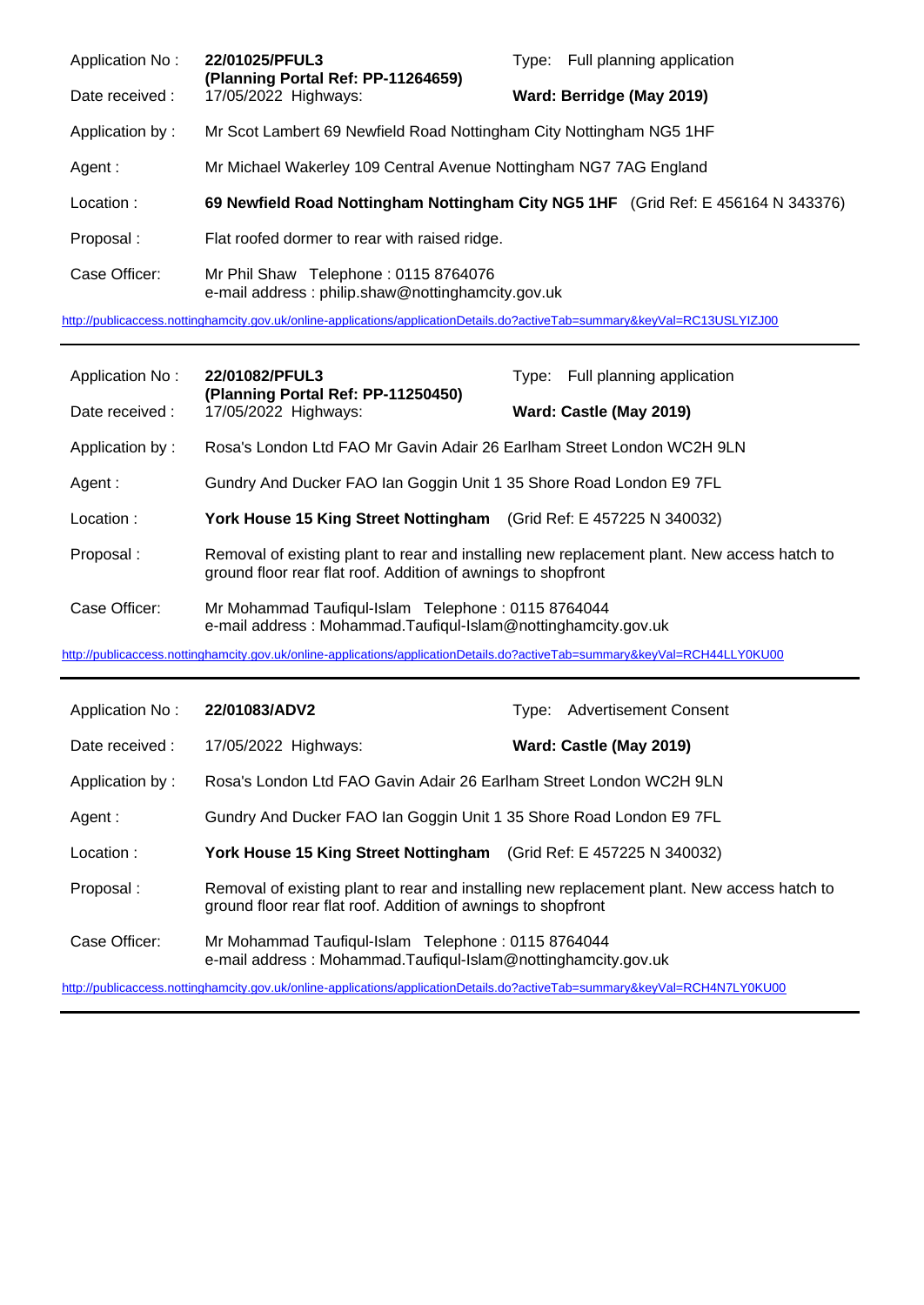| | | | |
|---|---|---|---|
| Application No : | **22/01025/PFUL3** **(Planning Portal Ref: PP-11264659)** | Type: | Full planning application |
| Date received : | 17/05/2022 Highways: | **Ward: Berridge (May 2019)** | |
| Application by : | Mr Scot Lambert 69 Newfield Road Nottingham City Nottingham NG5 1HF | | |
| Agent : | Mr Michael Wakerley 109 Central Avenue Nottingham NG7 7AG England | | |
| Location : | **69 Newfield Road Nottingham Nottingham City NG5 1HF** (Grid Ref: E 456164 N 343376) | | |
| Proposal : | Flat roofed dormer to rear with raised ridge. | | |
| Case Officer: | Mr Phil Shaw Telephone : 0115 8764076 e-mail address : philip.shaw@nottinghamcity.gov.uk | | |

http://publicaccess.nottinghamcity.gov.uk/online-applications/applicationDetails.do?activeTab=summary&keyVal=RC13USLYIZJ00

---

| | | | |
|---|---|---|---|
| Application No : | **22/01082/PFUL3** **(Planning Portal Ref: PP-11250450)** | Type: | Full planning application |
| Date received : | 17/05/2022 Highways: | **Ward: Castle (May 2019)** | |
| Application by : | Rosa's London Ltd FAO Mr Gavin Adair 26 Earlham Street London WC2H 9LN | | |
| Agent : | Gundry And Ducker FAO Ian Goggin Unit 1 35 Shore Road London E9 7FL | | |
| Location : | **York House 15 King Street Nottingham** (Grid Ref: E 457225 N 340032) | | |
| Proposal : | Removal of existing plant to rear and installing new replacement plant. New access hatch to ground floor rear flat roof. Addition of awnings to shopfront | | |
| Case Officer: | Mr Mohammad Taufiqul-Islam Telephone : 0115 8764044 e-mail address : Mohammad.Taufiqul-Islam@nottinghamcity.gov.uk | | |

http://publicaccess.nottinghamcity.gov.uk/online-applications/applicationDetails.do?activeTab=summary&keyVal=RCH44LLY0KU00

---

| | | | |
|---|---|---|---|
| Application No : | **22/01083/ADV2** | Type: | Advertisement Consent |
| Date received : | 17/05/2022 Highways: | **Ward: Castle (May 2019)** | |
| Application by : | Rosa's London Ltd FAO Gavin Adair 26 Earlham Street London WC2H 9LN | | |
| Agent : | Gundry And Ducker FAO Ian Goggin Unit 1 35 Shore Road London E9 7FL | | |
| Location : | **York House 15 King Street Nottingham** (Grid Ref: E 457225 N 340032) | | |
| Proposal : | Removal of existing plant to rear and installing new replacement plant. New access hatch to ground floor rear flat roof. Addition of awnings to shopfront | | |
| Case Officer: | Mr Mohammad Taufiqul-Islam Telephone : 0115 8764044 e-mail address : Mohammad.Taufiqul-Islam@nottinghamcity.gov.uk | | |

http://publicaccess.nottinghamcity.gov.uk/online-applications/applicationDetails.do?activeTab=summary&keyVal=RCH4N7LY0KU00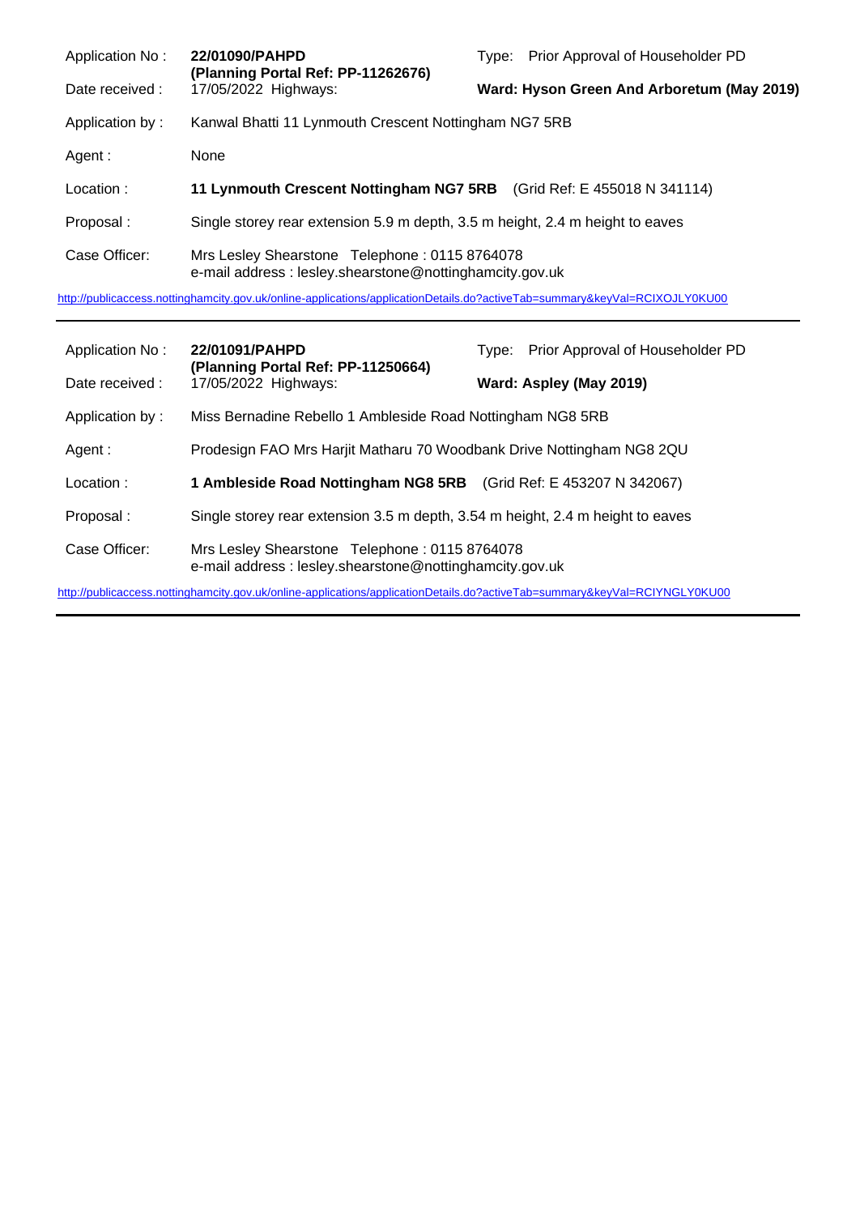| | | | |
|---|---|---|---|
| Application No : | **22/01090/PAHPD** **(Planning Portal Ref: PP-11262676)** | Type: | Prior Approval of Householder PD |
| Date received : | 17/05/2022 Highways: | | **Ward: Hyson Green And Arboretum (May 2019)** |
| Application by : | Kanwal Bhatti 11 Lynmouth Crescent Nottingham NG7 5RB | | |
| Agent : | None | | |
| Location : | **11 Lynmouth Crescent Nottingham NG7 5RB** (Grid Ref: E 455018 N 341114) | | |
| Proposal : | Single storey rear extension 5.9 m depth, 3.5 m height, 2.4 m height to eaves | | |
| Case Officer: | Mrs Lesley Shearstone Telephone : 0115 8764078 e-mail address : lesley.shearstone@nottinghamcity.gov.uk | | |

http://publicaccess.nottinghamcity.gov.uk/online-applications/applicationDetails.do?activeTab=summary&keyVal=RCIXOJLY0KU00

---

| | | | |
|---|---|---|---|
| Application No : | **22/01091/PAHPD** **(Planning Portal Ref: PP-11250664)** | Type: | Prior Approval of Householder PD |
| Date received : | 17/05/2022 Highways: | | **Ward: Aspley (May 2019)** |
| Application by : | Miss Bernadine Rebello 1 Ambleside Road Nottingham NG8 5RB | | |
| Agent : | Prodesign FAO Mrs Harjit Matharu 70 Woodbank Drive Nottingham NG8 2QU | | |
| Location : | **1 Ambleside Road Nottingham NG8 5RB** (Grid Ref: E 453207 N 342067) | | |
| Proposal : | Single storey rear extension 3.5 m depth, 3.54 m height, 2.4 m height to eaves | | |
| Case Officer: | Mrs Lesley Shearstone Telephone : 0115 8764078 e-mail address : lesley.shearstone@nottinghamcity.gov.uk | | |

http://publicaccess.nottinghamcity.gov.uk/online-applications/applicationDetails.do?activeTab=summary&keyVal=RCIYNGLY0KU00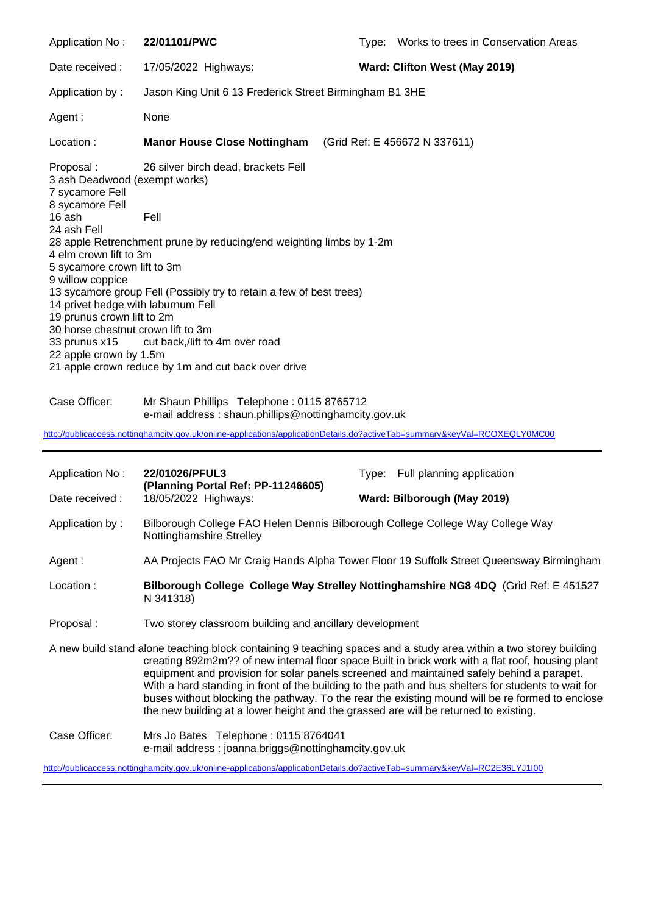Application No : **22/01101/PWC** Type: Works to trees in Conservation Areas

Date received : 17/05/2022 Highways: **Ward: Clifton West (May 2019)**

Application by : Jason King Unit 6 13 Frederick Street Birmingham B1 3HE

Agent : None

Location : **Manor House Close Nottingham** (Grid Ref: E 456672 N 337611)

Proposal : 26 silver birch dead, brackets Fell
3 ash Deadwood (exempt works)
7 sycamore Fell
8 sycamore Fell
16 ash Fell
24 ash Fell
28 apple Retrenchment prune by reducing/end weighting limbs by 1-2m
4 elm crown lift to 3m
5 sycamore crown lift to 3m
9 willow coppice
13 sycamore group Fell (Possibly try to retain a few of best trees)
14 privet hedge with laburnum Fell
19 prunus crown lift to 2m
30 horse chestnut crown lift to 3m
33 prunus x15 cut back,/lift to 4m over road
22 apple crown by 1.5m
21 apple crown reduce by 1m and cut back over drive

Case Officer: Mr Shaun Phillips Telephone : 0115 8765712
e-mail address : shaun.phillips@nottinghamcity.gov.uk

http://publicaccess.nottinghamcity.gov.uk/online-applications/applicationDetails.do?activeTab=summary&keyVal=RCOXEQLY0MC00

---

Application No : **22/01026/PFUL3** Type: Full planning application
**(Planning Portal Ref: PP-11246605)**

Date received : 18/05/2022 Highways: **Ward: Bilborough (May 2019)**

Application by : Bilborough College FAO Helen Dennis Bilborough College College Way College Way Nottinghamshire Strelley

Agent : AA Projects FAO Mr Craig Hands Alpha Tower Floor 19 Suffolk Street Queensway Birmingham

Location : **Bilborough College College Way Strelley Nottinghamshire NG8 4DQ** (Grid Ref: E 451527 N 341318)

Proposal : Two storey classroom building and ancillary development

A new build stand alone teaching block containing 9 teaching spaces and a study area within a two storey building creating 892m2m?? of new internal floor space Built in brick work with a flat roof, housing plant equipment and provision for solar panels screened and maintained safely behind a parapet. With a hard standing in front of the building to the path and bus shelters for students to wait for buses without blocking the pathway. To the rear the existing mound will be re formed to enclose the new building at a lower height and the grassed are will be returned to existing.

Case Officer: Mrs Jo Bates Telephone : 0115 8764041
e-mail address : joanna.briggs@nottinghamcity.gov.uk

http://publicaccess.nottinghamcity.gov.uk/online-applications/applicationDetails.do?activeTab=summary&keyVal=RC2E36LYJ1I00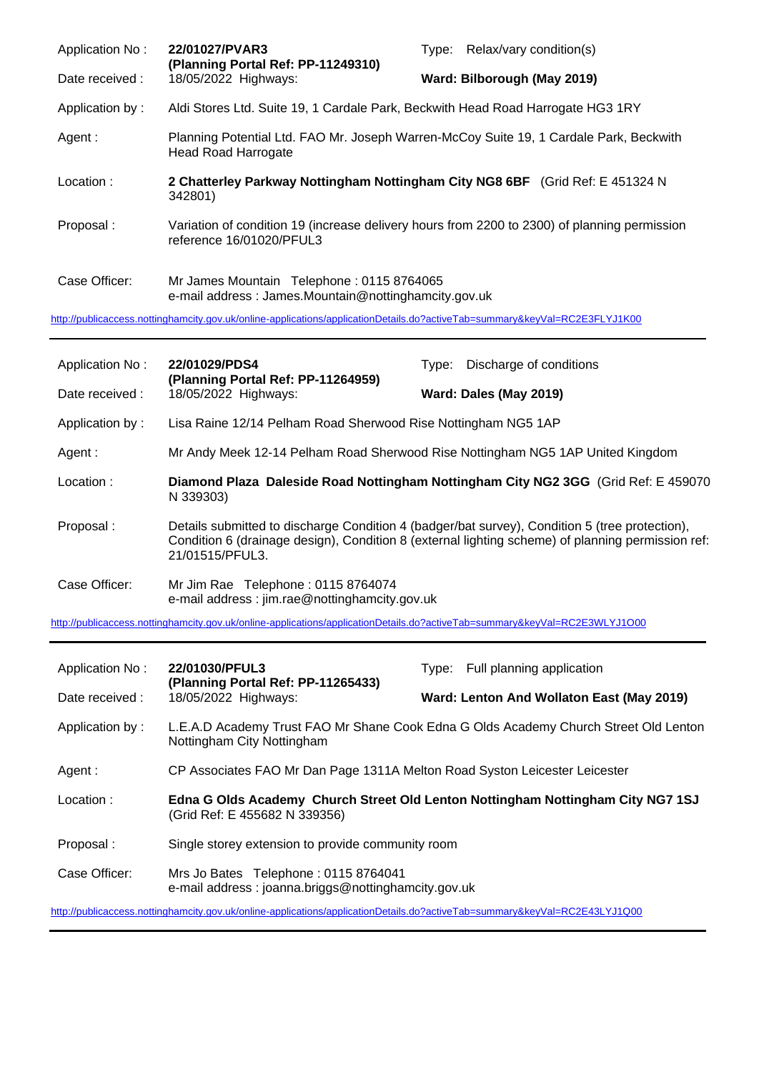| | | | |
|---|---|---|---|
| Application No : | **22/01027/PVAR3** **(Planning Portal Ref: PP-11249310)** | Type: | Relax/vary condition(s) |
| Date received : | 18/05/2022 Highways: | **Ward: Bilborough (May 2019)** | |
| Application by : | Aldi Stores Ltd. Suite 19, 1 Cardale Park, Beckwith Head Road Harrogate HG3 1RY | | |
| Agent : | Planning Potential Ltd. FAO Mr. Joseph Warren-McCoy Suite 19, 1 Cardale Park, Beckwith Head Road Harrogate | | |
| Location : | **2 Chatterley Parkway Nottingham Nottingham City NG8 6BF** (Grid Ref: E 451324 N 342801) | | |
| Proposal : | Variation of condition 19 (increase delivery hours from 2200 to 2300) of planning permission reference 16/01020/PFUL3 | | |
| Case Officer: | Mr James Mountain Telephone : 0115 8764065 e-mail address : James.Mountain@nottinghamcity.gov.uk | | |

http://publicaccess.nottinghamcity.gov.uk/online-applications/applicationDetails.do?activeTab=summary&keyVal=RC2E3FLYJ1K00

---

| | | | |
|---|---|---|---|
| Application No : | **22/01029/PDS4** **(Planning Portal Ref: PP-11264959)** | Type: | Discharge of conditions |
| Date received : | 18/05/2022 Highways: | **Ward: Dales (May 2019)** | |
| Application by : | Lisa Raine 12/14 Pelham Road Sherwood Rise Nottingham NG5 1AP | | |
| Agent : | Mr Andy Meek 12-14 Pelham Road Sherwood Rise Nottingham NG5 1AP United Kingdom | | |
| Location : | **Diamond Plaza Daleside Road Nottingham Nottingham City NG2 3GG** (Grid Ref: E 459070 N 339303) | | |
| Proposal : | Details submitted to discharge Condition 4 (badger/bat survey), Condition 5 (tree protection), Condition 6 (drainage design), Condition 8 (external lighting scheme) of planning permission ref: 21/01515/PFUL3. | | |
| Case Officer: | Mr Jim Rae Telephone : 0115 8764074 e-mail address : jim.rae@nottinghamcity.gov.uk | | |

http://publicaccess.nottinghamcity.gov.uk/online-applications/applicationDetails.do?activeTab=summary&keyVal=RC2E3WLYJ1O00

---

| | | | |
|---|---|---|---|
| Application No : | **22/01030/PFUL3** **(Planning Portal Ref: PP-11265433)** | Type: | Full planning application |
| Date received : | 18/05/2022 Highways: | **Ward: Lenton And Wollaton East (May 2019)** | |
| Application by : | L.E.A.D Academy Trust FAO Mr Shane Cook Edna G Olds Academy Church Street Old Lenton Nottingham City Nottingham | | |
| Agent : | CP Associates FAO Mr Dan Page 1311A Melton Road Syston Leicester Leicester | | |
| Location : | **Edna G Olds Academy Church Street Old Lenton Nottingham Nottingham City NG7 1SJ** (Grid Ref: E 455682 N 339356) | | |
| Proposal : | Single storey extension to provide community room | | |
| Case Officer: | Mrs Jo Bates Telephone : 0115 8764041 e-mail address : joanna.briggs@nottinghamcity.gov.uk | | |

http://publicaccess.nottinghamcity.gov.uk/online-applications/applicationDetails.do?activeTab=summary&keyVal=RC2E43LYJ1Q00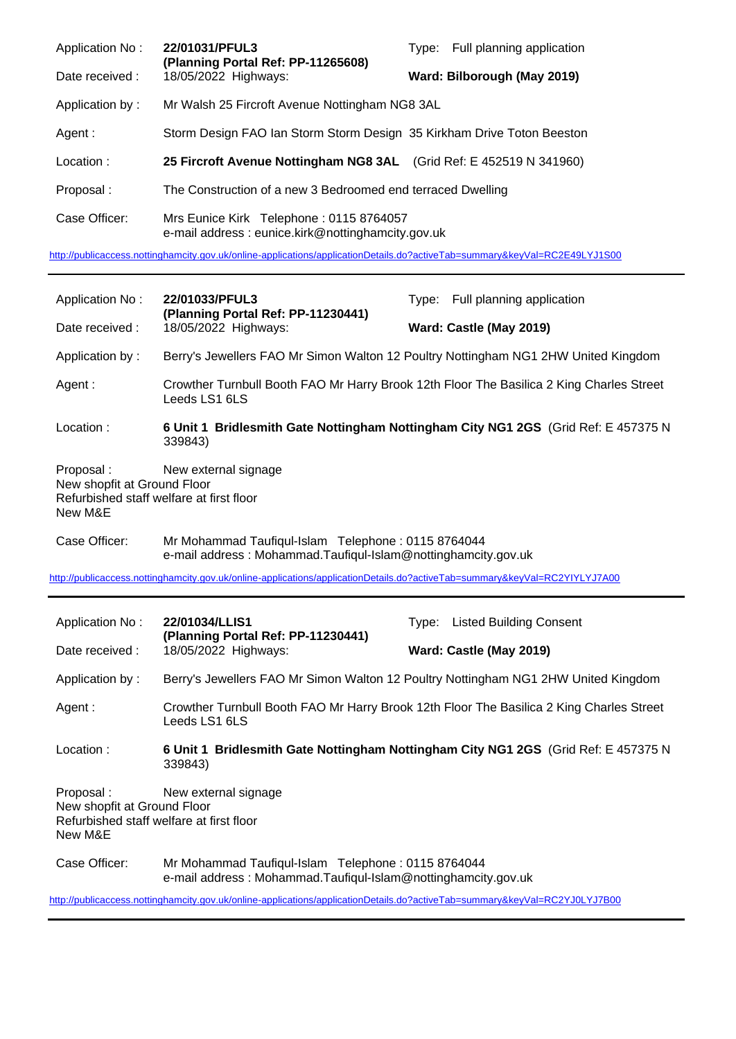| | | | |
|---|---|---|---|
| Application No : | **22/01031/PFUL3** **(Planning Portal Ref: PP-11265608)** | Type: | Full planning application |
| Date received : | 18/05/2022 Highways: | **Ward: Bilborough (May 2019)** | |
| Application by : | Mr Walsh 25 Fircroft Avenue Nottingham NG8 3AL | | |
| Agent : | Storm Design FAO Ian Storm Storm Design 35 Kirkham Drive Toton Beeston | | |
| Location : | **25 Fircroft Avenue Nottingham NG8 3AL** (Grid Ref: E 452519 N 341960) | | |
| Proposal : | The Construction of a new 3 Bedroomed end terraced Dwelling | | |
| Case Officer: | Mrs Eunice Kirk Telephone : 0115 8764057 e-mail address : eunice.kirk@nottinghamcity.gov.uk | | |

http://publicaccess.nottinghamcity.gov.uk/online-applications/applicationDetails.do?activeTab=summary&keyVal=RC2E49LYJ1S00

---

| | | | |
|---|---|---|---|
| Application No : | **22/01033/PFUL3** **(Planning Portal Ref: PP-11230441)** | Type: | Full planning application |
| Date received : | 18/05/2022 Highways: | **Ward: Castle (May 2019)** | |
| Application by : | Berry's Jewellers FAO Mr Simon Walton 12 Poultry Nottingham NG1 2HW United Kingdom | | |
| Agent : | Crowther Turnbull Booth FAO Mr Harry Brook 12th Floor The Basilica 2 King Charles Street Leeds LS1 6LS | | |
| Location : | **6 Unit 1 Bridlesmith Gate Nottingham Nottingham City NG1 2GS** (Grid Ref: E 457375 N 339843) | | |
| Proposal : | New external signage New shopfit at Ground Floor Refurbished staff welfare at first floor New M&E | | |
| Case Officer: | Mr Mohammad Taufiqul-Islam Telephone : 0115 8764044 e-mail address : Mohammad.Taufiqul-Islam@nottinghamcity.gov.uk | | |

http://publicaccess.nottinghamcity.gov.uk/online-applications/applicationDetails.do?activeTab=summary&keyVal=RC2YIYLYJ7A00

---

| | | | |
|---|---|---|---|
| Application No : | **22/01034/LLIS1** **(Planning Portal Ref: PP-11230441)** | Type: | Listed Building Consent |
| Date received : | 18/05/2022 Highways: | **Ward: Castle (May 2019)** | |
| Application by : | Berry's Jewellers FAO Mr Simon Walton 12 Poultry Nottingham NG1 2HW United Kingdom | | |
| Agent : | Crowther Turnbull Booth FAO Mr Harry Brook 12th Floor The Basilica 2 King Charles Street Leeds LS1 6LS | | |
| Location : | **6 Unit 1 Bridlesmith Gate Nottingham Nottingham City NG1 2GS** (Grid Ref: E 457375 N 339843) | | |
| Proposal : | New external signage New shopfit at Ground Floor Refurbished staff welfare at first floor New M&E | | |
| Case Officer: | Mr Mohammad Taufiqul-Islam Telephone : 0115 8764044 e-mail address : Mohammad.Taufiqul-Islam@nottinghamcity.gov.uk | | |

http://publicaccess.nottinghamcity.gov.uk/online-applications/applicationDetails.do?activeTab=summary&keyVal=RC2YJ0LYJ7B00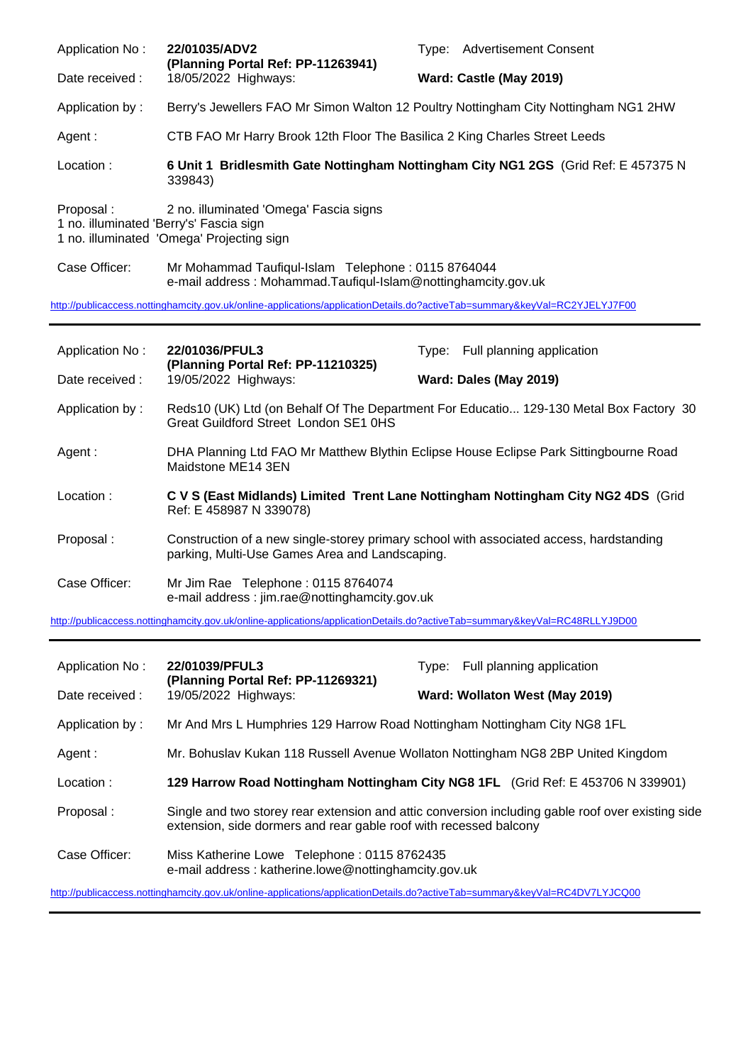| | | | |
|---|---|---|---|
| Application No : | **22/01035/ADV2** **(Planning Portal Ref: PP-11263941)** | Type: | Advertisement Consent |
| Date received : | 18/05/2022 Highways: | **Ward: Castle (May 2019)** | |
| Application by : | Berry's Jewellers FAO Mr Simon Walton 12 Poultry Nottingham City Nottingham NG1 2HW | | |
| Agent : | CTB FAO Mr Harry Brook 12th Floor The Basilica 2 King Charles Street Leeds | | |
| Location : | **6 Unit 1 Bridlesmith Gate Nottingham Nottingham City NG1 2GS** (Grid Ref: E 457375 N 339843) | | |
| Proposal : | 2 no. illuminated 'Omega' Fascia signs<br>1 no. illuminated 'Berry's' Fascia sign<br>1 no. illuminated 'Omega' Projecting sign | | |
| Case Officer: | Mr Mohammad Taufiqul-Islam Telephone : 0115 8764044<br>e-mail address : Mohammad.Taufiqul-Islam@nottinghamcity.gov.uk | | |

http://publicaccess.nottinghamcity.gov.uk/online-applications/applicationDetails.do?activeTab=summary&keyVal=RC2YJELYJ7F00

---

| | | | |
|---|---|---|---|
| Application No : | **22/01036/PFUL3** **(Planning Portal Ref: PP-11210325)** | Type: | Full planning application |
| Date received : | 19/05/2022 Highways: | **Ward: Dales (May 2019)** | |
| Application by : | Reds10 (UK) Ltd (on Behalf Of The Department For Educatio... 129-130 Metal Box Factory 30 Great Guildford Street London SE1 0HS | | |
| Agent : | DHA Planning Ltd FAO Mr Matthew Blythin Eclipse House Eclipse Park Sittingbourne Road Maidstone ME14 3EN | | |
| Location : | **C V S (East Midlands) Limited Trent Lane Nottingham Nottingham City NG2 4DS** (Grid Ref: E 458987 N 339078) | | |
| Proposal : | Construction of a new single-storey primary school with associated access, hardstanding parking, Multi-Use Games Area and Landscaping. | | |
| Case Officer: | Mr Jim Rae Telephone : 0115 8764074<br>e-mail address : jim.rae@nottinghamcity.gov.uk | | |

http://publicaccess.nottinghamcity.gov.uk/online-applications/applicationDetails.do?activeTab=summary&keyVal=RC48RLLYJ9D00

---

| | | | |
|---|---|---|---|
| Application No : | **22/01039/PFUL3** **(Planning Portal Ref: PP-11269321)** | Type: | Full planning application |
| Date received : | 19/05/2022 Highways: | **Ward: Wollaton West (May 2019)** | |
| Application by : | Mr And Mrs L Humphries 129 Harrow Road Nottingham Nottingham City NG8 1FL | | |
| Agent : | Mr. Bohuslav Kukan 118 Russell Avenue Wollaton Nottingham NG8 2BP United Kingdom | | |
| Location : | **129 Harrow Road Nottingham Nottingham City NG8 1FL** (Grid Ref: E 453706 N 339901) | | |
| Proposal : | Single and two storey rear extension and attic conversion including gable roof over existing side extension, side dormers and rear gable roof with recessed balcony | | |
| Case Officer: | Miss Katherine Lowe Telephone : 0115 8762435<br>e-mail address : katherine.lowe@nottinghamcity.gov.uk | | |

http://publicaccess.nottinghamcity.gov.uk/online-applications/applicationDetails.do?activeTab=summary&keyVal=RC4DV7LYJCQ00

---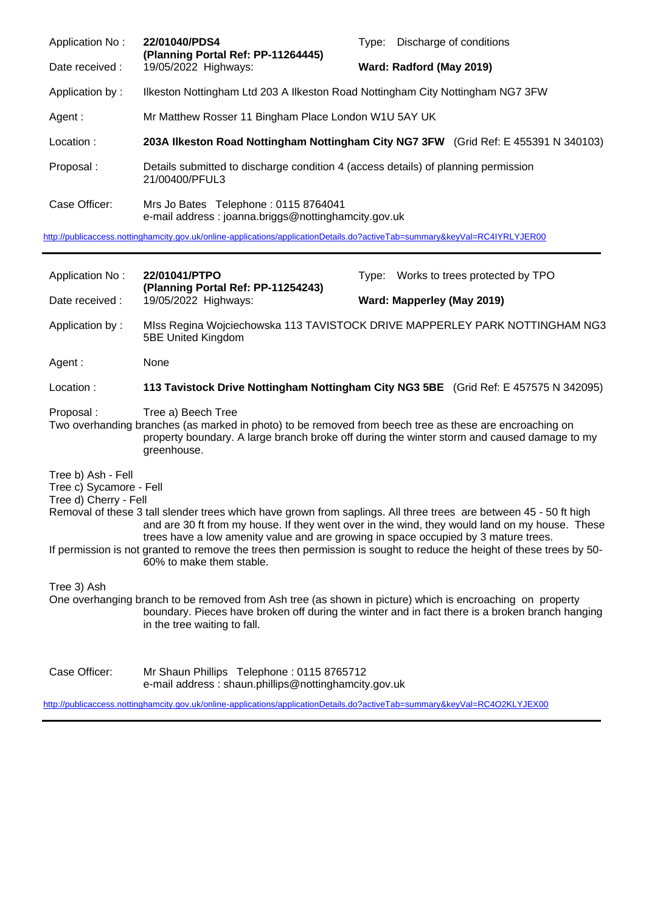| | | | |
|---|---|---|---|
| Application No : | **22/01040/PDS4** **(Planning Portal Ref: PP-11264445)** | Type: | Discharge of conditions |
| Date received : | 19/05/2022 Highways: | **Ward: Radford (May 2019)** | |
| Application by : | Ilkeston Nottingham Ltd 203 A Ilkeston Road Nottingham City Nottingham NG7 3FW | | |
| Agent : | Mr Matthew Rosser 11 Bingham Place London W1U 5AY UK | | |
| Location : | **203A Ilkeston Road Nottingham Nottingham City NG7 3FW** (Grid Ref: E 455391 N 340103) | | |
| Proposal : | Details submitted to discharge condition 4 (access details) of planning permission 21/00400/PFUL3 | | |
| Case Officer: | Mrs Jo Bates Telephone : 0115 8764041 e-mail address : joanna.briggs@nottinghamcity.gov.uk | | |

http://publicaccess.nottinghamcity.gov.uk/online-applications/applicationDetails.do?activeTab=summary&keyVal=RC4IYRLYJER00

---

| | | | |
|---|---|---|---|
| Application No : | **22/01041/PTPO** **(Planning Portal Ref: PP-11254243)** | Type: | Works to trees protected by TPO |
| Date received : | 19/05/2022 Highways: | **Ward: Mapperley (May 2019)** | |
| Application by : | MIss Regina Wojciechowska 113 TAVISTOCK DRIVE MAPPERLEY PARK NOTTINGHAM NG3 5BE United Kingdom | | |
| Agent : | None | | |
| Location : | **113 Tavistock Drive Nottingham Nottingham City NG3 5BE** (Grid Ref: E 457575 N 342095) | | |

Proposal : Tree a) Beech Tree
Two overhanding branches (as marked in photo) to be removed from beech tree as these are encroaching on property boundary. A large branch broke off during the winter storm and caused damage to my greenhouse.

Tree b) Ash - Fell
Tree c) Sycamore - Fell
Tree d) Cherry - Fell
Removal of these 3 tall slender trees which have grown from saplings. All three trees are between 45 - 50 ft high and are 30 ft from my house. If they went over in the wind, they would land on my house. These trees have a low amenity value and are growing in space occupied by 3 mature trees.
If permission is not granted to remove the trees then permission is sought to reduce the height of these trees by 50-60% to make them stable.

Tree 3) Ash
One overhanging branch to be removed from Ash tree (as shown in picture) which is encroaching on property boundary. Pieces have broken off during the winter and in fact there is a broken branch hanging in the tree waiting to fall.

Case Officer: Mr Shaun Phillips Telephone : 0115 8765712
e-mail address : shaun.phillips@nottinghamcity.gov.uk

http://publicaccess.nottinghamcity.gov.uk/online-applications/applicationDetails.do?activeTab=summary&keyVal=RC4O2KLYJEX00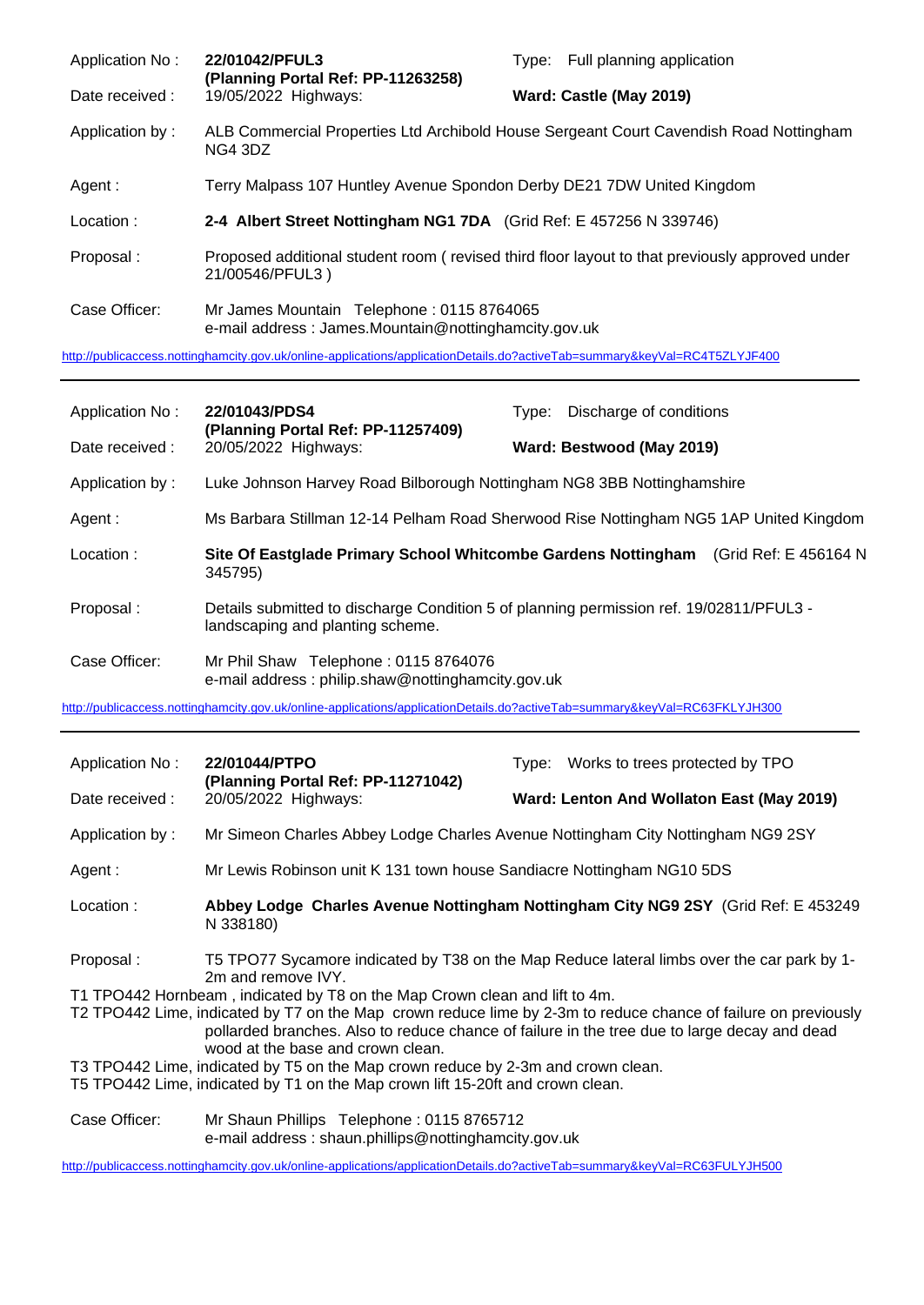Application No : **22/01042/PFUL3** Type: Full planning application
**(Planning Portal Ref: PP-11263258)**

Date received : 19/05/2022 Highways: **Ward: Castle (May 2019)**

Application by : ALB Commercial Properties Ltd Archibold House Sergeant Court Cavendish Road Nottingham NG4 3DZ

Agent : Terry Malpass 107 Huntley Avenue Spondon Derby DE21 7DW United Kingdom

Location : **2-4 Albert Street Nottingham NG1 7DA** (Grid Ref: E 457256 N 339746)

Proposal : Proposed additional student room ( revised third floor layout to that previously approved under 21/00546/PFUL3 )

Case Officer: Mr James Mountain Telephone : 0115 8764065
e-mail address : James.Mountain@nottinghamcity.gov.uk

http://publicaccess.nottinghamcity.gov.uk/online-applications/applicationDetails.do?activeTab=summary&keyVal=RC4T5ZLYJF400

---

Application No : **22/01043/PDS4** Type: Discharge of conditions
**(Planning Portal Ref: PP-11257409)**

Date received : 20/05/2022 Highways: **Ward: Bestwood (May 2019)**

Application by : Luke Johnson Harvey Road Bilborough Nottingham NG8 3BB Nottinghamshire

Agent : Ms Barbara Stillman 12-14 Pelham Road Sherwood Rise Nottingham NG5 1AP United Kingdom

Location : **Site Of Eastglade Primary School Whitcombe Gardens Nottingham** (Grid Ref: E 456164 N 345795)

Proposal : Details submitted to discharge Condition 5 of planning permission ref. 19/02811/PFUL3 - landscaping and planting scheme.

Case Officer: Mr Phil Shaw Telephone : 0115 8764076
e-mail address : philip.shaw@nottinghamcity.gov.uk

http://publicaccess.nottinghamcity.gov.uk/online-applications/applicationDetails.do?activeTab=summary&keyVal=RC63FKLYJH300

---

Application No : **22/01044/PTPO** Type: Works to trees protected by TPO
**(Planning Portal Ref: PP-11271042)**

Date received : 20/05/2022 Highways: **Ward: Lenton And Wollaton East (May 2019)**

Application by : Mr Simeon Charles Abbey Lodge Charles Avenue Nottingham City Nottingham NG9 2SY

Agent : Mr Lewis Robinson unit K 131 town house Sandiacre Nottingham NG10 5DS

Location : **Abbey Lodge Charles Avenue Nottingham Nottingham City NG9 2SY** (Grid Ref: E 453249 N 338180)

Proposal : T5 TPO77 Sycamore indicated by T38 on the Map Reduce lateral limbs over the car park by 1-2m and remove IVY.
T1 TPO442 Hornbeam , indicated by T8 on the Map Crown clean and lift to 4m.
T2 TPO442 Lime, indicated by T7 on the Map crown reduce lime by 2-3m to reduce chance of failure on previously pollarded branches. Also to reduce chance of failure in the tree due to large decay and dead wood at the base and crown clean.
T3 TPO442 Lime, indicated by T5 on the Map crown reduce by 2-3m and crown clean.
T5 TPO442 Lime, indicated by T1 on the Map crown lift 15-20ft and crown clean.

Case Officer: Mr Shaun Phillips Telephone : 0115 8765712
e-mail address : shaun.phillips@nottinghamcity.gov.uk

http://publicaccess.nottinghamcity.gov.uk/online-applications/applicationDetails.do?activeTab=summary&keyVal=RC63FULYJH500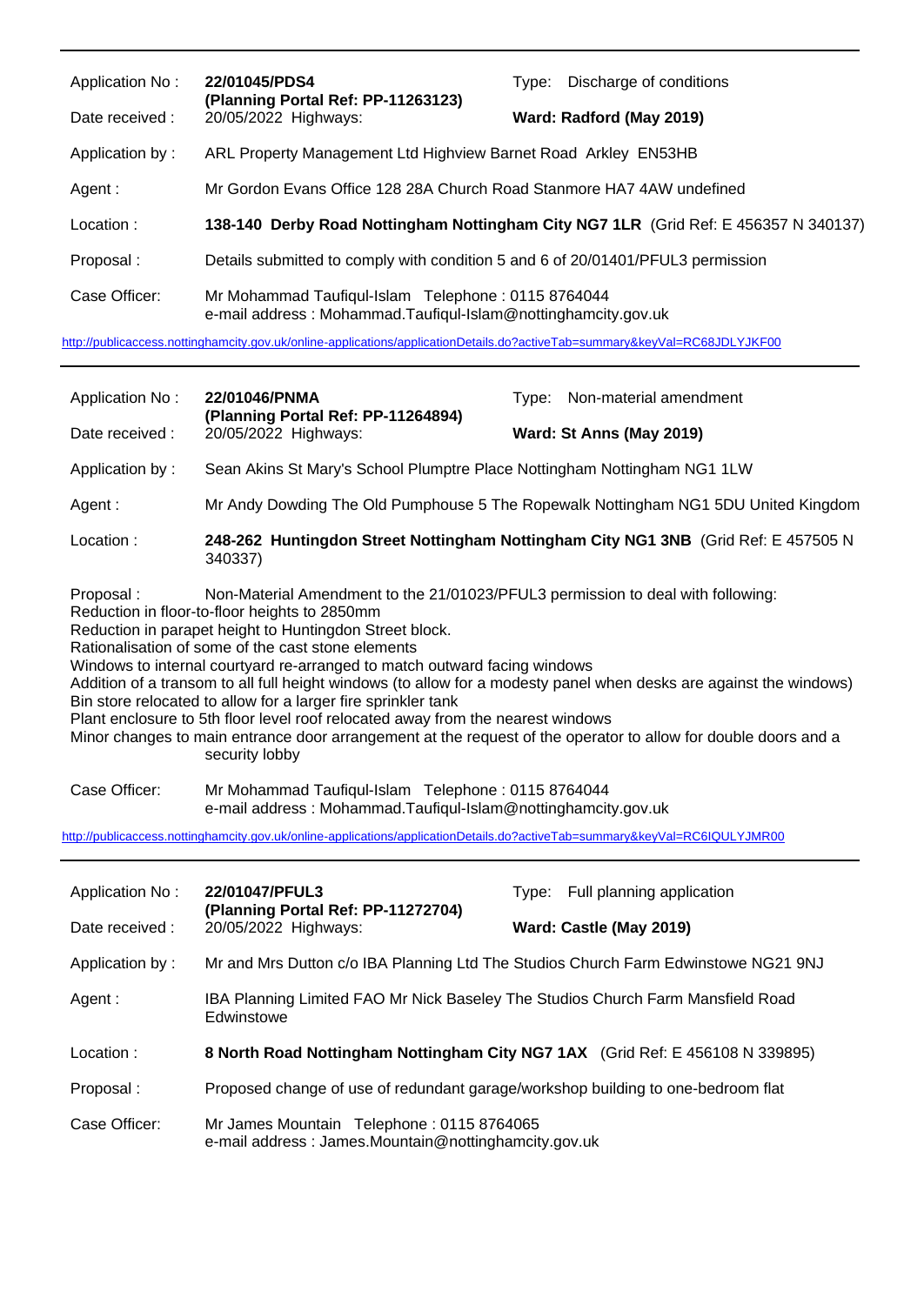---

| | | | |
|---|---|---|---|
| Application No : | **22/01045/PDS4** **(Planning Portal Ref: PP-11263123)** | Type: | Discharge of conditions |
| Date received : | 20/05/2022 Highways: | | **Ward: Radford (May 2019)** |
| Application by : | ARL Property Management Ltd Highview Barnet Road Arkley EN53HB | | |
| Agent : | Mr Gordon Evans Office 128 28A Church Road Stanmore HA7 4AW undefined | | |
| Location : | **138-140 Derby Road Nottingham Nottingham City NG7 1LR** (Grid Ref: E 456357 N 340137) | | |
| Proposal : | Details submitted to comply with condition 5 and 6 of 20/01401/PFUL3 permission | | |
| Case Officer: | Mr Mohammad Taufiqul-Islam Telephone : 0115 8764044 e-mail address : Mohammad.Taufiqul-Islam@nottinghamcity.gov.uk | | |

http://publicaccess.nottinghamcity.gov.uk/online-applications/applicationDetails.do?activeTab=summary&keyVal=RC68JDLYJKF00

---

| | | | |
|---|---|---|---|
| Application No : | **22/01046/PNMA** **(Planning Portal Ref: PP-11264894)** | Type: | Non-material amendment |
| Date received : | 20/05/2022 Highways: | | **Ward: St Anns (May 2019)** |
| Application by : | Sean Akins St Mary's School Plumptre Place Nottingham Nottingham NG1 1LW | | |
| Agent : | Mr Andy Dowding The Old Pumphouse 5 The Ropewalk Nottingham NG1 5DU United Kingdom | | |
| Location : | **248-262 Huntingdon Street Nottingham Nottingham City NG1 3NB** (Grid Ref: E 457505 N 340337) | | |

Proposal : Non-Material Amendment to the 21/01023/PFUL3 permission to deal with following:
Reduction in floor-to-floor heights to 2850mm
Reduction in parapet height to Huntingdon Street block.
Rationalisation of some of the cast stone elements
Windows to internal courtyard re-arranged to match outward facing windows
Addition of a transom to all full height windows (to allow for a modesty panel when desks are against the windows)
Bin store relocated to allow for a larger fire sprinkler tank
Plant enclosure to 5th floor level roof relocated away from the nearest windows
Minor changes to main entrance door arrangement at the request of the operator to allow for double doors and a security lobby

Case Officer: Mr Mohammad Taufiqul-Islam Telephone : 0115 8764044
e-mail address : Mohammad.Taufiqul-Islam@nottinghamcity.gov.uk

http://publicaccess.nottinghamcity.gov.uk/online-applications/applicationDetails.do?activeTab=summary&keyVal=RC6IQULYJMR00

---

| | | | |
|---|---|---|---|
| Application No : | **22/01047/PFUL3** **(Planning Portal Ref: PP-11272704)** | Type: | Full planning application |
| Date received : | 20/05/2022 Highways: | | **Ward: Castle (May 2019)** |
| Application by : | Mr and Mrs Dutton c/o IBA Planning Ltd The Studios Church Farm Edwinstowe NG21 9NJ | | |
| Agent : | IBA Planning Limited FAO Mr Nick Baseley The Studios Church Farm Mansfield Road Edwinstowe | | |
| Location : | **8 North Road Nottingham Nottingham City NG7 1AX** (Grid Ref: E 456108 N 339895) | | |
| Proposal : | Proposed change of use of redundant garage/workshop building to one-bedroom flat | | |
| Case Officer: | Mr James Mountain Telephone : 0115 8764065 e-mail address : James.Mountain@nottinghamcity.gov.uk | | |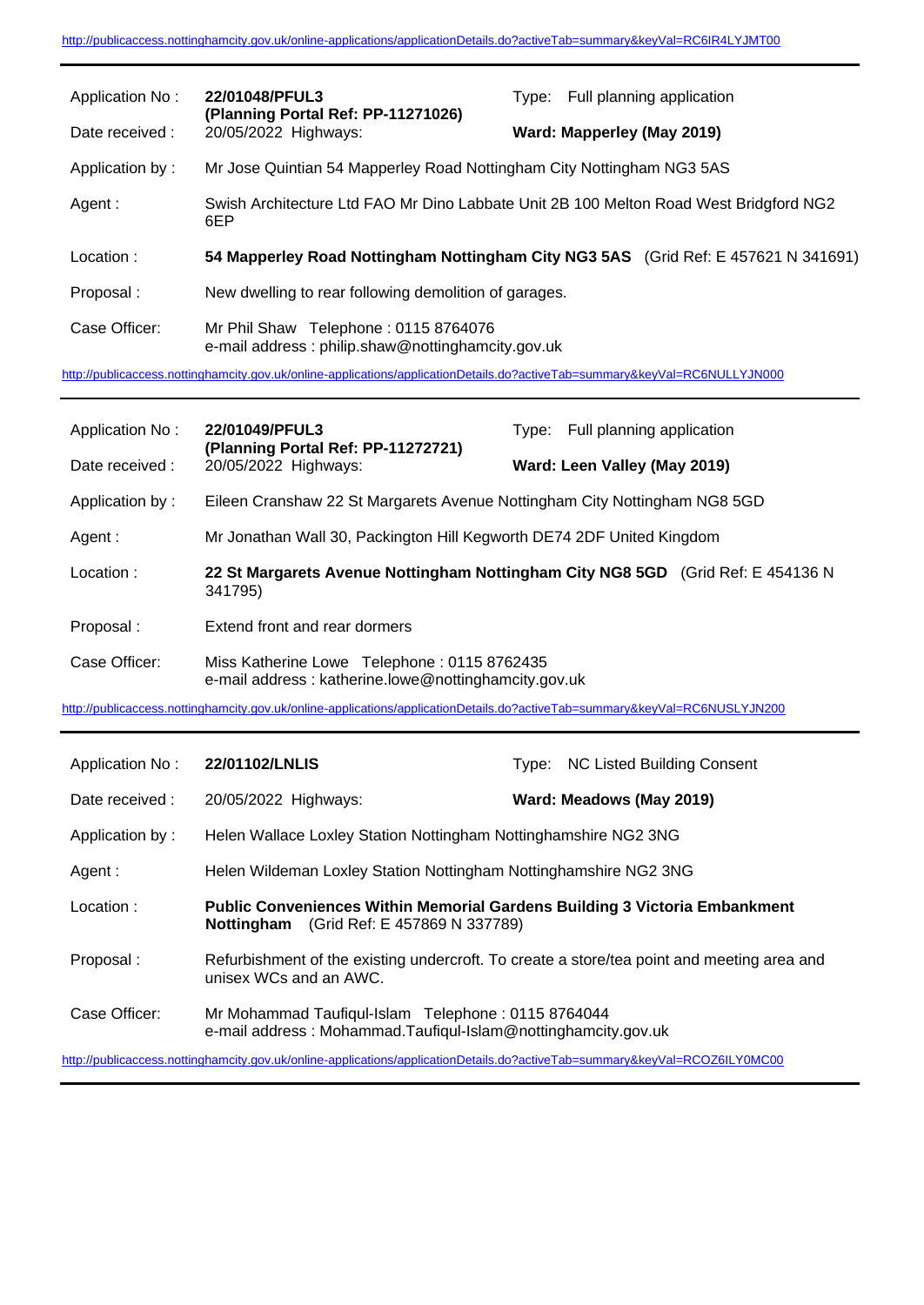http://publicaccess.nottinghamcity.gov.uk/online-applications/applicationDetails.do?activeTab=summary&keyVal=RC6IR4LYJMT00

---

| | | | |
|---|---|---|---|
| Application No : | **22/01048/PFUL3 (Planning Portal Ref: PP-11271026)** | Type: | Full planning application |
| Date received : | 20/05/2022 Highways: | **Ward: Mapperley (May 2019)** | |
| Application by : | Mr Jose Quintian 54 Mapperley Road Nottingham City Nottingham NG3 5AS | | |
| Agent : | Swish Architecture Ltd FAO Mr Dino Labbate Unit 2B 100 Melton Road West Bridgford NG2 6EP | | |
| Location : | **54 Mapperley Road Nottingham Nottingham City NG3 5AS** (Grid Ref: E 457621 N 341691) | | |
| Proposal : | New dwelling to rear following demolition of garages. | | |
| Case Officer: | Mr Phil Shaw Telephone : 0115 8764076<br>e-mail address : philip.shaw@nottinghamcity.gov.uk | | |

http://publicaccess.nottinghamcity.gov.uk/online-applications/applicationDetails.do?activeTab=summary&keyVal=RC6NULLYJN000

---

| | | | |
|---|---|---|---|
| Application No : | **22/01049/PFUL3 (Planning Portal Ref: PP-11272721)** | Type: | Full planning application |
| Date received : | 20/05/2022 Highways: | **Ward: Leen Valley (May 2019)** | |
| Application by : | Eileen Cranshaw 22 St Margarets Avenue Nottingham City Nottingham NG8 5GD | | |
| Agent : | Mr Jonathan Wall 30, Packington Hill Kegworth DE74 2DF United Kingdom | | |
| Location : | **22 St Margarets Avenue Nottingham Nottingham City NG8 5GD** (Grid Ref: E 454136 N 341795) | | |
| Proposal : | Extend front and rear dormers | | |
| Case Officer: | Miss Katherine Lowe Telephone : 0115 8762435<br>e-mail address : katherine.lowe@nottinghamcity.gov.uk | | |

http://publicaccess.nottinghamcity.gov.uk/online-applications/applicationDetails.do?activeTab=summary&keyVal=RC6NUSLYJN200

---

| | | | |
|---|---|---|---|
| Application No : | **22/01102/LNLIS** | Type: | NC Listed Building Consent |
| Date received : | 20/05/2022 Highways: | **Ward: Meadows (May 2019)** | |
| Application by : | Helen Wallace Loxley Station Nottingham Nottinghamshire NG2 3NG | | |
| Agent : | Helen Wildeman Loxley Station Nottingham Nottinghamshire NG2 3NG | | |
| Location : | **Public Conveniences Within Memorial Gardens Building 3 Victoria Embankment Nottingham** (Grid Ref: E 457869 N 337789) | | |
| Proposal : | Refurbishment of the existing undercroft. To create a store/tea point and meeting area and unisex WCs and an AWC. | | |
| Case Officer: | Mr Mohammad Taufiqul-Islam Telephone : 0115 8764044<br>e-mail address : Mohammad.Taufiqul-Islam@nottinghamcity.gov.uk | | |

http://publicaccess.nottinghamcity.gov.uk/online-applications/applicationDetails.do?activeTab=summary&keyVal=RCOZ6ILY0MC00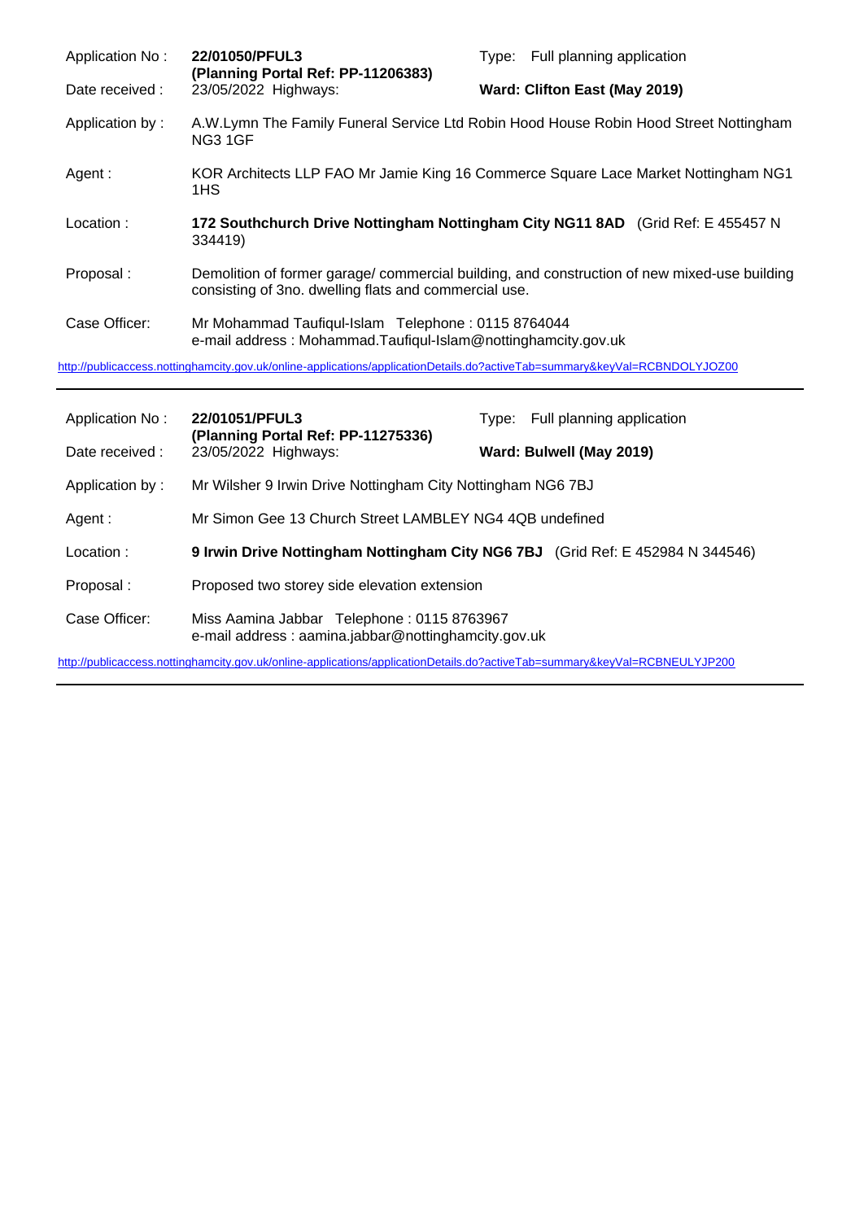| | | | |
|---|---|---|---|
| Application No : | **22/01050/PFUL3** **(Planning Portal Ref: PP-11206383)** | Type: | Full planning application |
| Date received : | 23/05/2022 Highways: | | **Ward: Clifton East (May 2019)** |
| Application by : | A.W.Lymn The Family Funeral Service Ltd Robin Hood House Robin Hood Street Nottingham NG3 1GF | | |
| Agent : | KOR Architects LLP FAO Mr Jamie King 16 Commerce Square Lace Market Nottingham NG1 1HS | | |
| Location : | **172 Southchurch Drive Nottingham Nottingham City NG11 8AD** (Grid Ref: E 455457 N 334419) | | |
| Proposal : | Demolition of former garage/ commercial building, and construction of new mixed-use building consisting of 3no. dwelling flats and commercial use. | | |
| Case Officer: | Mr Mohammad Taufiqul-Islam Telephone : 0115 8764044 e-mail address : Mohammad.Taufiqul-Islam@nottinghamcity.gov.uk | | |

http://publicaccess.nottinghamcity.gov.uk/online-applications/applicationDetails.do?activeTab=summary&keyVal=RCBNDOLYJOZ00

---

| | | | |
|---|---|---|---|
| Application No : | **22/01051/PFUL3** **(Planning Portal Ref: PP-11275336)** | Type: | Full planning application |
| Date received : | 23/05/2022 Highways: | | **Ward: Bulwell (May 2019)** |
| Application by : | Mr Wilsher 9 Irwin Drive Nottingham City Nottingham NG6 7BJ | | |
| Agent : | Mr Simon Gee 13 Church Street LAMBLEY NG4 4QB undefined | | |
| Location : | **9 Irwin Drive Nottingham Nottingham City NG6 7BJ** (Grid Ref: E 452984 N 344546) | | |
| Proposal : | Proposed two storey side elevation extension | | |
| Case Officer: | Miss Aamina Jabbar Telephone : 0115 8763967 e-mail address : aamina.jabbar@nottinghamcity.gov.uk | | |

http://publicaccess.nottinghamcity.gov.uk/online-applications/applicationDetails.do?activeTab=summary&keyVal=RCBNEULYJP200

---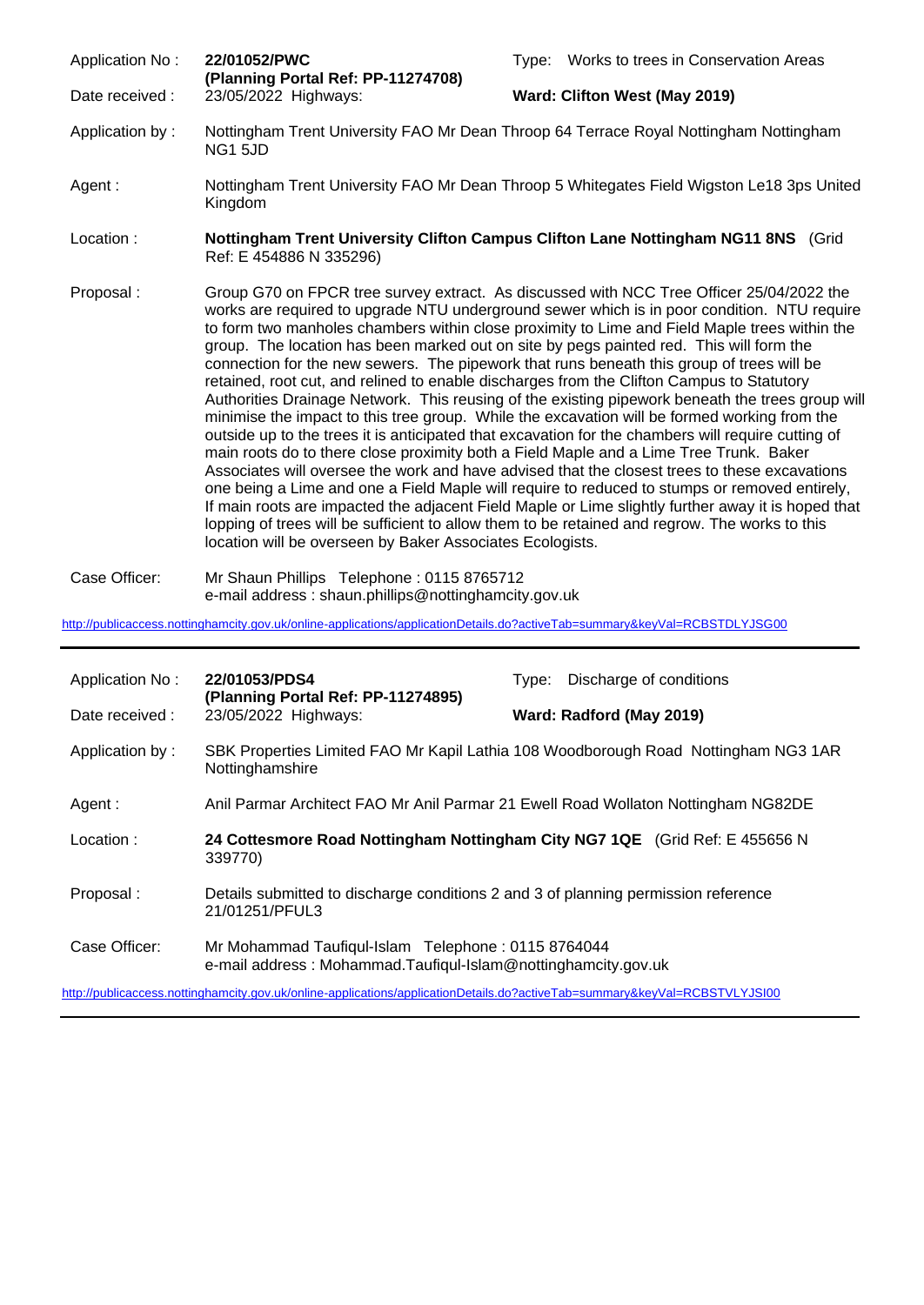| | | | |
|---|---|---|---|
| Application No : | **22/01052/PWC (Planning Portal Ref: PP-11274708)** | Type: | Works to trees in Conservation Areas |
| Date received : | 23/05/2022 Highways: | **Ward: Clifton West (May 2019)** | |

Application by : Nottingham Trent University FAO Mr Dean Throop 64 Terrace Royal Nottingham Nottingham NG1 5JD

Agent : Nottingham Trent University FAO Mr Dean Throop 5 Whitegates Field Wigston Le18 3ps United Kingdom

Location : **Nottingham Trent University Clifton Campus Clifton Lane Nottingham NG11 8NS** (Grid Ref: E 454886 N 335296)

Proposal : Group G70 on FPCR tree survey extract. As discussed with NCC Tree Officer 25/04/2022 the works are required to upgrade NTU underground sewer which is in poor condition. NTU require to form two manholes chambers within close proximity to Lime and Field Maple trees within the group. The location has been marked out on site by pegs painted red. This will form the connection for the new sewers. The pipework that runs beneath this group of trees will be retained, root cut, and relined to enable discharges from the Clifton Campus to Statutory Authorities Drainage Network. This reusing of the existing pipework beneath the trees group will minimise the impact to this tree group. While the excavation will be formed working from the outside up to the trees it is anticipated that excavation for the chambers will require cutting of main roots do to there close proximity both a Field Maple and a Lime Tree Trunk. Baker Associates will oversee the work and have advised that the closest trees to these excavations one being a Lime and one a Field Maple will require to reduced to stumps or removed entirely, If main roots are impacted the adjacent Field Maple or Lime slightly further away it is hoped that lopping of trees will be sufficient to allow them to be retained and regrow. The works to this location will be overseen by Baker Associates Ecologists.

Case Officer: Mr Shaun Phillips Telephone : 0115 8765712
e-mail address : shaun.phillips@nottinghamcity.gov.uk

http://publicaccess.nottinghamcity.gov.uk/online-applications/applicationDetails.do?activeTab=summary&keyVal=RCBSTDLYJSG00

---

| | | | |
|---|---|---|---|
| Application No : | **22/01053/PDS4 (Planning Portal Ref: PP-11274895)** | Type: | Discharge of conditions |
| Date received : | 23/05/2022 Highways: | **Ward: Radford (May 2019)** | |

Application by : SBK Properties Limited FAO Mr Kapil Lathia 108 Woodborough Road Nottingham NG3 1AR Nottinghamshire

Agent : Anil Parmar Architect FAO Mr Anil Parmar 21 Ewell Road Wollaton Nottingham NG82DE

Location : **24 Cottesmore Road Nottingham Nottingham City NG7 1QE** (Grid Ref: E 455656 N 339770)

Proposal : Details submitted to discharge conditions 2 and 3 of planning permission reference 21/01251/PFUL3

Case Officer: Mr Mohammad Taufiqul-Islam Telephone : 0115 8764044
e-mail address : Mohammad.Taufiqul-Islam@nottinghamcity.gov.uk

http://publicaccess.nottinghamcity.gov.uk/online-applications/applicationDetails.do?activeTab=summary&keyVal=RCBSTVLYJSI00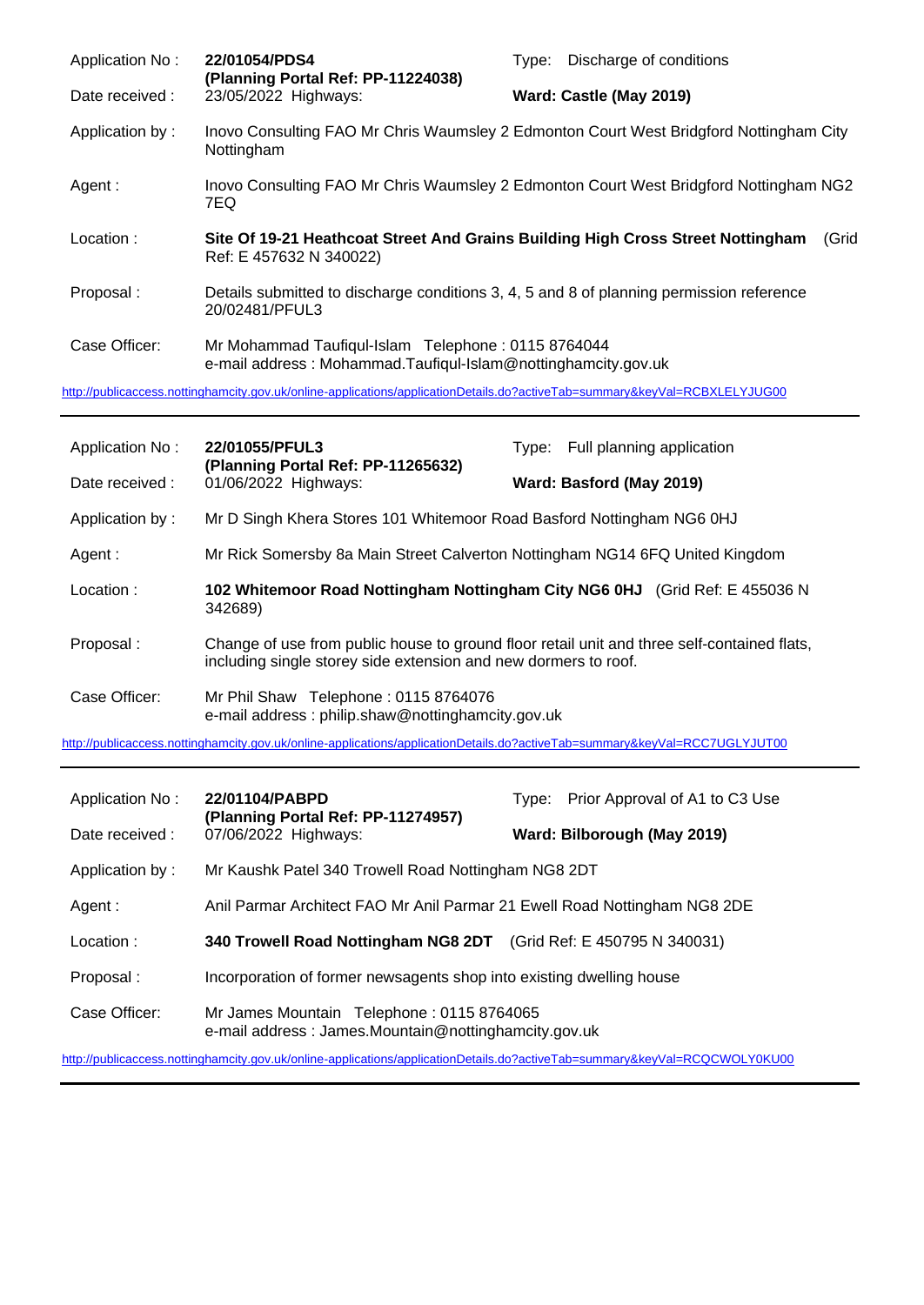| | | | |
|---|---|---|---|
| Application No : | **22/01054/PDS4** **(Planning Portal Ref: PP-11224038)** | Type: | Discharge of conditions |
| Date received : | 23/05/2022 Highways: | | **Ward: Castle (May 2019)** |
| Application by : | Inovo Consulting FAO Mr Chris Waumsley 2 Edmonton Court West Bridgford Nottingham City Nottingham | | |
| Agent : | Inovo Consulting FAO Mr Chris Waumsley 2 Edmonton Court West Bridgford Nottingham NG2 7EQ | | |
| Location : | **Site Of 19-21 Heathcoat Street And Grains Building High Cross Street Nottingham** (Grid Ref: E 457632 N 340022) | | |
| Proposal : | Details submitted to discharge conditions 3, 4, 5 and 8 of planning permission reference 20/02481/PFUL3 | | |
| Case Officer: | Mr Mohammad Taufiqul-Islam Telephone : 0115 8764044 e-mail address : Mohammad.Taufiqul-Islam@nottinghamcity.gov.uk | | |

http://publicaccess.nottinghamcity.gov.uk/online-applications/applicationDetails.do?activeTab=summary&keyVal=RCBXLELYJUG00

---

| | | | |
|---|---|---|---|
| Application No : | **22/01055/PFUL3** **(Planning Portal Ref: PP-11265632)** | Type: | Full planning application |
| Date received : | 01/06/2022 Highways: | | **Ward: Basford (May 2019)** |
| Application by : | Mr D Singh Khera Stores 101 Whitemoor Road Basford Nottingham NG6 0HJ | | |
| Agent : | Mr Rick Somersby 8a Main Street Calverton Nottingham NG14 6FQ United Kingdom | | |
| Location : | **102 Whitemoor Road Nottingham Nottingham City NG6 0HJ** (Grid Ref: E 455036 N 342689) | | |
| Proposal : | Change of use from public house to ground floor retail unit and three self-contained flats, including single storey side extension and new dormers to roof. | | |
| Case Officer: | Mr Phil Shaw Telephone : 0115 8764076 e-mail address : philip.shaw@nottinghamcity.gov.uk | | |

http://publicaccess.nottinghamcity.gov.uk/online-applications/applicationDetails.do?activeTab=summary&keyVal=RCC7UGLYJUT00

---

| | | | |
|---|---|---|---|
| Application No : | **22/01104/PABPD** **(Planning Portal Ref: PP-11274957)** | Type: | Prior Approval of A1 to C3 Use |
| Date received : | 07/06/2022 Highways: | | **Ward: Bilborough (May 2019)** |
| Application by : | Mr Kaushk Patel 340 Trowell Road Nottingham NG8 2DT | | |
| Agent : | Anil Parmar Architect FAO Mr Anil Parmar 21 Ewell Road Nottingham NG8 2DE | | |
| Location : | **340 Trowell Road Nottingham NG8 2DT** (Grid Ref: E 450795 N 340031) | | |
| Proposal : | Incorporation of former newsagents shop into existing dwelling house | | |
| Case Officer: | Mr James Mountain Telephone : 0115 8764065 e-mail address : James.Mountain@nottinghamcity.gov.uk | | |

http://publicaccess.nottinghamcity.gov.uk/online-applications/applicationDetails.do?activeTab=summary&keyVal=RCQCWOLY0KU00

---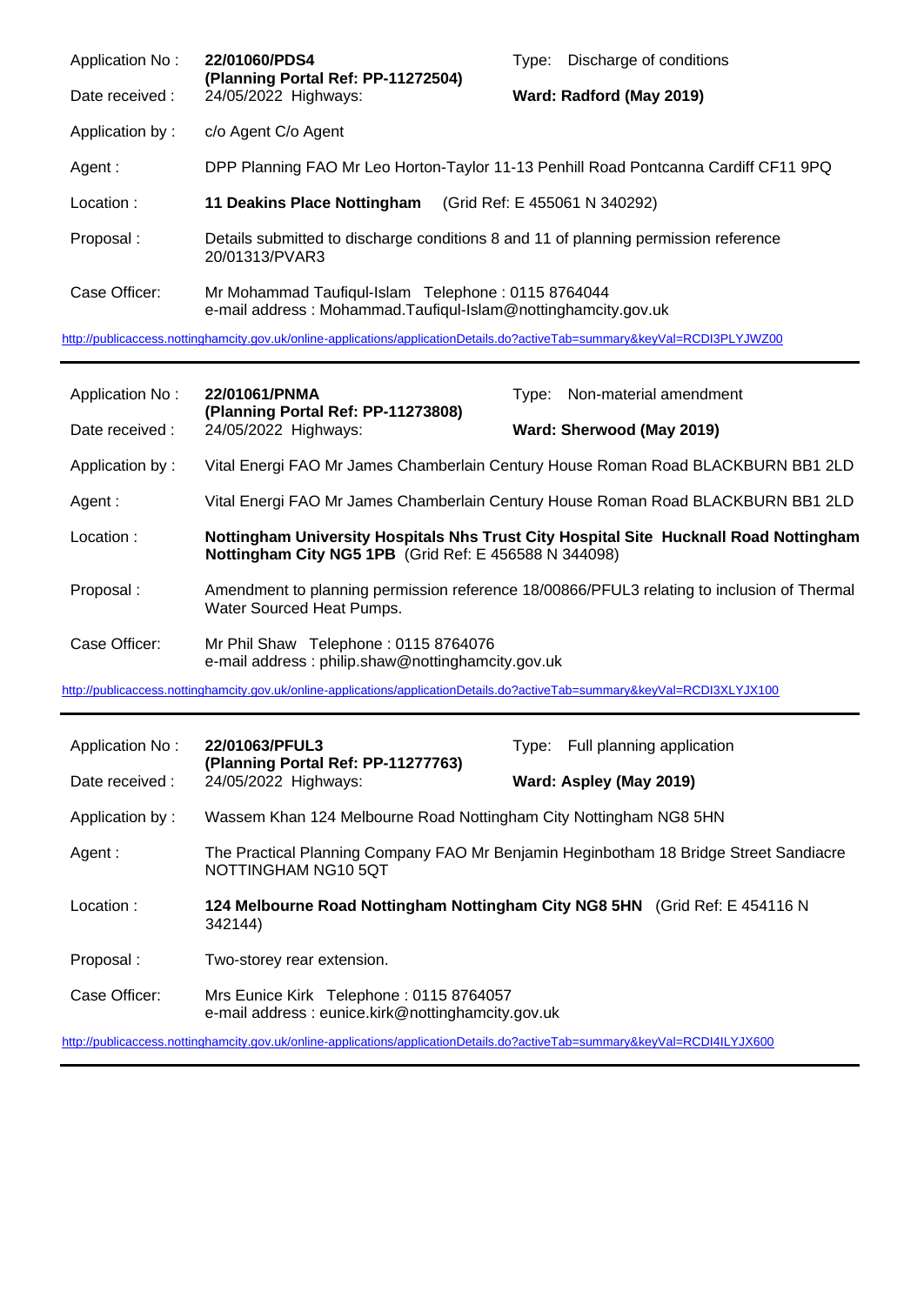| | | | |
|---|---|---|---|
| Application No : | **22/01060/PDS4** **(Planning Portal Ref: PP-11272504)** | Type: | Discharge of conditions |
| Date received : | 24/05/2022 Highways: | | **Ward: Radford (May 2019)** |
| Application by : | c/o Agent C/o Agent | | |
| Agent : | DPP Planning FAO Mr Leo Horton-Taylor 11-13 Penhill Road Pontcanna Cardiff CF11 9PQ | | |
| Location : | **11 Deakins Place Nottingham** (Grid Ref: E 455061 N 340292) | | |
| Proposal : | Details submitted to discharge conditions 8 and 11 of planning permission reference 20/01313/PVAR3 | | |
| Case Officer: | Mr Mohammad Taufiqul-Islam Telephone : 0115 8764044 e-mail address : Mohammad.Taufiqul-Islam@nottinghamcity.gov.uk | | |

http://publicaccess.nottinghamcity.gov.uk/online-applications/applicationDetails.do?activeTab=summary&keyVal=RCDI3PLYJWZ00

---

| | | | |
|---|---|---|---|
| Application No : | **22/01061/PNMA** **(Planning Portal Ref: PP-11273808)** | Type: | Non-material amendment |
| Date received : | 24/05/2022 Highways: | | **Ward: Sherwood (May 2019)** |
| Application by : | Vital Energi FAO Mr James Chamberlain Century House Roman Road BLACKBURN BB1 2LD | | |
| Agent : | Vital Energi FAO Mr James Chamberlain Century House Roman Road BLACKBURN BB1 2LD | | |
| Location : | **Nottingham University Hospitals Nhs Trust City Hospital Site Hucknall Road Nottingham Nottingham City NG5 1PB** (Grid Ref: E 456588 N 344098) | | |
| Proposal : | Amendment to planning permission reference 18/00866/PFUL3 relating to inclusion of Thermal Water Sourced Heat Pumps. | | |
| Case Officer: | Mr Phil Shaw Telephone : 0115 8764076 e-mail address : philip.shaw@nottinghamcity.gov.uk | | |

http://publicaccess.nottinghamcity.gov.uk/online-applications/applicationDetails.do?activeTab=summary&keyVal=RCDI3XLYJX100

---

| | | | |
|---|---|---|---|
| Application No : | **22/01063/PFUL3** **(Planning Portal Ref: PP-11277763)** | Type: | Full planning application |
| Date received : | 24/05/2022 Highways: | | **Ward: Aspley (May 2019)** |
| Application by : | Wassem Khan 124 Melbourne Road Nottingham City Nottingham NG8 5HN | | |
| Agent : | The Practical Planning Company FAO Mr Benjamin Heginbotham 18 Bridge Street Sandiacre NOTTINGHAM NG10 5QT | | |
| Location : | **124 Melbourne Road Nottingham Nottingham City NG8 5HN** (Grid Ref: E 454116 N 342144) | | |
| Proposal : | Two-storey rear extension. | | |
| Case Officer: | Mrs Eunice Kirk Telephone : 0115 8764057 e-mail address : eunice.kirk@nottinghamcity.gov.uk | | |

http://publicaccess.nottinghamcity.gov.uk/online-applications/applicationDetails.do?activeTab=summary&keyVal=RCDI4ILYJX600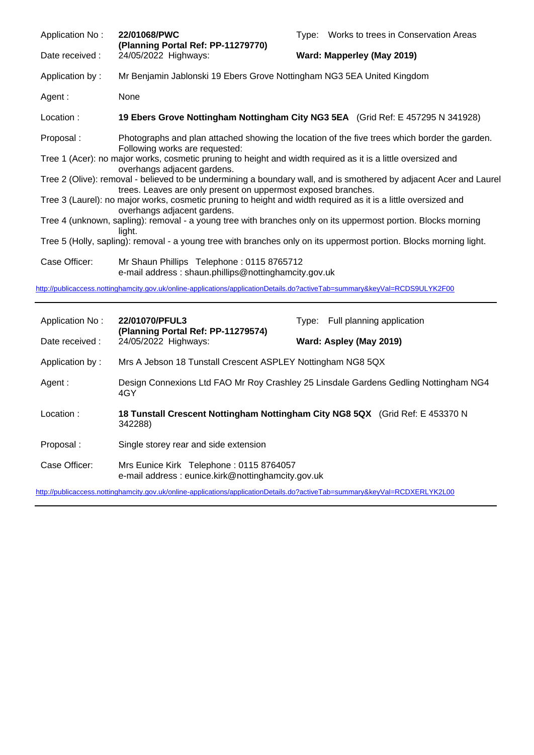| | | | |
|---|---|---|---|
| Application No : | **22/01068/PWC (Planning Portal Ref: PP-11279770)** | Type: | Works to trees in Conservation Areas |
| Date received : | 24/05/2022 Highways: | | **Ward: Mapperley (May 2019)** |
| Application by : | Mr Benjamin Jablonski 19 Ebers Grove Nottingham NG3 5EA United Kingdom | | |
| Agent : | None | | |
| Location : | **19 Ebers Grove Nottingham Nottingham City NG3 5EA** (Grid Ref: E 457295 N 341928) | | |
| Proposal : | Photographs and plan attached showing the location of the five trees which border the garden. Following works are requested: | | |

Tree 1 (Acer): no major works, cosmetic pruning to height and width required as it is a little oversized and overhangs adjacent gardens.

Tree 2 (Olive): removal - believed to be undermining a boundary wall, and is smothered by adjacent Acer and Laurel trees. Leaves are only present on uppermost exposed branches.

Tree 3 (Laurel): no major works, cosmetic pruning to height and width required as it is a little oversized and overhangs adjacent gardens.

Tree 4 (unknown, sapling): removal - a young tree with branches only on its uppermost portion. Blocks morning light.

Tree 5 (Holly, sapling): removal - a young tree with branches only on its uppermost portion. Blocks morning light.

Case Officer: Mr Shaun Phillips Telephone : 0115 8765712
e-mail address : shaun.phillips@nottinghamcity.gov.uk

http://publicaccess.nottinghamcity.gov.uk/online-applications/applicationDetails.do?activeTab=summary&keyVal=RCDS9ULYK2F00

---

| | | | |
|---|---|---|---|
| Application No : | **22/01070/PFUL3 (Planning Portal Ref: PP-11279574)** | Type: | Full planning application |
| Date received : | 24/05/2022 Highways: | | **Ward: Aspley (May 2019)** |
| Application by : | Mrs A Jebson 18 Tunstall Crescent ASPLEY Nottingham NG8 5QX | | |
| Agent : | Design Connexions Ltd FAO Mr Roy Crashley 25 Linsdale Gardens Gedling Nottingham NG4 4GY | | |
| Location : | **18 Tunstall Crescent Nottingham Nottingham City NG8 5QX** (Grid Ref: E 453370 N 342288) | | |
| Proposal : | Single storey rear and side extension | | |
| Case Officer: | Mrs Eunice Kirk Telephone : 0115 8764057<br>e-mail address : eunice.kirk@nottinghamcity.gov.uk | | |

http://publicaccess.nottinghamcity.gov.uk/online-applications/applicationDetails.do?activeTab=summary&keyVal=RCDXERLYK2L00

---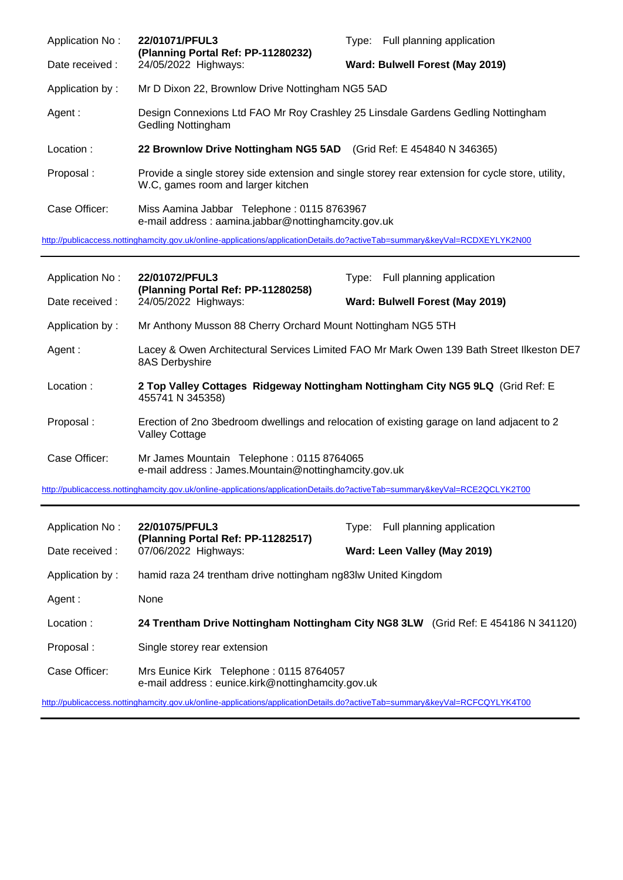| | | | |
|---|---|---|---|
| Application No : | **22/01071/PFUL3** **(Planning Portal Ref: PP-11280232)** | Type: | Full planning application |
| Date received : | 24/05/2022 Highways: | **Ward: Bulwell Forest (May 2019)** | |
| Application by : | Mr D Dixon 22, Brownlow Drive Nottingham NG5 5AD | | |
| Agent : | Design Connexions Ltd FAO Mr Roy Crashley 25 Linsdale Gardens Gedling Nottingham Gedling Nottingham | | |
| Location : | **22 Brownlow Drive Nottingham NG5 5AD** (Grid Ref: E 454840 N 346365) | | |
| Proposal : | Provide a single storey side extension and single storey rear extension for cycle store, utility, W.C, games room and larger kitchen | | |
| Case Officer: | Miss Aamina Jabbar Telephone : 0115 8763967 e-mail address : aamina.jabbar@nottinghamcity.gov.uk | | |

http://publicaccess.nottinghamcity.gov.uk/online-applications/applicationDetails.do?activeTab=summary&keyVal=RCDXEYLYK2N00

---

| | | | |
|---|---|---|---|
| Application No : | **22/01072/PFUL3** **(Planning Portal Ref: PP-11280258)** | Type: | Full planning application |
| Date received : | 24/05/2022 Highways: | **Ward: Bulwell Forest (May 2019)** | |
| Application by : | Mr Anthony Musson 88 Cherry Orchard Mount Nottingham NG5 5TH | | |
| Agent : | Lacey & Owen Architectural Services Limited FAO Mr Mark Owen 139 Bath Street Ilkeston DE7 8AS Derbyshire | | |
| Location : | **2 Top Valley Cottages Ridgeway Nottingham Nottingham City NG5 9LQ** (Grid Ref: E 455741 N 345358) | | |
| Proposal : | Erection of 2no 3bedroom dwellings and relocation of existing garage on land adjacent to 2 Valley Cottage | | |
| Case Officer: | Mr James Mountain Telephone : 0115 8764065 e-mail address : James.Mountain@nottinghamcity.gov.uk | | |

http://publicaccess.nottinghamcity.gov.uk/online-applications/applicationDetails.do?activeTab=summary&keyVal=RCE2QCLYK2T00

---

| | | | |
|---|---|---|---|
| Application No : | **22/01075/PFUL3** **(Planning Portal Ref: PP-11282517)** | Type: | Full planning application |
| Date received : | 07/06/2022 Highways: | **Ward: Leen Valley (May 2019)** | |
| Application by : | hamid raza 24 trentham drive nottingham ng83lw United Kingdom | | |
| Agent : | None | | |
| Location : | **24 Trentham Drive Nottingham Nottingham City NG8 3LW** (Grid Ref: E 454186 N 341120) | | |
| Proposal : | Single storey rear extension | | |
| Case Officer: | Mrs Eunice Kirk Telephone : 0115 8764057 e-mail address : eunice.kirk@nottinghamcity.gov.uk | | |

http://publicaccess.nottinghamcity.gov.uk/online-applications/applicationDetails.do?activeTab=summary&keyVal=RCFCQYLYK4T00

---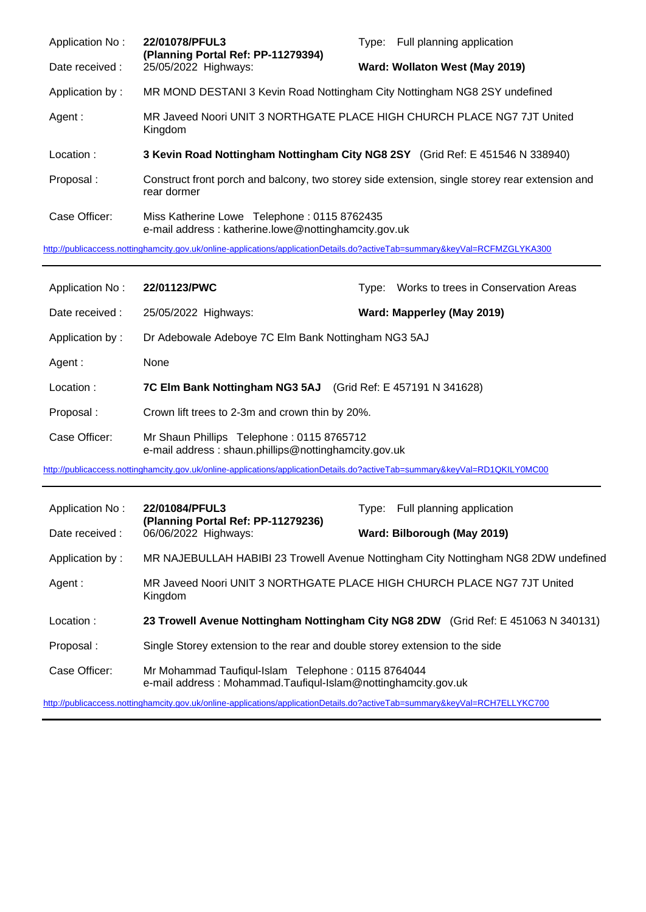| | | | |
|---|---|---|---|
| Application No : | **22/01078/PFUL3 (Planning Portal Ref: PP-11279394)** | Type: | Full planning application |
| Date received : | 25/05/2022 Highways: | | **Ward: Wollaton West (May 2019)** |
| Application by : | MR MOND DESTANI 3 Kevin Road Nottingham City Nottingham NG8 2SY undefined | | |
| Agent : | MR Javeed Noori UNIT 3 NORTHGATE PLACE HIGH CHURCH PLACE NG7 7JT United Kingdom | | |
| Location : | **3 Kevin Road Nottingham Nottingham City NG8 2SY** (Grid Ref: E 451546 N 338940) | | |
| Proposal : | Construct front porch and balcony, two storey side extension, single storey rear extension and rear dormer | | |
| Case Officer: | Miss Katherine Lowe Telephone : 0115 8762435<br>e-mail address : katherine.lowe@nottinghamcity.gov.uk | | |

http://publicaccess.nottinghamcity.gov.uk/online-applications/applicationDetails.do?activeTab=summary&keyVal=RCFMZGLYKA300

---

| | | | |
|---|---|---|---|
| Application No : | **22/01123/PWC** | Type: | Works to trees in Conservation Areas |
| Date received : | 25/05/2022 Highways: | | **Ward: Mapperley (May 2019)** |
| Application by : | Dr Adebowale Adeboye 7C Elm Bank Nottingham NG3 5AJ | | |
| Agent : | None | | |
| Location : | **7C Elm Bank Nottingham NG3 5AJ** (Grid Ref: E 457191 N 341628) | | |
| Proposal : | Crown lift trees to 2-3m and crown thin by 20%. | | |
| Case Officer: | Mr Shaun Phillips Telephone : 0115 8765712<br>e-mail address : shaun.phillips@nottinghamcity.gov.uk | | |

http://publicaccess.nottinghamcity.gov.uk/online-applications/applicationDetails.do?activeTab=summary&keyVal=RD1QKILY0MC00

---

| | | | |
|---|---|---|---|
| Application No : | **22/01084/PFUL3 (Planning Portal Ref: PP-11279236)** | Type: | Full planning application |
| Date received : | 06/06/2022 Highways: | | **Ward: Bilborough (May 2019)** |
| Application by : | MR NAJEBULLAH HABIBI 23 Trowell Avenue Nottingham City Nottingham NG8 2DW undefined | | |
| Agent : | MR Javeed Noori UNIT 3 NORTHGATE PLACE HIGH CHURCH PLACE NG7 7JT United Kingdom | | |
| Location : | **23 Trowell Avenue Nottingham Nottingham City NG8 2DW** (Grid Ref: E 451063 N 340131) | | |
| Proposal : | Single Storey extension to the rear and double storey extension to the side | | |
| Case Officer: | Mr Mohammad Taufiqul-Islam Telephone : 0115 8764044<br>e-mail address : Mohammad.Taufiqul-Islam@nottinghamcity.gov.uk | | |

http://publicaccess.nottinghamcity.gov.uk/online-applications/applicationDetails.do?activeTab=summary&keyVal=RCH7ELLYKC700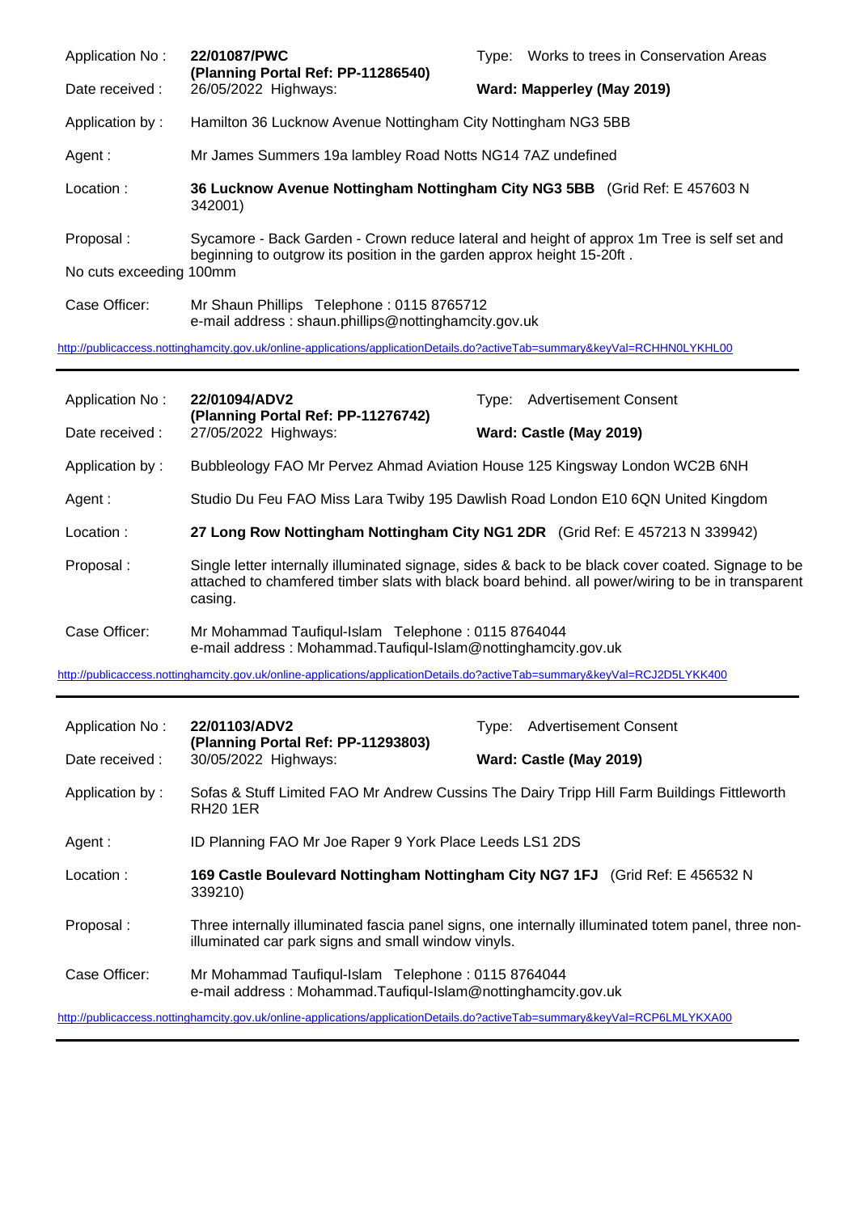| | | | |
|---|---|---|---|
| Application No : | **22/01087/PWC (Planning Portal Ref: PP-11286540)** | Type: | Works to trees in Conservation Areas |
| Date received : | 26/05/2022 Highways: | **Ward: Mapperley (May 2019)** | |
| Application by : | Hamilton 36 Lucknow Avenue Nottingham City Nottingham NG3 5BB | | |
| Agent : | Mr James Summers 19a lambley Road Notts NG14 7AZ undefined | | |
| Location : | **36 Lucknow Avenue Nottingham Nottingham City NG3 5BB** (Grid Ref: E 457603 N 342001) | | |
| Proposal : | Sycamore - Back Garden - Crown reduce lateral and height of approx 1m Tree is self set and beginning to outgrow its position in the garden approx height 15-20ft . No cuts exceeding 100mm | | |
| Case Officer: | Mr Shaun Phillips Telephone : 0115 8765712<br>e-mail address : shaun.phillips@nottinghamcity.gov.uk | | |

http://publicaccess.nottinghamcity.gov.uk/online-applications/applicationDetails.do?activeTab=summary&keyVal=RCHHN0LYKHL00

---

| | | | |
|---|---|---|---|
| Application No : | **22/01094/ADV2 (Planning Portal Ref: PP-11276742)** | Type: | Advertisement Consent |
| Date received : | 27/05/2022 Highways: | **Ward: Castle (May 2019)** | |
| Application by : | Bubbleology FAO Mr Pervez Ahmad Aviation House 125 Kingsway London WC2B 6NH | | |
| Agent : | Studio Du Feu FAO Miss Lara Twiby 195 Dawlish Road London E10 6QN United Kingdom | | |
| Location : | **27 Long Row Nottingham Nottingham City NG1 2DR** (Grid Ref: E 457213 N 339942) | | |
| Proposal : | Single letter internally illuminated signage, sides & back to be black cover coated. Signage to be attached to chamfered timber slats with black board behind. all power/wiring to be in transparent casing. | | |
| Case Officer: | Mr Mohammad Taufiqul-Islam Telephone : 0115 8764044<br>e-mail address : Mohammad.Taufiqul-Islam@nottinghamcity.gov.uk | | |

http://publicaccess.nottinghamcity.gov.uk/online-applications/applicationDetails.do?activeTab=summary&keyVal=RCJ2D5LYKK400

---

| | | | |
|---|---|---|---|
| Application No : | **22/01103/ADV2 (Planning Portal Ref: PP-11293803)** | Type: | Advertisement Consent |
| Date received : | 30/05/2022 Highways: | **Ward: Castle (May 2019)** | |
| Application by : | Sofas & Stuff Limited FAO Mr Andrew Cussins The Dairy Tripp Hill Farm Buildings Fittleworth RH20 1ER | | |
| Agent : | ID Planning FAO Mr Joe Raper 9 York Place Leeds LS1 2DS | | |
| Location : | **169 Castle Boulevard Nottingham Nottingham City NG7 1FJ** (Grid Ref: E 456532 N 339210) | | |
| Proposal : | Three internally illuminated fascia panel signs, one internally illuminated totem panel, three non-illuminated car park signs and small window vinyls. | | |
| Case Officer: | Mr Mohammad Taufiqul-Islam Telephone : 0115 8764044<br>e-mail address : Mohammad.Taufiqul-Islam@nottinghamcity.gov.uk | | |

http://publicaccess.nottinghamcity.gov.uk/online-applications/applicationDetails.do?activeTab=summary&keyVal=RCP6LMLYKXA00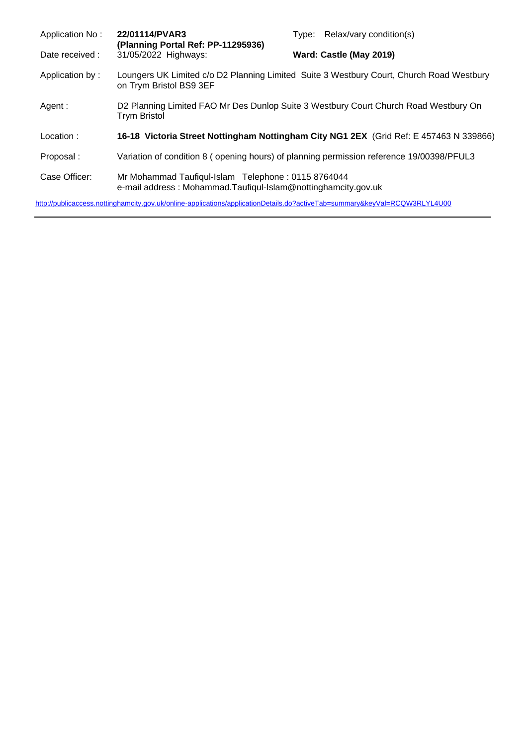| | | | |
|---|---|---|---|
| Application No : | **22/01114/PVAR3 (Planning Portal Ref: PP-11295936)** | Type: | Relax/vary condition(s) |
| Date received : | 31/05/2022 Highways: | **Ward: Castle (May 2019)** | |
| Application by : | Loungers UK Limited c/o D2 Planning Limited Suite 3 Westbury Court, Church Road Westbury on Trym Bristol BS9 3EF | | |
| Agent : | D2 Planning Limited FAO Mr Des Dunlop Suite 3 Westbury Court Church Road Westbury On Trym Bristol | | |
| Location : | **16-18 Victoria Street Nottingham Nottingham City NG1 2EX** (Grid Ref: E 457463 N 339866) | | |
| Proposal : | Variation of condition 8 ( opening hours) of planning permission reference 19/00398/PFUL3 | | |
| Case Officer: | Mr Mohammad Taufiqul-Islam Telephone : 0115 8764044<br>e-mail address : Mohammad.Taufiqul-Islam@nottinghamcity.gov.uk | | |

http://publicaccess.nottinghamcity.gov.uk/online-applications/applicationDetails.do?activeTab=summary&keyVal=RCQW3RLYL4U00